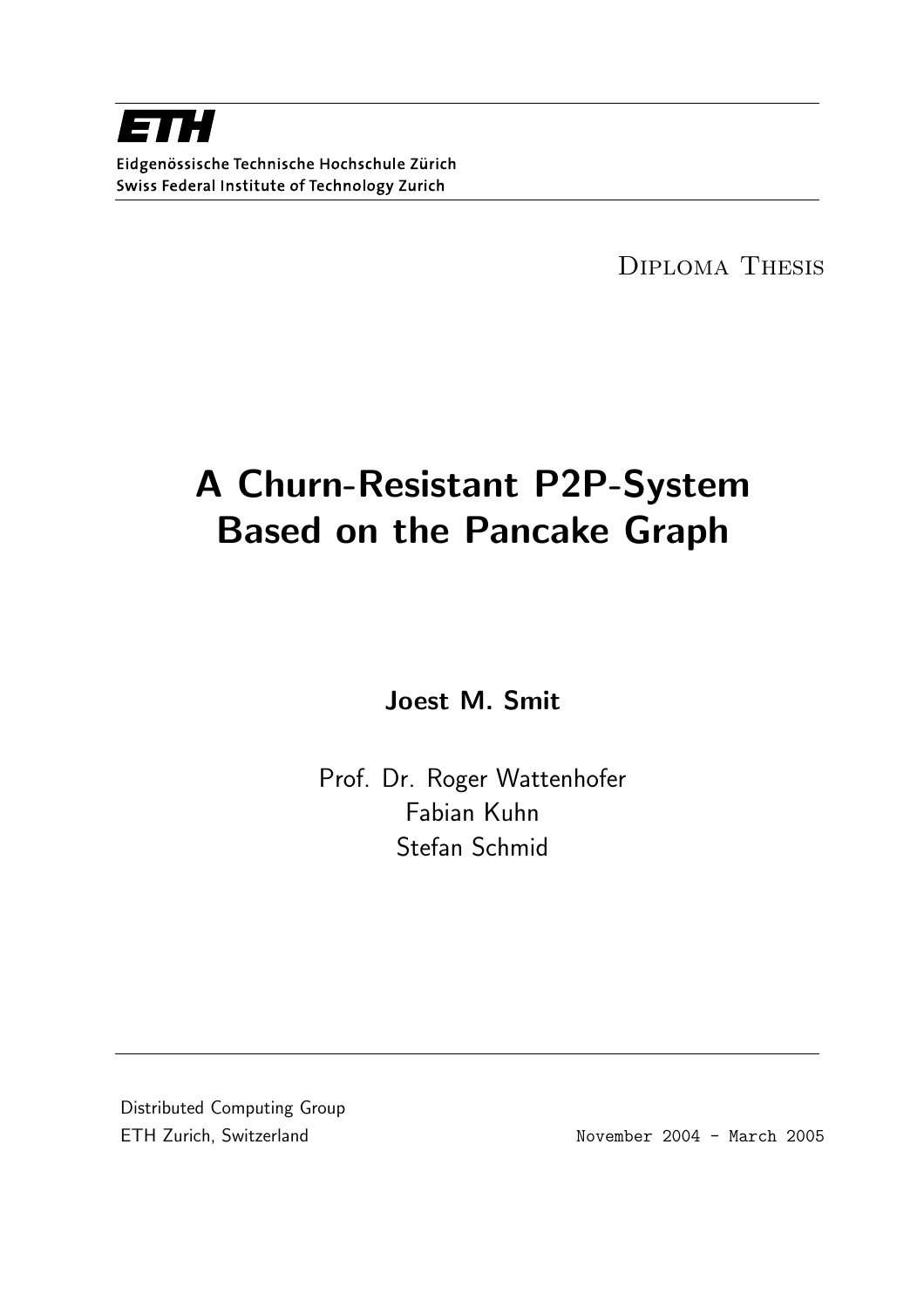**ETH**

Eidgenössische Technische Hochschule Zürich
Swiss Federal Institute of Technology Zurich

Diploma Thesis

# A Churn-Resistant P2P-System Based on the Pancake Graph

**Joest M. Smit**

Prof. Dr. Roger Wattenhofer
Fabian Kuhn
Stefan Schmid

Distributed Computing Group
ETH Zurich, Switzerland

November 2004 - March 2005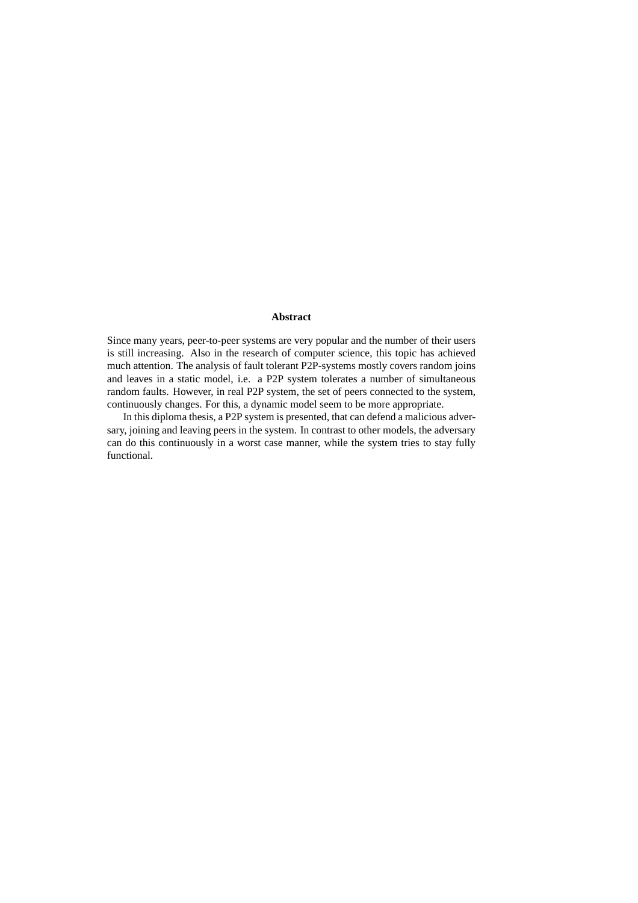## Abstract

Since many years, peer-to-peer systems are very popular and the number of their users is still increasing. Also in the research of computer science, this topic has achieved much attention. The analysis of fault tolerant P2P-systems mostly covers random joins and leaves in a static model, i.e. a P2P system tolerates a number of simultaneous random faults. However, in real P2P system, the set of peers connected to the system, continuously changes. For this, a dynamic model seem to be more appropriate.

In this diploma thesis, a P2P system is presented, that can defend a malicious adversary, joining and leaving peers in the system. In contrast to other models, the adversary can do this continuously in a worst case manner, while the system tries to stay fully functional.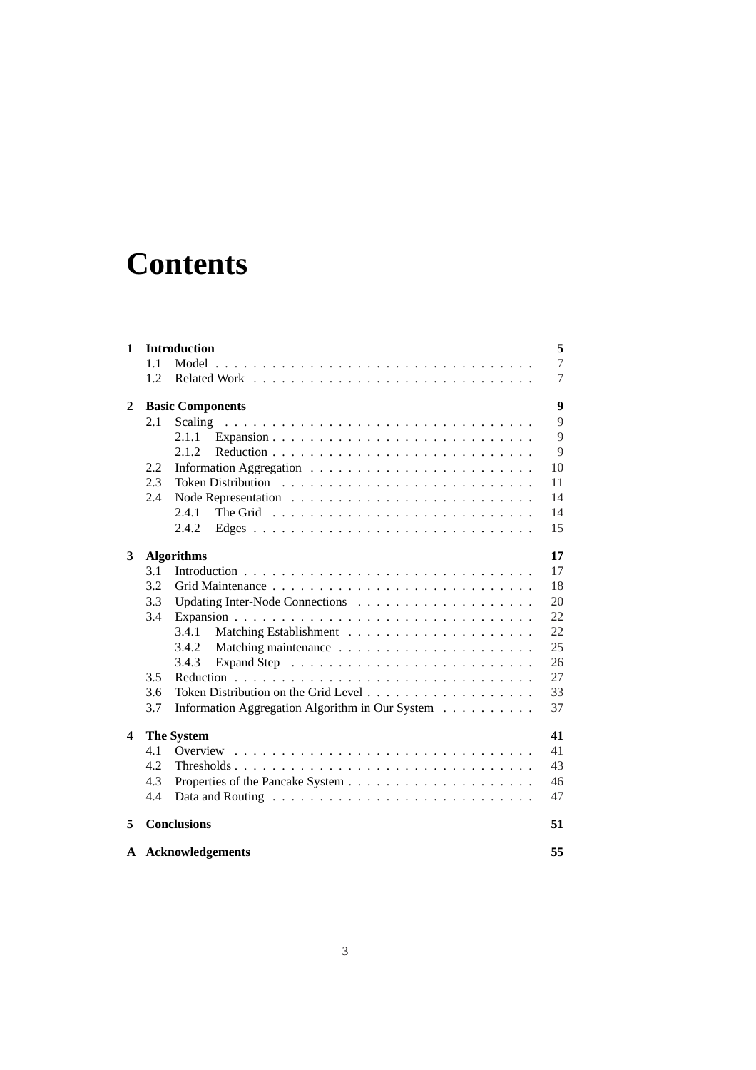# Contents

**1 Introduction** — **5**
- 1.1 Model — 7
- 1.2 Related Work — 7

**2 Basic Components** — **9**
- 2.1 Scaling — 9
  - 2.1.1 Expansion — 9
  - 2.1.2 Reduction — 9
- 2.2 Information Aggregation — 10
- 2.3 Token Distribution — 11
- 2.4 Node Representation — 14
  - 2.4.1 The Grid — 14
  - 2.4.2 Edges — 15

**3 Algorithms** — **17**
- 3.1 Introduction — 17
- 3.2 Grid Maintenance — 18
- 3.3 Updating Inter-Node Connections — 20
- 3.4 Expansion — 22
  - 3.4.1 Matching Establishment — 22
  - 3.4.2 Matching maintenance — 25
  - 3.4.3 Expand Step — 26
- 3.5 Reduction — 27
- 3.6 Token Distribution on the Grid Level — 33
- 3.7 Information Aggregation Algorithm in Our System — 37

**4 The System** — **41**
- 4.1 Overview — 41
- 4.2 Thresholds — 43
- 4.3 Properties of the Pancake System — 46
- 4.4 Data and Routing — 47

**5 Conclusions** — **51**

**A Acknowledgements** — **55**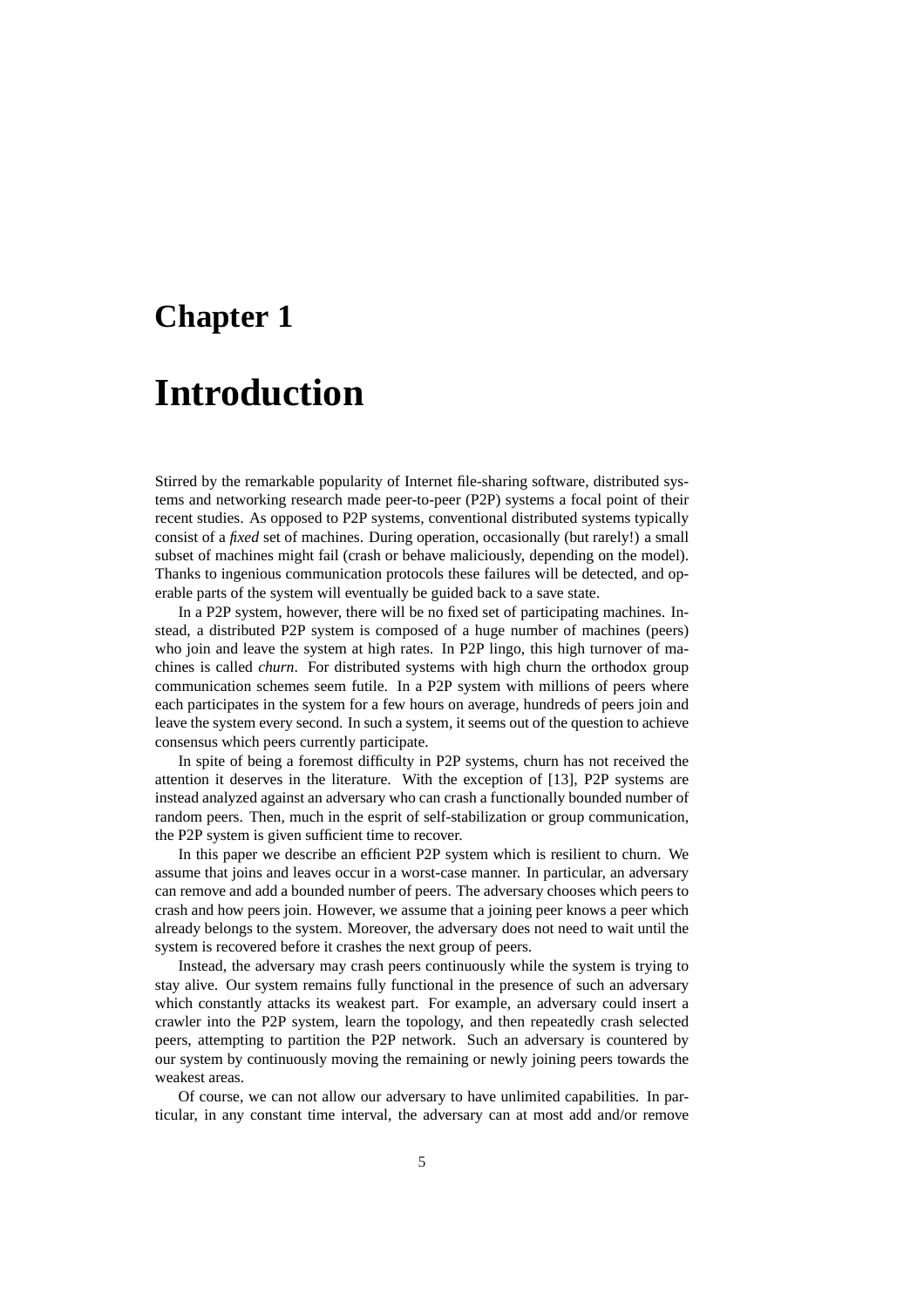# Chapter 1

# Introduction

Stirred by the remarkable popularity of Internet file-sharing software, distributed systems and networking research made peer-to-peer (P2P) systems a focal point of their recent studies. As opposed to P2P systems, conventional distributed systems typically consist of a *fixed* set of machines. During operation, occasionally (but rarely!) a small subset of machines might fail (crash or behave maliciously, depending on the model). Thanks to ingenious communication protocols these failures will be detected, and operable parts of the system will eventually be guided back to a save state.

In a P2P system, however, there will be no fixed set of participating machines. Instead, a distributed P2P system is composed of a huge number of machines (peers) who join and leave the system at high rates. In P2P lingo, this high turnover of machines is called *churn*. For distributed systems with high churn the orthodox group communication schemes seem futile. In a P2P system with millions of peers where each participates in the system for a few hours on average, hundreds of peers join and leave the system every second. In such a system, it seems out of the question to achieve consensus which peers currently participate.

In spite of being a foremost difficulty in P2P systems, churn has not received the attention it deserves in the literature. With the exception of [13], P2P systems are instead analyzed against an adversary who can crash a functionally bounded number of random peers. Then, much in the esprit of self-stabilization or group communication, the P2P system is given sufficient time to recover.

In this paper we describe an efficient P2P system which is resilient to churn. We assume that joins and leaves occur in a worst-case manner. In particular, an adversary can remove and add a bounded number of peers. The adversary chooses which peers to crash and how peers join. However, we assume that a joining peer knows a peer which already belongs to the system. Moreover, the adversary does not need to wait until the system is recovered before it crashes the next group of peers.

Instead, the adversary may crash peers continuously while the system is trying to stay alive. Our system remains fully functional in the presence of such an adversary which constantly attacks its weakest part. For example, an adversary could insert a crawler into the P2P system, learn the topology, and then repeatedly crash selected peers, attempting to partition the P2P network. Such an adversary is countered by our system by continuously moving the remaining or newly joining peers towards the weakest areas.

Of course, we can not allow our adversary to have unlimited capabilities. In particular, in any constant time interval, the adversary can at most add and/or remove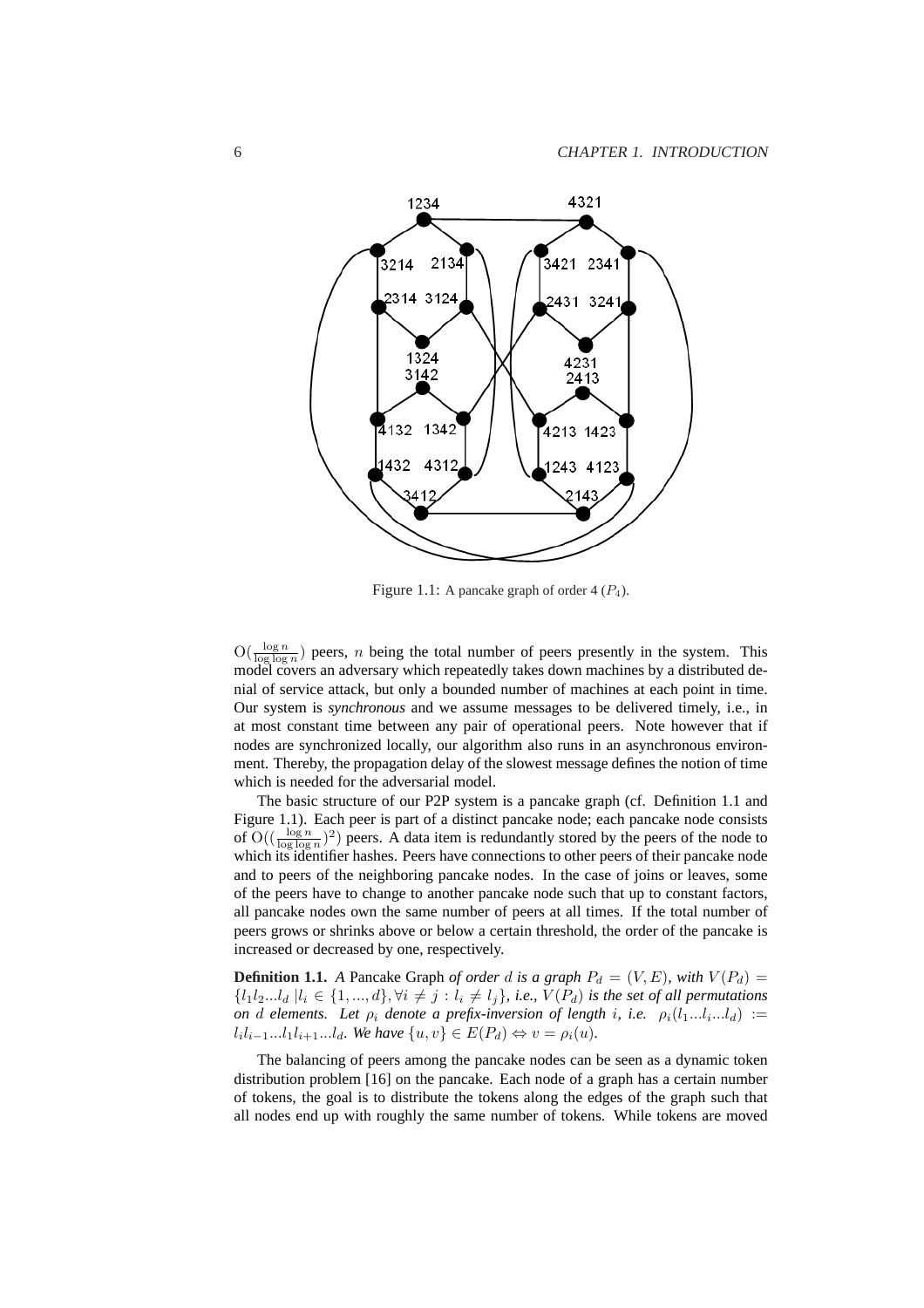Figure 1.1: A pancake graph of order 4 ($P_4$).

$O(\frac{\log n}{\log \log n})$ peers, $n$ being the total number of peers presently in the system. This model covers an adversary which repeatedly takes down machines by a distributed denial of service attack, but only a bounded number of machines at each point in time. Our system is *synchronous* and we assume messages to be delivered timely, i.e., in at most constant time between any pair of operational peers. Note however that if nodes are synchronized locally, our algorithm also runs in an asynchronous environment. Thereby, the propagation delay of the slowest message defines the notion of time which is needed for the adversarial model.

The basic structure of our P2P system is a pancake graph (cf. Definition 1.1 and Figure 1.1). Each peer is part of a distinct pancake node; each pancake node consists of $O((\frac{\log n}{\log \log n})^2)$ peers. A data item is redundantly stored by the peers of the node to which its identifier hashes. Peers have connections to other peers of their pancake node and to peers of the neighboring pancake nodes. In the case of joins or leaves, some of the peers have to change to another pancake node such that up to constant factors, all pancake nodes own the same number of peers at all times. If the total number of peers grows or shrinks above or below a certain threshold, the order of the pancake is increased or decreased by one, respectively.

**Definition 1.1.** *A* Pancake Graph *of order $d$ is a graph $P_d = (V, E)$, with $V(P_d) = \{l_1 l_2 ... l_d \,|l_i \in \{1, ..., d\}, \forall i \neq j : l_i \neq l_j\}$, i.e., $V(P_d)$ is the set of all permutations on $d$ elements. Let $\rho_i$ denote a prefix-inversion of length $i$, i.e. $\rho_i(l_1...l_i...l_d) := l_i l_{i-1}...l_1 l_{i+1}...l_d$. We have $\{u, v\} \in E(P_d) \Leftrightarrow v = \rho_i(u)$.*

The balancing of peers among the pancake nodes can be seen as a dynamic token distribution problem [16] on the pancake. Each node of a graph has a certain number of tokens, the goal is to distribute the tokens along the edges of the graph such that all nodes end up with roughly the same number of tokens. While tokens are moved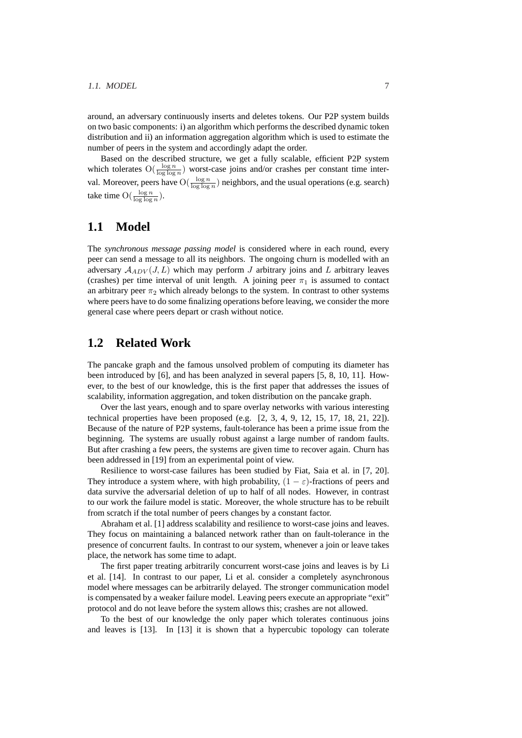around, an adversary continuously inserts and deletes tokens. Our P2P system builds on two basic components: i) an algorithm which performs the described dynamic token distribution and ii) an information aggregation algorithm which is used to estimate the number of peers in the system and accordingly adapt the order.

Based on the described structure, we get a fully scalable, efficient P2P system which tolerates $O(\frac{\log n}{\log \log n})$ worst-case joins and/or crashes per constant time interval. Moreover, peers have $O(\frac{\log n}{\log \log n})$ neighbors, and the usual operations (e.g. search) take time $O(\frac{\log n}{\log \log n})$.

## 1.1 Model

The *synchronous message passing model* is considered where in each round, every peer can send a message to all its neighbors. The ongoing churn is modelled with an adversary $\mathcal{A}_{ADV}(J, L)$ which may perform $J$ arbitrary joins and $L$ arbitrary leaves (crashes) per time interval of unit length. A joining peer $\pi_1$ is assumed to contact an arbitrary peer $\pi_2$ which already belongs to the system. In contrast to other systems where peers have to do some finalizing operations before leaving, we consider the more general case where peers depart or crash without notice.

## 1.2 Related Work

The pancake graph and the famous unsolved problem of computing its diameter has been introduced by [6], and has been analyzed in several papers [5, 8, 10, 11]. However, to the best of our knowledge, this is the first paper that addresses the issues of scalability, information aggregation, and token distribution on the pancake graph.

Over the last years, enough and to spare overlay networks with various interesting technical properties have been proposed (e.g. [2, 3, 4, 9, 12, 15, 17, 18, 21, 22]). Because of the nature of P2P systems, fault-tolerance has been a prime issue from the beginning. The systems are usually robust against a large number of random faults. But after crashing a few peers, the systems are given time to recover again. Churn has been addressed in [19] from an experimental point of view.

Resilience to worst-case failures has been studied by Fiat, Saia et al. in [7, 20]. They introduce a system where, with high probability, $(1 - \varepsilon)$-fractions of peers and data survive the adversarial deletion of up to half of all nodes. However, in contrast to our work the failure model is static. Moreover, the whole structure has to be rebuilt from scratch if the total number of peers changes by a constant factor.

Abraham et al. [1] address scalability and resilience to worst-case joins and leaves. They focus on maintaining a balanced network rather than on fault-tolerance in the presence of concurrent faults. In contrast to our system, whenever a join or leave takes place, the network has some time to adapt.

The first paper treating arbitrarily concurrent worst-case joins and leaves is by Li et al. [14]. In contrast to our paper, Li et al. consider a completely asynchronous model where messages can be arbitrarily delayed. The stronger communication model is compensated by a weaker failure model. Leaving peers execute an appropriate "exit" protocol and do not leave before the system allows this; crashes are not allowed.

To the best of our knowledge the only paper which tolerates continuous joins and leaves is [13]. In [13] it is shown that a hypercubic topology can tolerate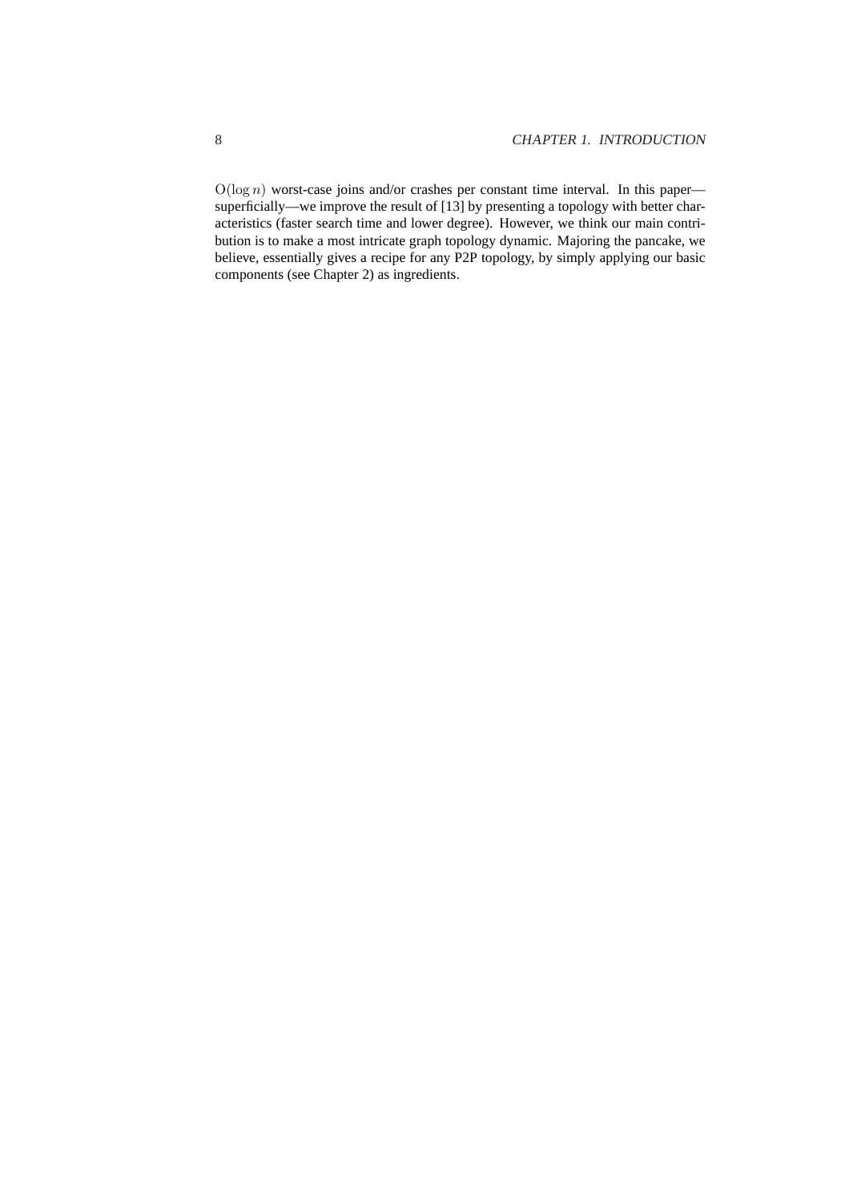$O(\log n)$ worst-case joins and/or crashes per constant time interval. In this paper—superficially—we improve the result of [13] by presenting a topology with better characteristics (faster search time and lower degree). However, we think our main contribution is to make a most intricate graph topology dynamic. Majoring the pancake, we believe, essentially gives a recipe for any P2P topology, by simply applying our basic components (see Chapter 2) as ingredients.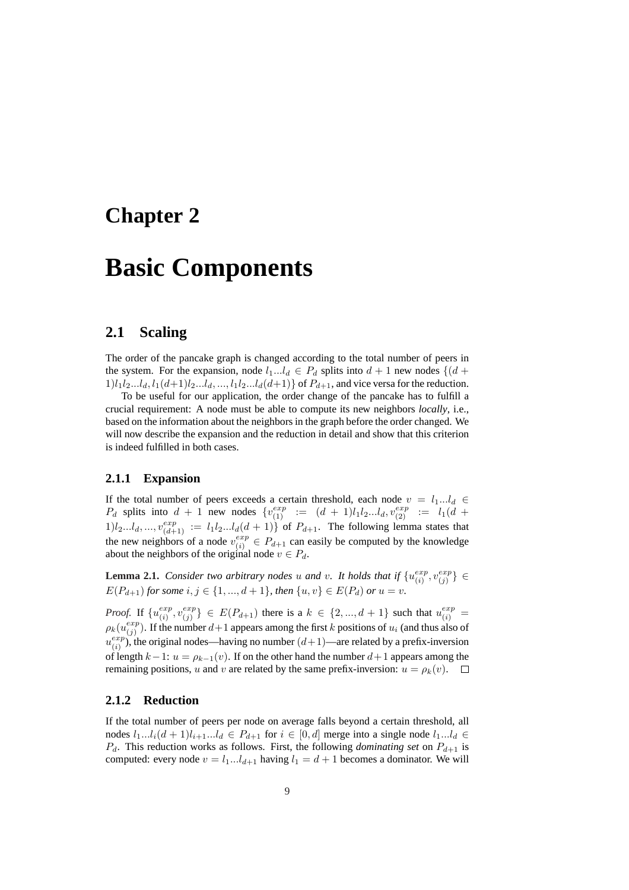# Chapter 2

# Basic Components

## 2.1 Scaling

The order of the pancake graph is changed according to the total number of peers in the system. For the expansion, node $l_1...l_d \in P_d$ splits into $d+1$ new nodes $\{(d+1)l_1l_2...l_d, l_1(d+1)l_2...l_d, ..., l_1l_2...l_d(d+1)\}$ of $P_{d+1}$, and vice versa for the reduction.

To be useful for our application, the order change of the pancake has to fulfill a crucial requirement: A node must be able to compute its new neighbors *locally*, i.e., based on the information about the neighbors in the graph before the order changed. We will now describe the expansion and the reduction in detail and show that this criterion is indeed fulfilled in both cases.

### 2.1.1 Expansion

If the total number of peers exceeds a certain threshold, each node $v = l_1...l_d \in P_d$ splits into $d+1$ new nodes $\{v^{exp}_{(1)} := (d+1)l_1l_2...l_d, v^{exp}_{(2)} := l_1(d+1)l_2...l_d, ..., v^{exp}_{(d+1)} := l_1l_2...l_d(d+1)\}$ of $P_{d+1}$. The following lemma states that the new neighbors of a node $v^{exp}_{(i)} \in P_{d+1}$ can easily be computed by the knowledge about the neighbors of the original node $v \in P_d$.

**Lemma 2.1.** *Consider two arbitrary nodes $u$ and $v$. It holds that if $\{u^{exp}_{(i)}, v^{exp}_{(j)}\} \in E(P_{d+1})$ for some $i, j \in \{1, ..., d+1\}$, then $\{u, v\} \in E(P_d)$ or $u = v$.*

*Proof.* If $\{u^{exp}_{(i)}, v^{exp}_{(j)}\} \in E(P_{d+1})$ there is a $k \in \{2, ..., d+1\}$ such that $u^{exp}_{(i)} = \rho_k(u^{exp}_{(j)})$. If the number $d+1$ appears among the first $k$ positions of $u_i$ (and thus also of $u^{exp}_{(i)}$), the original nodes—having no number $(d+1)$—are related by a prefix-inversion of length $k-1$: $u = \rho_{k-1}(v)$. If on the other hand the number $d+1$ appears among the remaining positions, $u$ and $v$ are related by the same prefix-inversion: $u = \rho_k(v)$. □

### 2.1.2 Reduction

If the total number of peers per node on average falls beyond a certain threshold, all nodes $l_1...l_i(d+1)l_{i+1}...l_d \in P_{d+1}$ for $i \in [0, d]$ merge into a single node $l_1...l_d \in P_d$. This reduction works as follows. First, the following *dominating set* on $P_{d+1}$ is computed: every node $v = l_1...l_{d+1}$ having $l_1 = d+1$ becomes a dominator. We will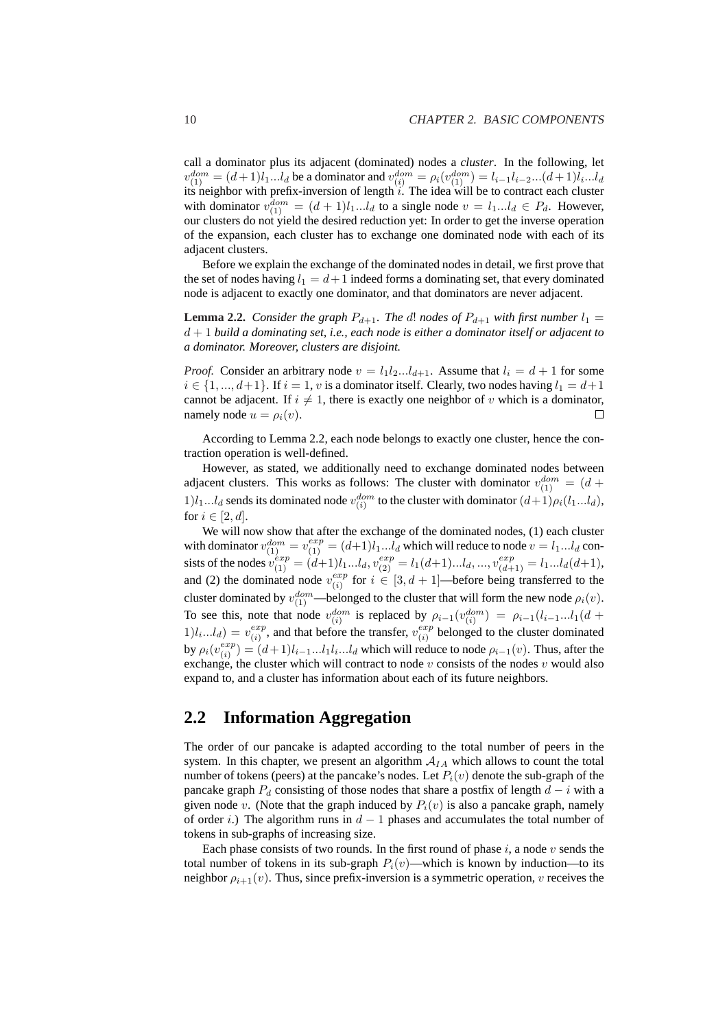call a dominator plus its adjacent (dominated) nodes a *cluster*. In the following, let $v_{(1)}^{dom} = (d+1)l_1...l_d$ be a dominator and $v_{(i)}^{dom} = \rho_i(v_{(1)}^{dom}) = l_{i-1}l_{i-2}...(d+1)l_i...l_d$ its neighbor with prefix-inversion of length $i$. The idea will be to contract each cluster with dominator $v_{(1)}^{dom} = (d+1)l_1...l_d$ to a single node $v = l_1...l_d \in P_d$. However, our clusters do not yield the desired reduction yet: In order to get the inverse operation of the expansion, each cluster has to exchange one dominated node with each of its adjacent clusters.

Before we explain the exchange of the dominated nodes in detail, we first prove that the set of nodes having $l_1 = d+1$ indeed forms a dominating set, that every dominated node is adjacent to exactly one dominator, and that dominators are never adjacent.

**Lemma 2.2.** *Consider the graph $P_{d+1}$. The $d!$ nodes of $P_{d+1}$ with first number $l_1 = d+1$ build a dominating set, i.e., each node is either a dominator itself or adjacent to a dominator. Moreover, clusters are disjoint.*

*Proof.* Consider an arbitrary node $v = l_1l_2...l_{d+1}$. Assume that $l_i = d+1$ for some $i \in \{1, ..., d+1\}$. If $i = 1$, $v$ is a dominator itself. Clearly, two nodes having $l_1 = d+1$ cannot be adjacent. If $i \neq 1$, there is exactly one neighbor of $v$ which is a dominator, namely node $u = \rho_i(v)$. □

According to Lemma 2.2, each node belongs to exactly one cluster, hence the contraction operation is well-defined.

However, as stated, we additionally need to exchange dominated nodes between adjacent clusters. This works as follows: The cluster with dominator $v_{(1)}^{dom} = (d+1)l_1...l_d$ sends its dominated node $v_{(i)}^{dom}$ to the cluster with dominator $(d+1)\rho_i(l_1...l_d)$, for $i \in [2, d]$.

We will now show that after the exchange of the dominated nodes, (1) each cluster with dominator $v_{(1)}^{dom} = v_{(1)}^{exp} = (d+1)l_1...l_d$ which will reduce to node $v = l_1...l_d$ consists of the nodes $v_{(1)}^{exp} = (d+1)l_1...l_d, v_{(2)}^{exp} = l_1(d+1)...l_d, ..., v_{(d+1)}^{exp} = l_1...l_d(d+1)$, and (2) the dominated node $v_{(i)}^{exp}$ for $i \in [3, d+1]$—before being transferred to the cluster dominated by $v_{(1)}^{dom}$—belonged to the cluster that will form the new node $\rho_i(v)$. To see this, note that node $v_{(i)}^{dom}$ is replaced by $\rho_{i-1}(v_{(i)}^{dom}) = \rho_{i-1}(l_{i-1}...l_1(d+1)l_i...l_d) = v_{(i)}^{exp}$, and that before the transfer, $v_{(i)}^{exp}$ belonged to the cluster dominated by $\rho_i(v_{(i)}^{exp}) = (d+1)l_{i-1}...l_1l_i...l_d$ which will reduce to node $\rho_{i-1}(v)$. Thus, after the exchange, the cluster which will contract to node $v$ consists of the nodes $v$ would also expand to, and a cluster has information about each of its future neighbors.

## 2.2 Information Aggregation

The order of our pancake is adapted according to the total number of peers in the system. In this chapter, we present an algorithm $\mathcal{A}_{IA}$ which allows to count the total number of tokens (peers) at the pancake's nodes. Let $P_i(v)$ denote the sub-graph of the pancake graph $P_d$ consisting of those nodes that share a postfix of length $d-i$ with a given node $v$. (Note that the graph induced by $P_i(v)$ is also a pancake graph, namely of order $i$.) The algorithm runs in $d-1$ phases and accumulates the total number of tokens in sub-graphs of increasing size.

Each phase consists of two rounds. In the first round of phase $i$, a node $v$ sends the total number of tokens in its sub-graph $P_i(v)$—which is known by induction—to its neighbor $\rho_{i+1}(v)$. Thus, since prefix-inversion is a symmetric operation, $v$ receives the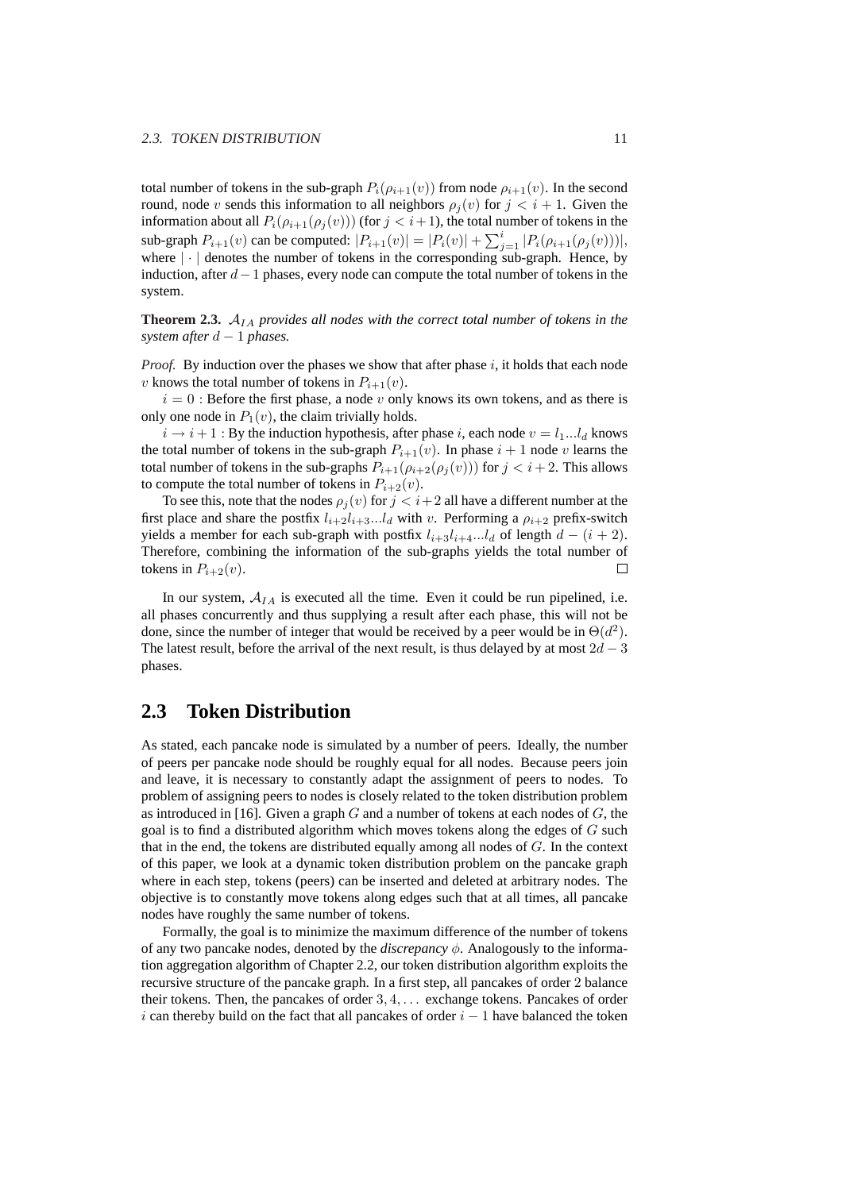total number of tokens in the sub-graph $P_i(\rho_{i+1}(v))$ from node $\rho_{i+1}(v)$. In the second round, node $v$ sends this information to all neighbors $\rho_j(v)$ for $j < i+1$. Given the information about all $P_i(\rho_{i+1}(\rho_j(v)))$ (for $j < i+1$), the total number of tokens in the sub-graph $P_{i+1}(v)$ can be computed: $|P_{i+1}(v)| = |P_i(v)| + \sum_{j=1}^{i} |P_i(\rho_{i+1}(\rho_j(v)))|$, where $|\cdot|$ denotes the number of tokens in the corresponding sub-graph. Hence, by induction, after $d-1$ phases, every node can compute the total number of tokens in the system.

**Theorem 2.3.** *$\mathcal{A}_{IA}$ provides all nodes with the correct total number of tokens in the system after $d-1$ phases.*

*Proof.* By induction over the phases we show that after phase $i$, it holds that each node $v$ knows the total number of tokens in $P_{i+1}(v)$.

$i = 0$ : Before the first phase, a node $v$ only knows its own tokens, and as there is only one node in $P_1(v)$, the claim trivially holds.

$i \to i+1$ : By the induction hypothesis, after phase $i$, each node $v = l_1 ... l_d$ knows the total number of tokens in the sub-graph $P_{i+1}(v)$. In phase $i+1$ node $v$ learns the total number of tokens in the sub-graphs $P_{i+1}(\rho_{i+2}(\rho_j(v)))$ for $j < i+2$. This allows to compute the total number of tokens in $P_{i+2}(v)$.

To see this, note that the nodes $\rho_j(v)$ for $j < i+2$ all have a different number at the first place and share the postfix $l_{i+2}l_{i+3}...l_d$ with $v$. Performing a $\rho_{i+2}$ prefix-switch yields a member for each sub-graph with postfix $l_{i+3}l_{i+4}...l_d$ of length $d-(i+2)$. Therefore, combining the information of the sub-graphs yields the total number of tokens in $P_{i+2}(v)$. □

In our system, $\mathcal{A}_{IA}$ is executed all the time. Even it could be run pipelined, i.e. all phases concurrently and thus supplying a result after each phase, this will not be done, since the number of integer that would be received by a peer would be in $\Theta(d^2)$. The latest result, before the arrival of the next result, is thus delayed by at most $2d-3$ phases.

## 2.3 Token Distribution

As stated, each pancake node is simulated by a number of peers. Ideally, the number of peers per pancake node should be roughly equal for all nodes. Because peers join and leave, it is necessary to constantly adapt the assignment of peers to nodes. To problem of assigning peers to nodes is closely related to the token distribution problem as introduced in [16]. Given a graph $G$ and a number of tokens at each nodes of $G$, the goal is to find a distributed algorithm which moves tokens along the edges of $G$ such that in the end, the tokens are distributed equally among all nodes of $G$. In the context of this paper, we look at a dynamic token distribution problem on the pancake graph where in each step, tokens (peers) can be inserted and deleted at arbitrary nodes. The objective is to constantly move tokens along edges such that at all times, all pancake nodes have roughly the same number of tokens.

Formally, the goal is to minimize the maximum difference of the number of tokens of any two pancake nodes, denoted by the *discrepancy* $\phi$. Analogously to the information aggregation algorithm of Chapter 2.2, our token distribution algorithm exploits the recursive structure of the pancake graph. In a first step, all pancakes of order 2 balance their tokens. Then, the pancakes of order $3, 4, \ldots$ exchange tokens. Pancakes of order $i$ can thereby build on the fact that all pancakes of order $i-1$ have balanced the token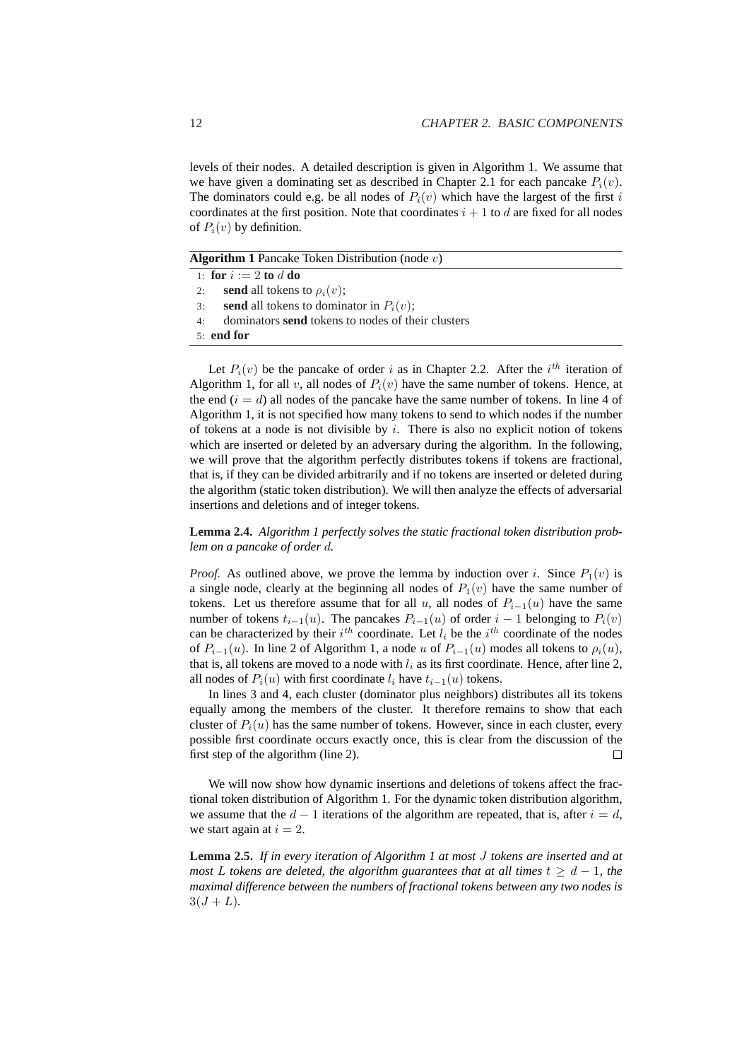levels of their nodes. A detailed description is given in Algorithm 1. We assume that we have given a dominating set as described in Chapter 2.1 for each pancake $P_i(v)$. The dominators could e.g. be all nodes of $P_i(v)$ which have the largest of the first $i$ coordinates at the first position. Note that coordinates $i+1$ to $d$ are fixed for all nodes of $P_i(v)$ by definition.

**Algorithm 1** Pancake Token Distribution (node $v$)

```
1: for i := 2 to d do
2:     send all tokens to ρ_i(v);
3:     send all tokens to dominator in P_i(v);
4:     dominators send tokens to nodes of their clusters
5: end for
```

Let $P_i(v)$ be the pancake of order $i$ as in Chapter 2.2. After the $i^{th}$ iteration of Algorithm 1, for all $v$, all nodes of $P_i(v)$ have the same number of tokens. Hence, at the end ($i = d$) all nodes of the pancake have the same number of tokens. In line 4 of Algorithm 1, it is not specified how many tokens to send to which nodes if the number of tokens at a node is not divisible by $i$. There is also no explicit notion of tokens which are inserted or deleted by an adversary during the algorithm. In the following, we will prove that the algorithm perfectly distributes tokens if tokens are fractional, that is, if they can be divided arbitrarily and if no tokens are inserted or deleted during the algorithm (static token distribution). We will then analyze the effects of adversarial insertions and deletions and of integer tokens.

**Lemma 2.4.** *Algorithm 1 perfectly solves the static fractional token distribution problem on a pancake of order $d$.*

*Proof.* As outlined above, we prove the lemma by induction over $i$. Since $P_1(v)$ is a single node, clearly at the beginning all nodes of $P_1(v)$ have the same number of tokens. Let us therefore assume that for all $u$, all nodes of $P_{i-1}(u)$ have the same number of tokens $t_{i-1}(u)$. The pancakes $P_{i-1}(u)$ of order $i-1$ belonging to $P_i(v)$ can be characterized by their $i^{th}$ coordinate. Let $l_i$ be the $i^{th}$ coordinate of the nodes of $P_{i-1}(u)$. In line 2 of Algorithm 1, a node $u$ of $P_{i-1}(u)$ modes all tokens to $\rho_i(u)$, that is, all tokens are moved to a node with $l_i$ as its first coordinate. Hence, after line 2, all nodes of $P_i(u)$ with first coordinate $l_i$ have $t_{i-1}(u)$ tokens.

In lines 3 and 4, each cluster (dominator plus neighbors) distributes all its tokens equally among the members of the cluster. It therefore remains to show that each cluster of $P_i(u)$ has the same number of tokens. However, since in each cluster, every possible first coordinate occurs exactly once, this is clear from the discussion of the first step of the algorithm (line 2). □

We will now show how dynamic insertions and deletions of tokens affect the fractional token distribution of Algorithm 1. For the dynamic token distribution algorithm, we assume that the $d-1$ iterations of the algorithm are repeated, that is, after $i = d$, we start again at $i = 2$.

**Lemma 2.5.** *If in every iteration of Algorithm 1 at most $J$ tokens are inserted and at most $L$ tokens are deleted, the algorithm guarantees that at all times $t \geq d-1$, the maximal difference between the numbers of fractional tokens between any two nodes is $3(J+L)$.*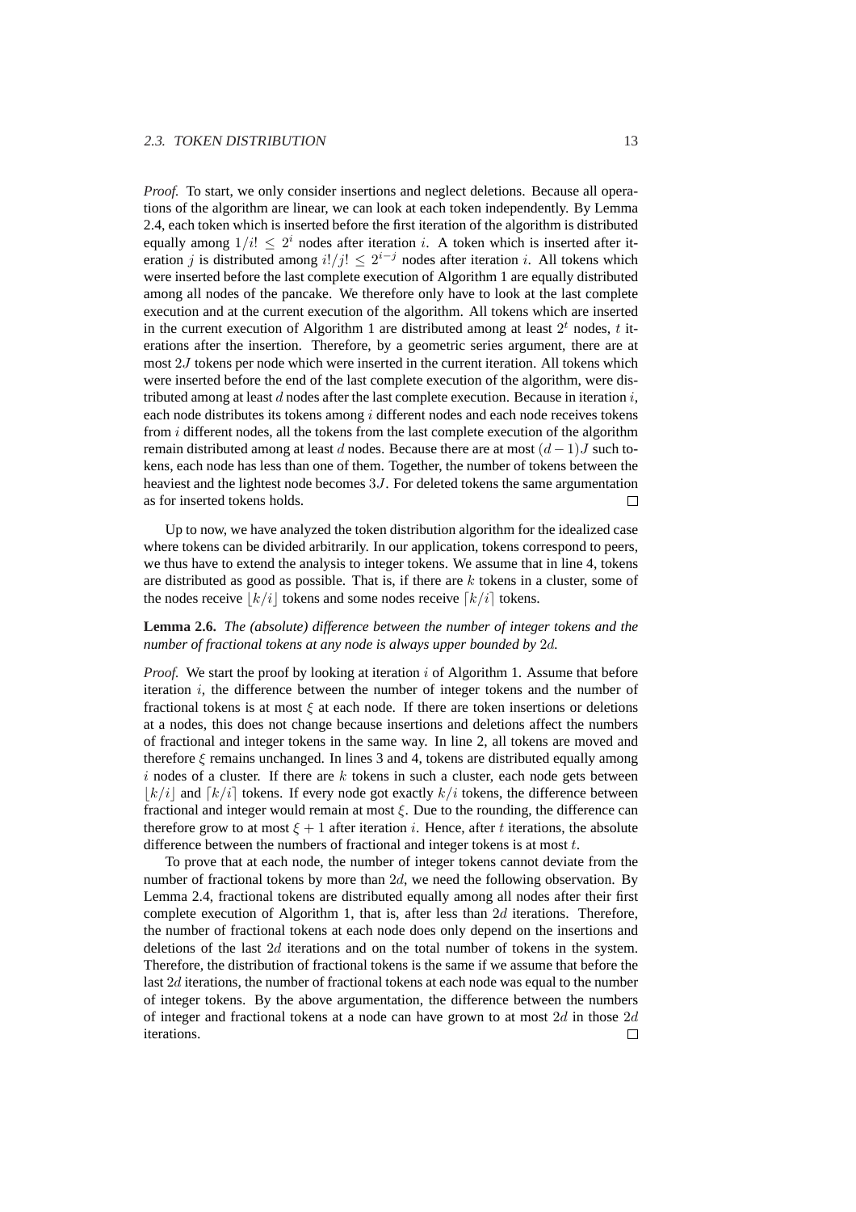*Proof.* To start, we only consider insertions and neglect deletions. Because all operations of the algorithm are linear, we can look at each token independently. By Lemma 2.4, each token which is inserted before the first iteration of the algorithm is distributed equally among $1/i! \leq 2^i$ nodes after iteration $i$. A token which is inserted after iteration $j$ is distributed among $i!/j! \leq 2^{i-j}$ nodes after iteration $i$. All tokens which were inserted before the last complete execution of Algorithm 1 are equally distributed among all nodes of the pancake. We therefore only have to look at the last complete execution and at the current execution of the algorithm. All tokens which are inserted in the current execution of Algorithm 1 are distributed among at least $2^t$ nodes, $t$ iterations after the insertion. Therefore, by a geometric series argument, there are at most $2J$ tokens per node which were inserted in the current iteration. All tokens which were inserted before the end of the last complete execution of the algorithm, were distributed among at least $d$ nodes after the last complete execution. Because in iteration $i$, each node distributes its tokens among $i$ different nodes and each node receives tokens from $i$ different nodes, all the tokens from the last complete execution of the algorithm remain distributed among at least $d$ nodes. Because there are at most $(d-1)J$ such tokens, each node has less than one of them. Together, the number of tokens between the heaviest and the lightest node becomes $3J$. For deleted tokens the same argumentation as for inserted tokens holds. □

Up to now, we have analyzed the token distribution algorithm for the idealized case where tokens can be divided arbitrarily. In our application, tokens correspond to peers, we thus have to extend the analysis to integer tokens. We assume that in line 4, tokens are distributed as good as possible. That is, if there are $k$ tokens in a cluster, some of the nodes receive $\lfloor k/i \rfloor$ tokens and some nodes receive $\lceil k/i \rceil$ tokens.

**Lemma 2.6.** *The (absolute) difference between the number of integer tokens and the number of fractional tokens at any node is always upper bounded by $2d$.*

*Proof.* We start the proof by looking at iteration $i$ of Algorithm 1. Assume that before iteration $i$, the difference between the number of integer tokens and the number of fractional tokens is at most $\xi$ at each node. If there are token insertions or deletions at a nodes, this does not change because insertions and deletions affect the numbers of fractional and integer tokens in the same way. In line 2, all tokens are moved and therefore $\xi$ remains unchanged. In lines 3 and 4, tokens are distributed equally among $i$ nodes of a cluster. If there are $k$ tokens in such a cluster, each node gets between $\lfloor k/i \rfloor$ and $\lceil k/i \rceil$ tokens. If every node got exactly $k/i$ tokens, the difference between fractional and integer would remain at most $\xi$. Due to the rounding, the difference can therefore grow to at most $\xi + 1$ after iteration $i$. Hence, after $t$ iterations, the absolute difference between the numbers of fractional and integer tokens is at most $t$.

To prove that at each node, the number of integer tokens cannot deviate from the number of fractional tokens by more than $2d$, we need the following observation. By Lemma 2.4, fractional tokens are distributed equally among all nodes after their first complete execution of Algorithm 1, that is, after less than $2d$ iterations. Therefore, the number of fractional tokens at each node does only depend on the insertions and deletions of the last $2d$ iterations and on the total number of tokens in the system. Therefore, the distribution of fractional tokens is the same if we assume that before the last $2d$ iterations, the number of fractional tokens at each node was equal to the number of integer tokens. By the above argumentation, the difference between the numbers of integer and fractional tokens at a node can have grown to at most $2d$ in those $2d$ iterations. □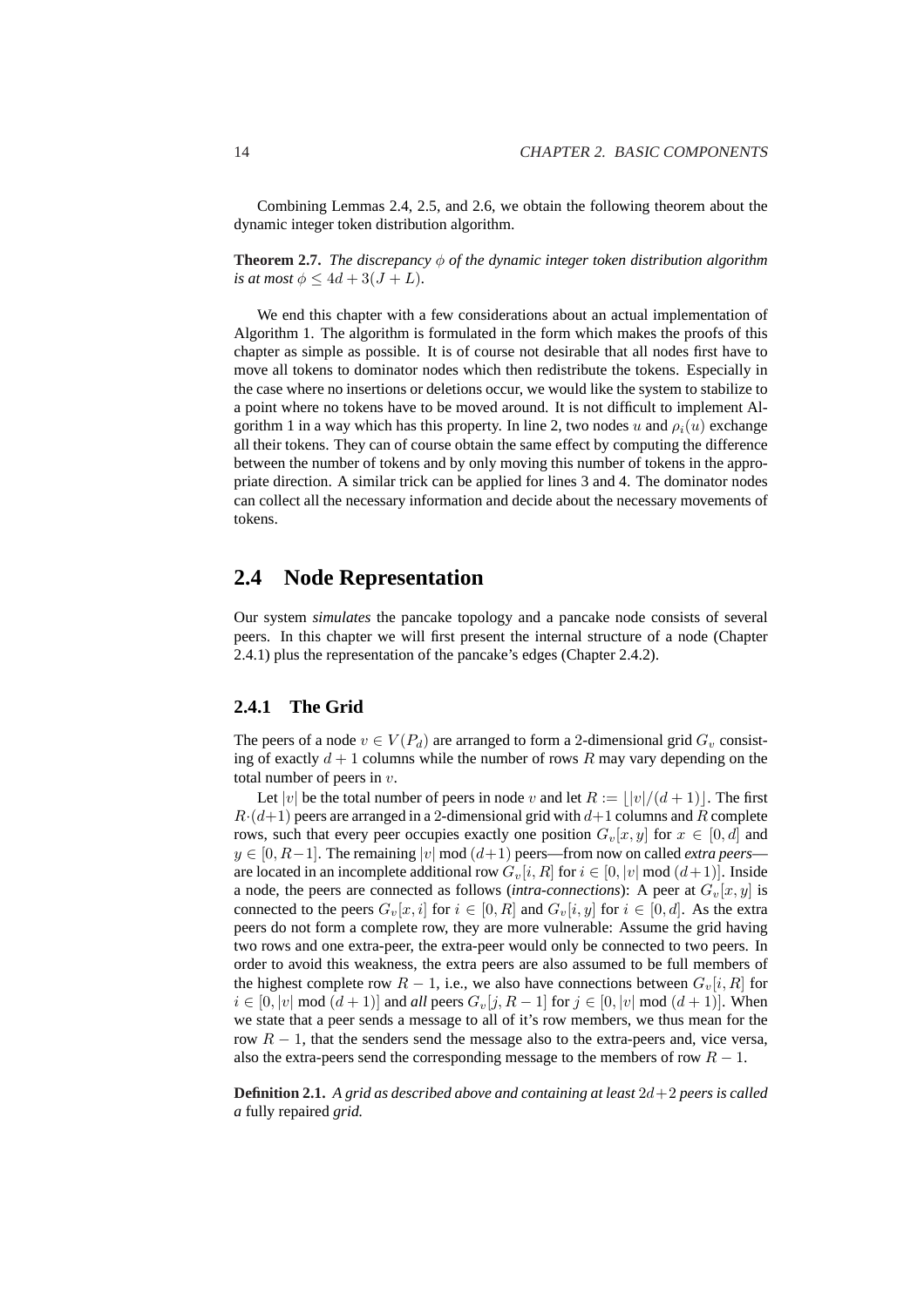Combining Lemmas 2.4, 2.5, and 2.6, we obtain the following theorem about the dynamic integer token distribution algorithm.

**Theorem 2.7.** *The discrepancy $\phi$ of the dynamic integer token distribution algorithm is at most $\phi \leq 4d + 3(J + L)$.*

We end this chapter with a few considerations about an actual implementation of Algorithm 1. The algorithm is formulated in the form which makes the proofs of this chapter as simple as possible. It is of course not desirable that all nodes first have to move all tokens to dominator nodes which then redistribute the tokens. Especially in the case where no insertions or deletions occur, we would like the system to stabilize to a point where no tokens have to be moved around. It is not difficult to implement Algorithm 1 in a way which has this property. In line 2, two nodes $u$ and $\rho_i(u)$ exchange all their tokens. They can of course obtain the same effect by computing the difference between the number of tokens and by only moving this number of tokens in the appropriate direction. A similar trick can be applied for lines 3 and 4. The dominator nodes can collect all the necessary information and decide about the necessary movements of tokens.

## 2.4 Node Representation

Our system *simulates* the pancake topology and a pancake node consists of several peers. In this chapter we will first present the internal structure of a node (Chapter 2.4.1) plus the representation of the pancake's edges (Chapter 2.4.2).

### 2.4.1 The Grid

The peers of a node $v \in V(P_d)$ are arranged to form a 2-dimensional grid $G_v$ consisting of exactly $d+1$ columns while the number of rows $R$ may vary depending on the total number of peers in $v$.

Let $|v|$ be the total number of peers in node $v$ and let $R := \lfloor |v|/(d+1) \rfloor$. The first $R \cdot (d+1)$ peers are arranged in a 2-dimensional grid with $d+1$ columns and $R$ complete rows, such that every peer occupies exactly one position $G_v[x, y]$ for $x \in [0, d]$ and $y \in [0, R-1]$. The remaining $|v| \bmod (d+1)$ peers—from now on called *extra peers*—are located in an incomplete additional row $G_v[i, R]$ for $i \in [0, |v| \bmod (d+1)]$. Inside a node, the peers are connected as follows (*intra-connections*): A peer at $G_v[x, y]$ is connected to the peers $G_v[x, i]$ for $i \in [0, R]$ and $G_v[i, y]$ for $i \in [0, d]$. As the extra peers do not form a complete row, they are more vulnerable: Assume the grid having two rows and one extra-peer, the extra-peer would only be connected to two peers. In order to avoid this weakness, the extra peers are also assumed to be full members of the highest complete row $R-1$, i.e., we also have connections between $G_v[i, R]$ for $i \in [0, |v| \bmod (d+1)]$ and *all* peers $G_v[j, R-1]$ for $j \in [0, |v| \bmod (d+1)]$. When we state that a peer sends a message to all of it's row members, we thus mean for the row $R-1$, that the senders send the message also to the extra-peers and, vice versa, also the extra-peers send the corresponding message to the members of row $R-1$.

**Definition 2.1.** *A grid as described above and containing at least $2d+2$ peers is called a* fully repaired *grid.*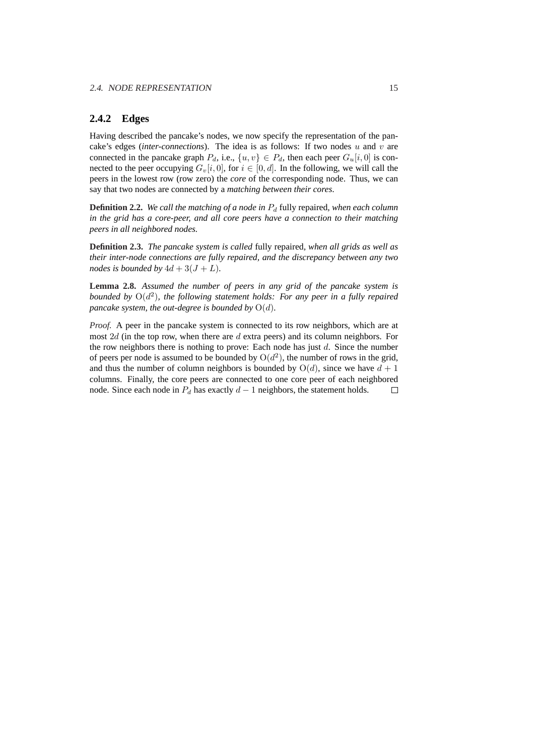### 2.4.2 Edges

Having described the pancake's nodes, we now specify the representation of the pancake's edges (*inter-connections*). The idea is as follows: If two nodes $u$ and $v$ are connected in the pancake graph $P_d$, i.e., $\{u, v\} \in P_d$, then each peer $G_u[i, 0]$ is connected to the peer occupying $G_v[i, 0]$, for $i \in [0, d]$. In the following, we will call the peers in the lowest row (row zero) the *core* of the corresponding node. Thus, we can say that two nodes are connected by a *matching between their cores*.

**Definition 2.2.** *We call the matching of a node in $P_d$* fully repaired*, when each column in the grid has a core-peer, and all core peers have a connection to their matching peers in all neighbored nodes.*

**Definition 2.3.** *The pancake system is called* fully repaired*, when all grids as well as their inter-node connections are fully repaired, and the discrepancy between any two nodes is bounded by $4d + 3(J + L)$.*

**Lemma 2.8.** *Assumed the number of peers in any grid of the pancake system is bounded by $\mathrm{O}(d^2)$, the following statement holds: For any peer in a fully repaired pancake system, the out-degree is bounded by $\mathrm{O}(d)$.*

*Proof.* A peer in the pancake system is connected to its row neighbors, which are at most $2d$ (in the top row, when there are $d$ extra peers) and its column neighbors. For the row neighbors there is nothing to prove: Each node has just $d$. Since the number of peers per node is assumed to be bounded by $\mathrm{O}(d^2)$, the number of rows in the grid, and thus the number of column neighbors is bounded by $\mathrm{O}(d)$, since we have $d + 1$ columns. Finally, the core peers are connected to one core peer of each neighbored node. Since each node in $P_d$ has exactly $d - 1$ neighbors, the statement holds. □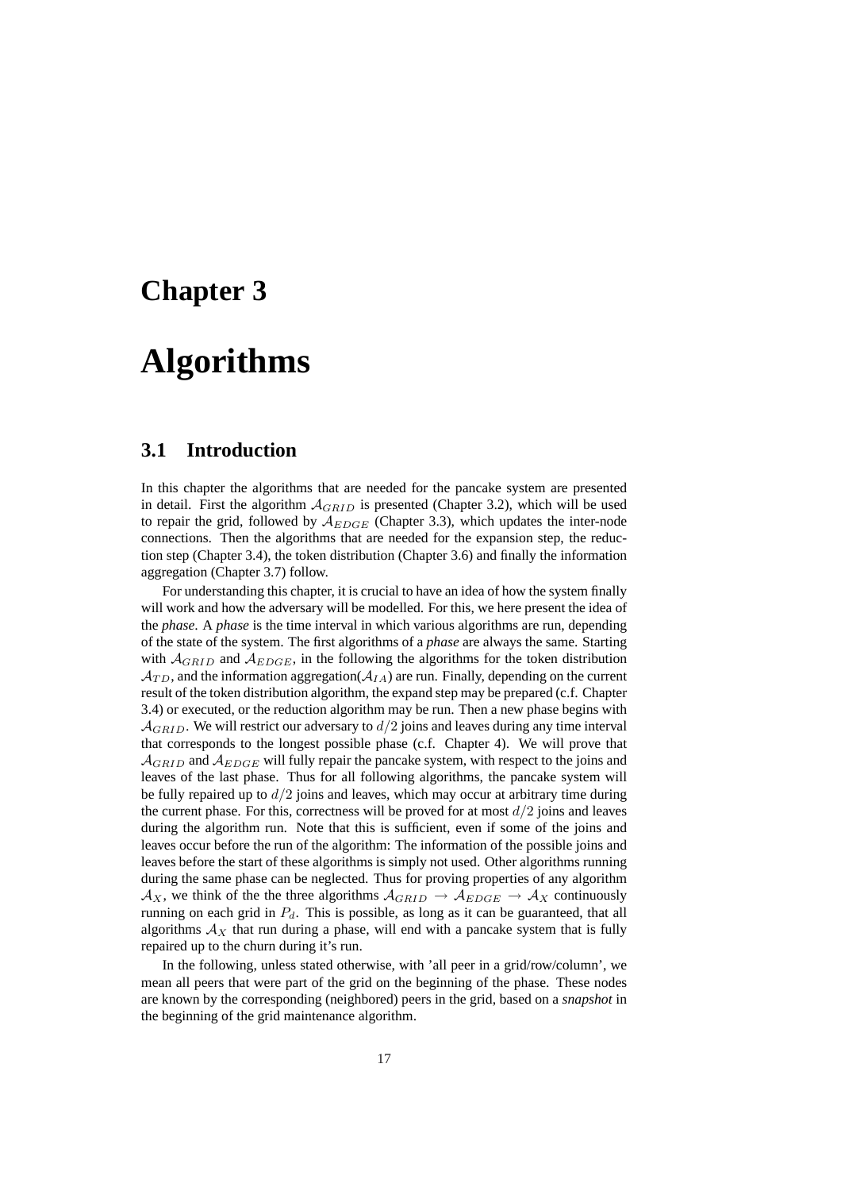# Chapter 3

# Algorithms

## 3.1 Introduction

In this chapter the algorithms that are needed for the pancake system are presented in detail. First the algorithm $\mathcal{A}_{GRID}$ is presented (Chapter 3.2), which will be used to repair the grid, followed by $\mathcal{A}_{EDGE}$ (Chapter 3.3), which updates the inter-node connections. Then the algorithms that are needed for the expansion step, the reduction step (Chapter 3.4), the token distribution (Chapter 3.6) and finally the information aggregation (Chapter 3.7) follow.

For understanding this chapter, it is crucial to have an idea of how the system finally will work and how the adversary will be modelled. For this, we here present the idea of the *phase*. A *phase* is the time interval in which various algorithms are run, depending of the state of the system. The first algorithms of a *phase* are always the same. Starting with $\mathcal{A}_{GRID}$ and $\mathcal{A}_{EDGE}$, in the following the algorithms for the token distribution $\mathcal{A}_{TD}$, and the information aggregation($\mathcal{A}_{IA}$) are run. Finally, depending on the current result of the token distribution algorithm, the expand step may be prepared (c.f. Chapter 3.4) or executed, or the reduction algorithm may be run. Then a new phase begins with $\mathcal{A}_{GRID}$. We will restrict our adversary to $d/2$ joins and leaves during any time interval that corresponds to the longest possible phase (c.f. Chapter 4). We will prove that $\mathcal{A}_{GRID}$ and $\mathcal{A}_{EDGE}$ will fully repair the pancake system, with respect to the joins and leaves of the last phase. Thus for all following algorithms, the pancake system will be fully repaired up to $d/2$ joins and leaves, which may occur at arbitrary time during the current phase. For this, correctness will be proved for at most $d/2$ joins and leaves during the algorithm run. Note that this is sufficient, even if some of the joins and leaves occur before the run of the algorithm: The information of the possible joins and leaves before the start of these algorithms is simply not used. Other algorithms running during the same phase can be neglected. Thus for proving properties of any algorithm $\mathcal{A}_X$, we think of the the three algorithms $\mathcal{A}_{GRID} \rightarrow \mathcal{A}_{EDGE} \rightarrow \mathcal{A}_X$ continuously running on each grid in $P_d$. This is possible, as long as it can be guaranteed, that all algorithms $\mathcal{A}_X$ that run during a phase, will end with a pancake system that is fully repaired up to the churn during it's run.

In the following, unless stated otherwise, with 'all peer in a grid/row/column', we mean all peers that were part of the grid on the beginning of the phase. These nodes are known by the corresponding (neighbored) peers in the grid, based on a *snapshot* in the beginning of the grid maintenance algorithm.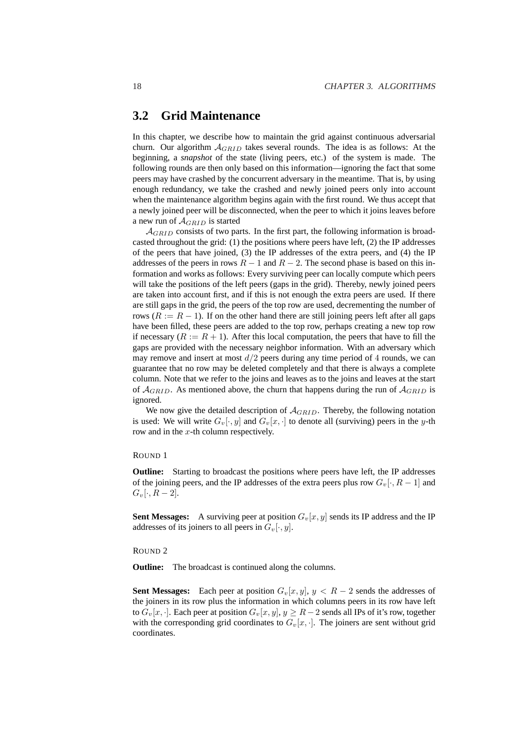## 3.2 Grid Maintenance

In this chapter, we describe how to maintain the grid against continuous adversarial churn. Our algorithm $\mathcal{A}_{GRID}$ takes several rounds. The idea is as follows: At the beginning, a *snapshot* of the state (living peers, etc.) of the system is made. The following rounds are then only based on this information—ignoring the fact that some peers may have crashed by the concurrent adversary in the meantime. That is, by using enough redundancy, we take the crashed and newly joined peers only into account when the maintenance algorithm begins again with the first round. We thus accept that a newly joined peer will be disconnected, when the peer to which it joins leaves before a new run of $\mathcal{A}_{GRID}$ is started

$\mathcal{A}_{GRID}$ consists of two parts. In the first part, the following information is broadcasted throughout the grid: (1) the positions where peers have left, (2) the IP addresses of the peers that have joined, (3) the IP addresses of the extra peers, and (4) the IP addresses of the peers in rows $R-1$ and $R-2$. The second phase is based on this information and works as follows: Every surviving peer can locally compute which peers will take the positions of the left peers (gaps in the grid). Thereby, newly joined peers are taken into account first, and if this is not enough the extra peers are used. If there are still gaps in the grid, the peers of the top row are used, decrementing the number of rows ($R := R-1$). If on the other hand there are still joining peers left after all gaps have been filled, these peers are added to the top row, perhaps creating a new top row if necessary ($R := R+1$). After this local computation, the peers that have to fill the gaps are provided with the necessary neighbor information. With an adversary which may remove and insert at most $d/2$ peers during any time period of 4 rounds, we can guarantee that no row may be deleted completely and that there is always a complete column. Note that we refer to the joins and leaves as to the joins and leaves at the start of $\mathcal{A}_{GRID}$. As mentioned above, the churn that happens during the run of $\mathcal{A}_{GRID}$ is ignored.

We now give the detailed description of $\mathcal{A}_{GRID}$. Thereby, the following notation is used: We will write $G_v[\cdot, y]$ and $G_v[x, \cdot]$ to denote all (surviving) peers in the $y$-th row and in the $x$-th column respectively.

ROUND 1

**Outline:** Starting to broadcast the positions where peers have left, the IP addresses of the joining peers, and the IP addresses of the extra peers plus row $G_v[\cdot, R-1]$ and $G_v[\cdot, R-2]$.

**Sent Messages:** A surviving peer at position $G_v[x, y]$ sends its IP address and the IP addresses of its joiners to all peers in $G_v[\cdot, y]$.

ROUND 2

**Outline:** The broadcast is continued along the columns.

**Sent Messages:** Each peer at position $G_v[x, y]$, $y < R-2$ sends the addresses of the joiners in its row plus the information in which columns peers in its row have left to $G_v[x, \cdot]$. Each peer at position $G_v[x, y]$, $y \geq R-2$ sends all IPs of it's row, together with the corresponding grid coordinates to $G_v[x, \cdot]$. The joiners are sent without grid coordinates.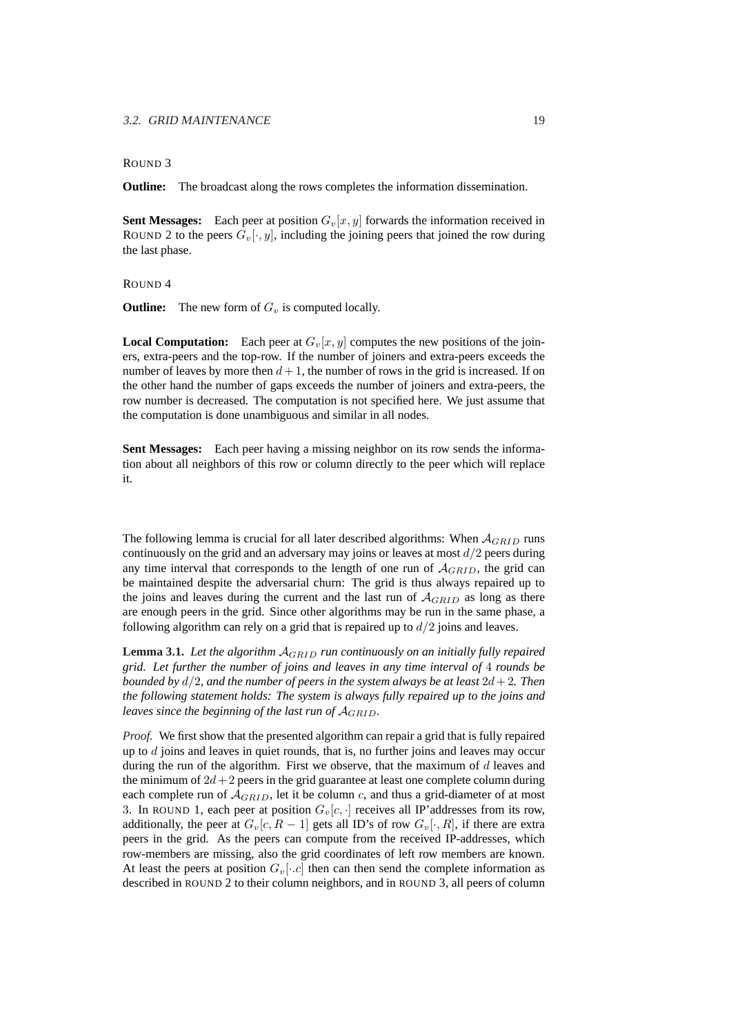ROUND 3

**Outline:** The broadcast along the rows completes the information dissemination.

**Sent Messages:** Each peer at position $G_v[x, y]$ forwards the information received in ROUND 2 to the peers $G_v[\cdot, y]$, including the joining peers that joined the row during the last phase.

ROUND 4

**Outline:** The new form of $G_v$ is computed locally.

**Local Computation:** Each peer at $G_v[x, y]$ computes the new positions of the joiners, extra-peers and the top-row. If the number of joiners and extra-peers exceeds the number of leaves by more then $d + 1$, the number of rows in the grid is increased. If on the other hand the number of gaps exceeds the number of joiners and extra-peers, the row number is decreased. The computation is not specified here. We just assume that the computation is done unambiguous and similar in all nodes.

**Sent Messages:** Each peer having a missing neighbor on its row sends the information about all neighbors of this row or column directly to the peer which will replace it.

The following lemma is crucial for all later described algorithms: When $\mathcal{A}_{GRID}$ runs continuously on the grid and an adversary may joins or leaves at most $d/2$ peers during any time interval that corresponds to the length of one run of $\mathcal{A}_{GRID}$, the grid can be maintained despite the adversarial churn: The grid is thus always repaired up to the joins and leaves during the current and the last run of $\mathcal{A}_{GRID}$ as long as there are enough peers in the grid. Since other algorithms may be run in the same phase, a following algorithm can rely on a grid that is repaired up to $d/2$ joins and leaves.

**Lemma 3.1.** *Let the algorithm $\mathcal{A}_{GRID}$ run continuously on an initially fully repaired grid. Let further the number of joins and leaves in any time interval of 4 rounds be bounded by $d/2$, and the number of peers in the system always be at least $2d + 2$. Then the following statement holds: The system is always fully repaired up to the joins and leaves since the beginning of the last run of $\mathcal{A}_{GRID}$.*

*Proof.* We first show that the presented algorithm can repair a grid that is fully repaired up to $d$ joins and leaves in quiet rounds, that is, no further joins and leaves may occur during the run of the algorithm. First we observe, that the maximum of $d$ leaves and the minimum of $2d + 2$ peers in the grid guarantee at least one complete column during each complete run of $\mathcal{A}_{GRID}$, let it be column $c$, and thus a grid-diameter of at most 3. In ROUND 1, each peer at position $G_v[c, \cdot]$ receives all IP'addresses from its row, additionally, the peer at $G_v[c, R - 1]$ gets all ID's of row $G_v[\cdot, R]$, if there are extra peers in the grid. As the peers can compute from the received IP-addresses, which row-members are missing, also the grid coordinates of left row members are known. At least the peers at position $G_v[\cdot.c]$ then can then send the complete information as described in ROUND 2 to their column neighbors, and in ROUND 3, all peers of column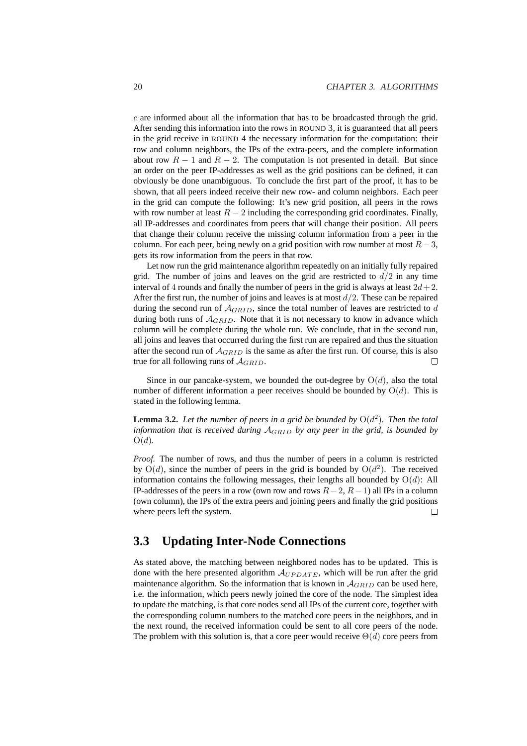$c$ are informed about all the information that has to be broadcasted through the grid. After sending this information into the rows in ROUND 3, it is guaranteed that all peers in the grid receive in ROUND 4 the necessary information for the computation: their row and column neighbors, the IPs of the extra-peers, and the complete information about row $R-1$ and $R-2$. The computation is not presented in detail. But since an order on the peer IP-addresses as well as the grid positions can be defined, it can obviously be done unambiguous. To conclude the first part of the proof, it has to be shown, that all peers indeed receive their new row- and column neighbors. Each peer in the grid can compute the following: It's new grid position, all peers in the rows with row number at least $R-2$ including the corresponding grid coordinates. Finally, all IP-addresses and coordinates from peers that will change their position. All peers that change their column receive the missing column information from a peer in the column. For each peer, being newly on a grid position with row number at most $R-3$, gets its row information from the peers in that row.

Let now run the grid maintenance algorithm repeatedly on an initially fully repaired grid. The number of joins and leaves on the grid are restricted to $d/2$ in any time interval of 4 rounds and finally the number of peers in the grid is always at least $2d+2$. After the first run, the number of joins and leaves is at most $d/2$. These can be repaired during the second run of $\mathcal{A}_{GRID}$, since the total number of leaves are restricted to $d$ during both runs of $\mathcal{A}_{GRID}$. Note that it is not necessary to know in advance which column will be complete during the whole run. We conclude, that in the second run, all joins and leaves that occurred during the first run are repaired and thus the situation after the second run of $\mathcal{A}_{GRID}$ is the same as after the first run. Of course, this is also true for all following runs of $\mathcal{A}_{GRID}$. □

Since in our pancake-system, we bounded the out-degree by $O(d)$, also the total number of different information a peer receives should be bounded by $O(d)$. This is stated in the following lemma.

**Lemma 3.2.** *Let the number of peers in a grid be bounded by $O(d^2)$. Then the total information that is received during $\mathcal{A}_{GRID}$ by any peer in the grid, is bounded by $O(d)$.*

*Proof.* The number of rows, and thus the number of peers in a column is restricted by $O(d)$, since the number of peers in the grid is bounded by $O(d^2)$. The received information contains the following messages, their lengths all bounded by $O(d)$: All IP-addresses of the peers in a row (own row and rows $R-2$, $R-1$) all IPs in a column (own column), the IPs of the extra peers and joining peers and finally the grid positions where peers left the system. □

## 3.3 Updating Inter-Node Connections

As stated above, the matching between neighbored nodes has to be updated. This is done with the here presented algorithm $\mathcal{A}_{UPDATE}$, which will be run after the grid maintenance algorithm. So the information that is known in $\mathcal{A}_{GRID}$ can be used here, i.e. the information, which peers newly joined the core of the node. The simplest idea to update the matching, is that core nodes send all IPs of the current core, together with the corresponding column numbers to the matched core peers in the neighbors, and in the next round, the received information could be sent to all core peers of the node. The problem with this solution is, that a core peer would receive $\Theta(d)$ core peers from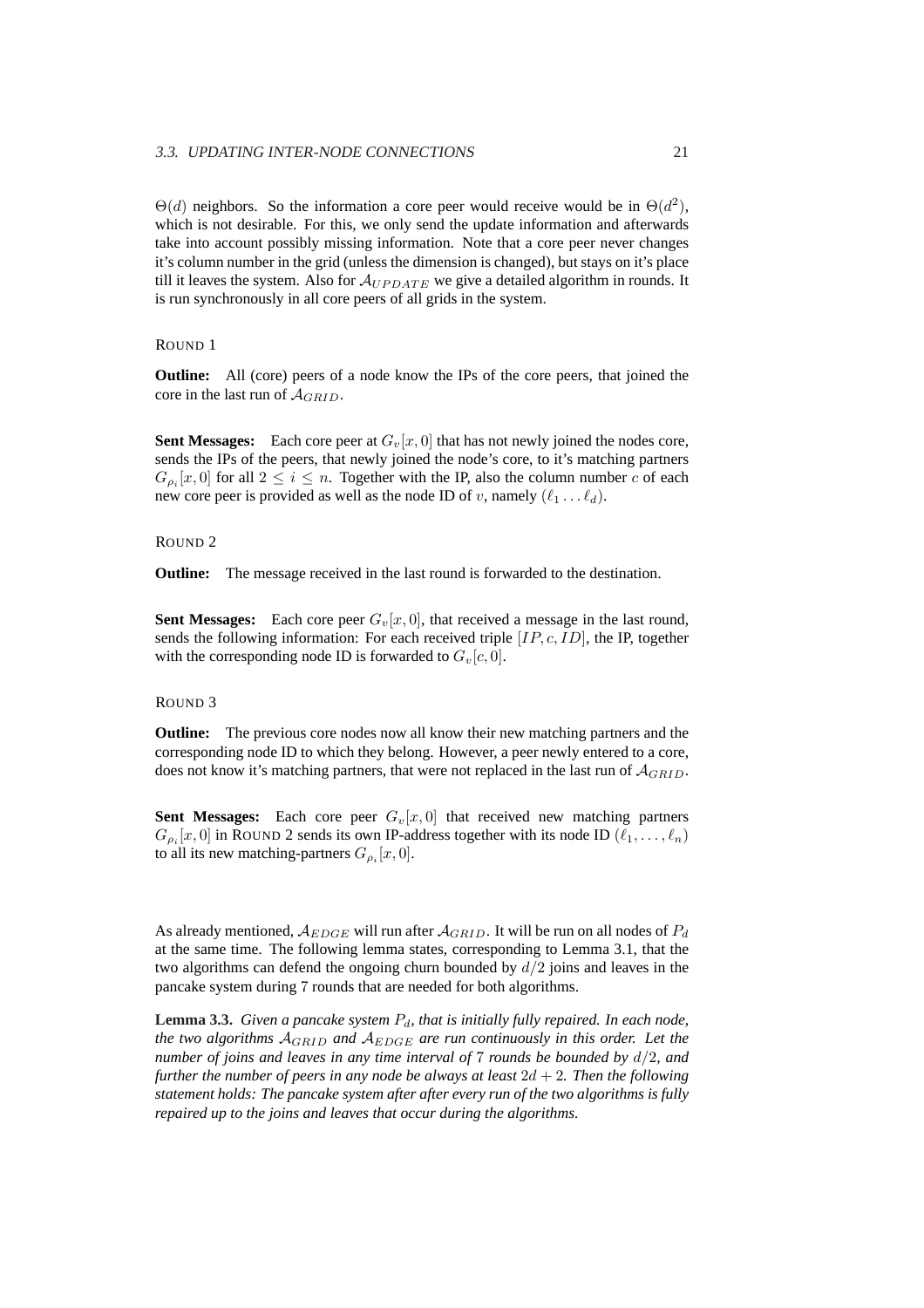$\Theta(d)$ neighbors. So the information a core peer would receive would be in $\Theta(d^2)$, which is not desirable. For this, we only send the update information and afterwards take into account possibly missing information. Note that a core peer never changes it's column number in the grid (unless the dimension is changed), but stays on it's place till it leaves the system. Also for $\mathcal{A}_{UPDATE}$ we give a detailed algorithm in rounds. It is run synchronously in all core peers of all grids in the system.

ROUND 1

**Outline:** All (core) peers of a node know the IPs of the core peers, that joined the core in the last run of $\mathcal{A}_{GRID}$.

**Sent Messages:** Each core peer at $G_v[x, 0]$ that has not newly joined the nodes core, sends the IPs of the peers, that newly joined the node's core, to it's matching partners $G_{\rho_i}[x, 0]$ for all $2 \leq i \leq n$. Together with the IP, also the column number $c$ of each new core peer is provided as well as the node ID of $v$, namely $(\ell_1 \dots \ell_d)$.

ROUND 2

**Outline:** The message received in the last round is forwarded to the destination.

**Sent Messages:** Each core peer $G_v[x, 0]$, that received a message in the last round, sends the following information: For each received triple $[IP, c, ID]$, the IP, together with the corresponding node ID is forwarded to $G_v[c, 0]$.

ROUND 3

**Outline:** The previous core nodes now all know their new matching partners and the corresponding node ID to which they belong. However, a peer newly entered to a core, does not know it's matching partners, that were not replaced in the last run of $\mathcal{A}_{GRID}$.

**Sent Messages:** Each core peer $G_v[x, 0]$ that received new matching partners $G_{\rho_i}[x, 0]$ in ROUND 2 sends its own IP-address together with its node ID $(\ell_1, \dots, \ell_n)$ to all its new matching-partners $G_{\rho_i}[x, 0]$.

As already mentioned, $\mathcal{A}_{EDGE}$ will run after $\mathcal{A}_{GRID}$. It will be run on all nodes of $P_d$ at the same time. The following lemma states, corresponding to Lemma 3.1, that the two algorithms can defend the ongoing churn bounded by $d/2$ joins and leaves in the pancake system during 7 rounds that are needed for both algorithms.

**Lemma 3.3.** *Given a pancake system $P_d$, that is initially fully repaired. In each node, the two algorithms $\mathcal{A}_{GRID}$ and $\mathcal{A}_{EDGE}$ are run continuously in this order. Let the number of joins and leaves in any time interval of 7 rounds be bounded by $d/2$, and further the number of peers in any node be always at least $2d + 2$. Then the following statement holds: The pancake system after after every run of the two algorithms is fully repaired up to the joins and leaves that occur during the algorithms.*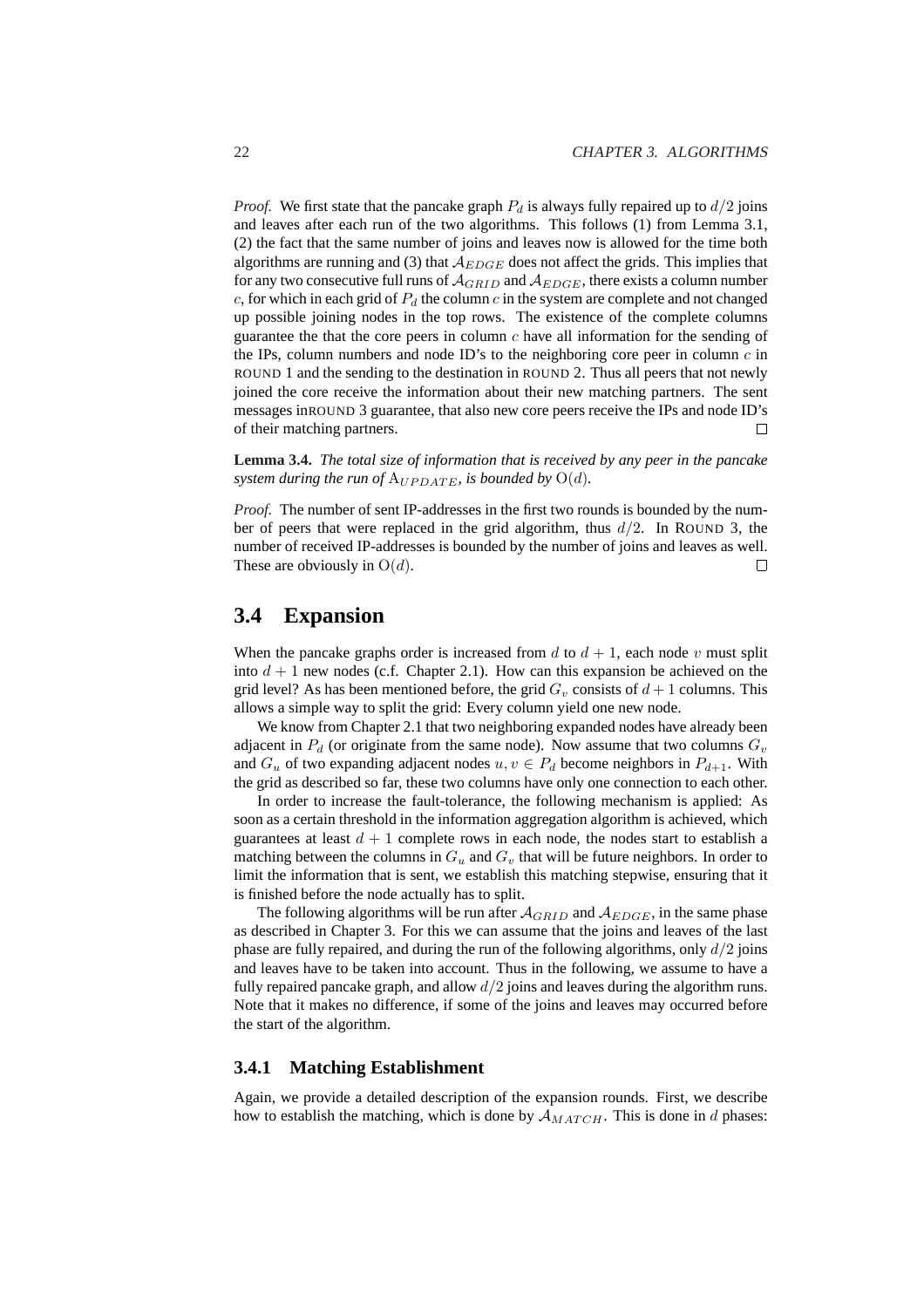*Proof.* We first state that the pancake graph $P_d$ is always fully repaired up to $d/2$ joins and leaves after each run of the two algorithms. This follows (1) from Lemma 3.1, (2) the fact that the same number of joins and leaves now is allowed for the time both algorithms are running and (3) that $\mathcal{A}_{EDGE}$ does not affect the grids. This implies that for any two consecutive full runs of $\mathcal{A}_{GRID}$ and $\mathcal{A}_{EDGE}$, there exists a column number $c$, for which in each grid of $P_d$ the column $c$ in the system are complete and not changed up possible joining nodes in the top rows. The existence of the complete columns guarantee the that the core peers in column $c$ have all information for the sending of the IPs, column numbers and node ID's to the neighboring core peer in column $c$ in ROUND 1 and the sending to the destination in ROUND 2. Thus all peers that not newly joined the core receive the information about their new matching partners. The sent messages inROUND 3 guarantee, that also new core peers receive the IPs and node ID's of their matching partners. □

**Lemma 3.4.** *The total size of information that is received by any peer in the pancake system during the run of $\mathrm{A}_{UPDATE}$, is bounded by $\mathrm{O}(d)$.*

*Proof.* The number of sent IP-addresses in the first two rounds is bounded by the number of peers that were replaced in the grid algorithm, thus $d/2$. In ROUND 3, the number of received IP-addresses is bounded by the number of joins and leaves as well. These are obviously in $\mathrm{O}(d)$. □

## 3.4 Expansion

When the pancake graphs order is increased from $d$ to $d+1$, each node $v$ must split into $d+1$ new nodes (c.f. Chapter 2.1). How can this expansion be achieved on the grid level? As has been mentioned before, the grid $G_v$ consists of $d+1$ columns. This allows a simple way to split the grid: Every column yield one new node.

We know from Chapter 2.1 that two neighboring expanded nodes have already been adjacent in $P_d$ (or originate from the same node). Now assume that two columns $G_v$ and $G_u$ of two expanding adjacent nodes $u, v \in P_d$ become neighbors in $P_{d+1}$. With the grid as described so far, these two columns have only one connection to each other.

In order to increase the fault-tolerance, the following mechanism is applied: As soon as a certain threshold in the information aggregation algorithm is achieved, which guarantees at least $d+1$ complete rows in each node, the nodes start to establish a matching between the columns in $G_u$ and $G_v$ that will be future neighbors. In order to limit the information that is sent, we establish this matching stepwise, ensuring that it is finished before the node actually has to split.

The following algorithms will be run after $\mathcal{A}_{GRID}$ and $\mathcal{A}_{EDGE}$, in the same phase as described in Chapter 3. For this we can assume that the joins and leaves of the last phase are fully repaired, and during the run of the following algorithms, only $d/2$ joins and leaves have to be taken into account. Thus in the following, we assume to have a fully repaired pancake graph, and allow $d/2$ joins and leaves during the algorithm runs. Note that it makes no difference, if some of the joins and leaves may occurred before the start of the algorithm.

### 3.4.1 Matching Establishment

Again, we provide a detailed description of the expansion rounds. First, we describe how to establish the matching, which is done by $\mathcal{A}_{MATCH}$. This is done in $d$ phases: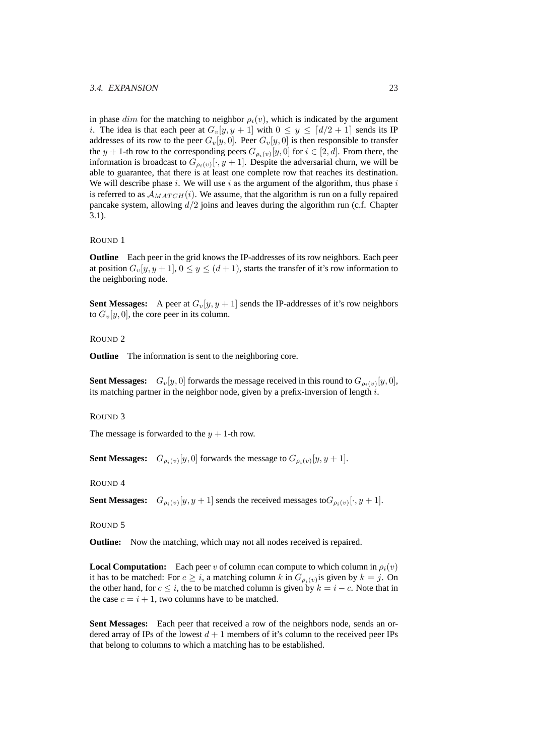in phase $dim$ for the matching to neighbor $\rho_i(v)$, which is indicated by the argument $i$. The idea is that each peer at $G_v[y, y+1]$ with $0 \leq y \leq \lceil d/2+1 \rceil$ sends its IP addresses of its row to the peer $G_v[y, 0]$. Peer $G_v[y, 0]$ is then responsible to transfer the $y+1$-th row to the corresponding peers $G_{\rho_i(v)}[y, 0]$ for $i \in [2, d]$. From there, the information is broadcast to $G_{\rho_i(v)}[\cdot, y+1]$. Despite the adversarial churn, we will be able to guarantee, that there is at least one complete row that reaches its destination. We will describe phase $i$. We will use $i$ as the argument of the algorithm, thus phase $i$ is referred to as $\mathcal{A}_{MATCH}(i)$. We assume, that the algorithm is run on a fully repaired pancake system, allowing $d/2$ joins and leaves during the algorithm run (c.f. Chapter 3.1).

ROUND 1

**Outline** Each peer in the grid knows the IP-addresses of its row neighbors. Each peer at position $G_v[y, y+1]$, $0 \leq y \leq (d+1)$, starts the transfer of it's row information to the neighboring node.

**Sent Messages:** A peer at $G_v[y, y+1]$ sends the IP-addresses of it's row neighbors to $G_v[y, 0]$, the core peer in its column.

ROUND 2

**Outline** The information is sent to the neighboring core.

**Sent Messages:** $G_v[y, 0]$ forwards the message received in this round to $G_{\rho_i(v)}[y, 0]$, its matching partner in the neighbor node, given by a prefix-inversion of length $i$.

ROUND 3

The message is forwarded to the $y+1$-th row.

**Sent Messages:** $G_{\rho_i(v)}[y, 0]$ forwards the message to $G_{\rho_i(v)}[y, y+1]$.

ROUND 4

**Sent Messages:** $G_{\rho_i(v)}[y, y+1]$ sends the received messages to$G_{\rho_i(v)}[\cdot, y+1]$.

ROUND 5

**Outline:** Now the matching, which may not all nodes received is repaired.

**Local Computation:** Each peer $v$ of column $c$can compute to which column in $\rho_i(v)$ it has to be matched: For $c \geq i$, a matching column $k$ in $G_{\rho_i(v)}$is given by $k = j$. On the other hand, for $c \leq i$, the to be matched column is given by $k = i - c$. Note that in the case $c = i + 1$, two columns have to be matched.

**Sent Messages:** Each peer that received a row of the neighbors node, sends an ordered array of IPs of the lowest $d+1$ members of it's column to the received peer IPs that belong to columns to which a matching has to be established.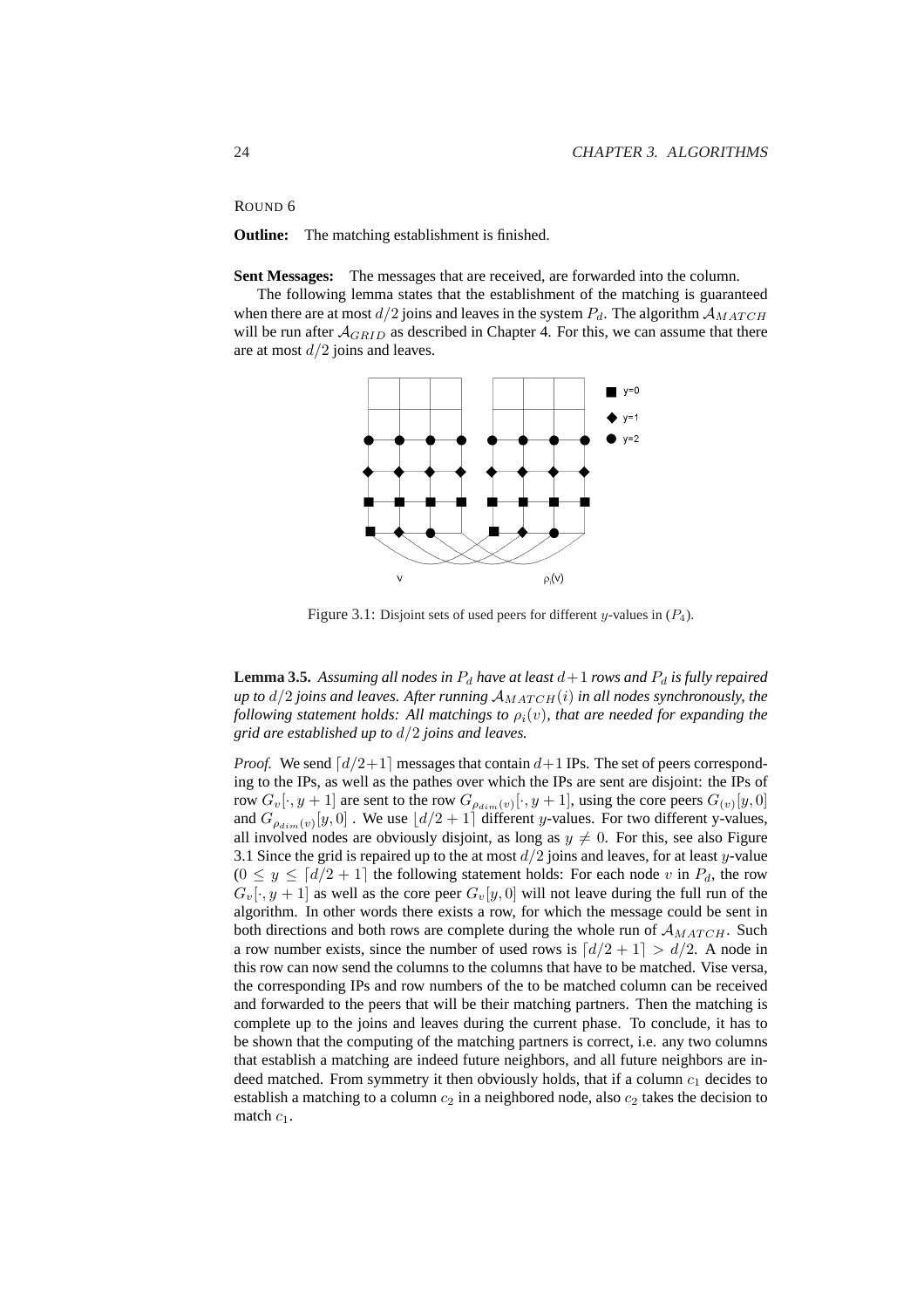ROUND 6

**Outline:** The matching establishment is finished.

**Sent Messages:** The messages that are received, are forwarded into the column.

The following lemma states that the establishment of the matching is guaranteed when there are at most $d/2$ joins and leaves in the system $P_d$. The algorithm $\mathcal{A}_{MATCH}$ will be run after $\mathcal{A}_{GRID}$ as described in Chapter 4. For this, we can assume that there are at most $d/2$ joins and leaves.

Figure 3.1: Disjoint sets of used peers for different $y$-values in ($P_4$).

**Lemma 3.5.** *Assuming all nodes in $P_d$ have at least $d+1$ rows and $P_d$ is fully repaired up to $d/2$ joins and leaves. After running $\mathcal{A}_{MATCH}(i)$ in all nodes synchronously, the following statement holds: All matchings to $\rho_i(v)$, that are needed for expanding the grid are established up to $d/2$ joins and leaves.*

*Proof.* We send $\lceil d/2+1 \rceil$ messages that contain $d+1$ IPs. The set of peers corresponding to the IPs, as well as the pathes over which the IPs are sent are disjoint: the IPs of row $G_v[\cdot, y+1]$ are sent to the row $G_{\rho_{dim}(v)}[\cdot, y+1]$, using the core peers $G_{(v)}[y, 0]$ and $G_{\rho_{dim}(v)}[y, 0]$ . We use $\lfloor d/2+1 \rceil$ different $y$-values. For two different y-values, all involved nodes are obviously disjoint, as long as $y \neq 0$. For this, see also Figure 3.1 Since the grid is repaired up to the at most $d/2$ joins and leaves, for at least $y$-value ($0 \leq y \leq \lceil d/2+1 \rceil$ the following statement holds: For each node $v$ in $P_d$, the row $G_v[\cdot, y+1]$ as well as the core peer $G_v[y, 0]$ will not leave during the full run of the algorithm. In other words there exists a row, for which the message could be sent in both directions and both rows are complete during the whole run of $\mathcal{A}_{MATCH}$. Such a row number exists, since the number of used rows is $\lceil d/2+1 \rceil > d/2$. A node in this row can now send the columns to the columns that have to be matched. Vise versa, the corresponding IPs and row numbers of the to be matched column can be received and forwarded to the peers that will be their matching partners. Then the matching is complete up to the joins and leaves during the current phase. To conclude, it has to be shown that the computing of the matching partners is correct, i.e. any two columns that establish a matching are indeed future neighbors, and all future neighbors are indeed matched. From symmetry it then obviously holds, that if a column $c_1$ decides to establish a matching to a column $c_2$ in a neighbored node, also $c_2$ takes the decision to match $c_1$.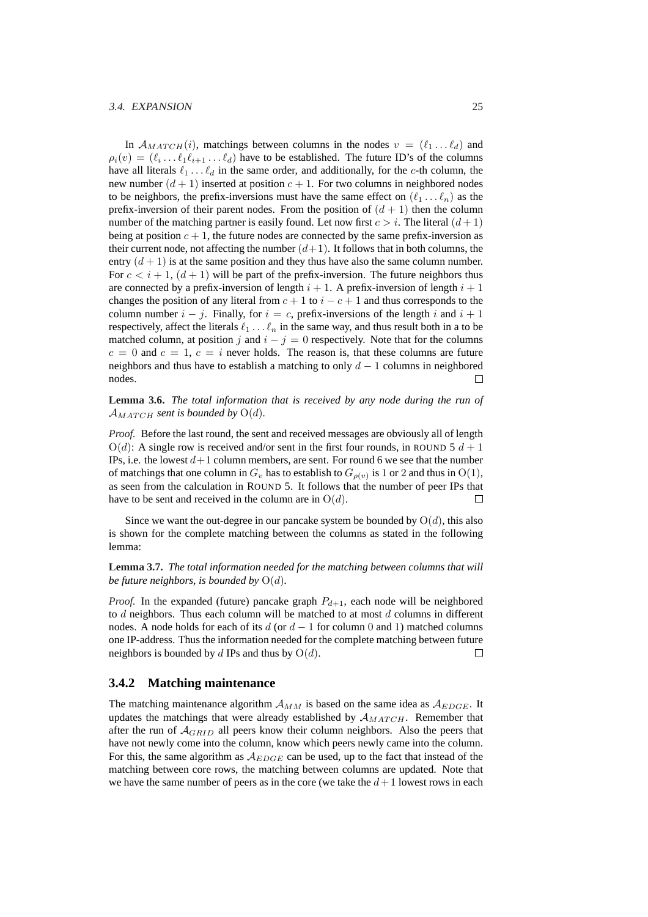In $\mathcal{A}_{MATCH}(i)$, matchings between columns in the nodes $v = (\ell_1 \dots \ell_d)$ and $\rho_i(v) = (\ell_i \dots \ell_1 \ell_{i+1} \dots \ell_d)$ have to be established. The future ID's of the columns have all literals $\ell_1 \dots \ell_d$ in the same order, and additionally, for the $c$-th column, the new number $(d+1)$ inserted at position $c+1$. For two columns in neighbored nodes to be neighbors, the prefix-inversions must have the same effect on $(\ell_1 \dots \ell_n)$ as the prefix-inversion of their parent nodes. From the position of $(d+1)$ then the column number of the matching partner is easily found. Let now first $c > i$. The literal $(d+1)$ being at position $c+1$, the future nodes are connected by the same prefix-inversion as their current node, not affecting the number $(d+1)$. It follows that in both columns, the entry $(d+1)$ is at the same position and they thus have also the same column number. For $c < i+1$, $(d+1)$ will be part of the prefix-inversion. The future neighbors thus are connected by a prefix-inversion of length $i+1$. A prefix-inversion of length $i+1$ changes the position of any literal from $c+1$ to $i-c+1$ and thus corresponds to the column number $i-j$. Finally, for $i = c$, prefix-inversions of the length $i$ and $i+1$ respectively, affect the literals $\ell_1 \dots \ell_n$ in the same way, and thus result both in a to be matched column, at position $j$ and $i - j = 0$ respectively. Note that for the columns $c = 0$ and $c = 1$, $c = i$ never holds. The reason is, that these columns are future neighbors and thus have to establish a matching to only $d-1$ columns in neighbored nodes. $\square$

**Lemma 3.6.** *The total information that is received by any node during the run of $\mathcal{A}_{MATCH}$ sent is bounded by $O(d)$.*

*Proof.* Before the last round, the sent and received messages are obviously all of length $O(d)$: A single row is received and/or sent in the first four rounds, in ROUND 5 $d+1$ IPs, i.e. the lowest $d+1$ column members, are sent. For round 6 we see that the number of matchings that one column in $G_v$ has to establish to $G_{\rho(v)}$ is 1 or 2 and thus in $O(1)$, as seen from the calculation in ROUND 5. It follows that the number of peer IPs that have to be sent and received in the column are in $O(d)$. $\square$

Since we want the out-degree in our pancake system be bounded by $O(d)$, this also is shown for the complete matching between the columns as stated in the following lemma:

**Lemma 3.7.** *The total information needed for the matching between columns that will be future neighbors, is bounded by $O(d)$.*

*Proof.* In the expanded (future) pancake graph $P_{d+1}$, each node will be neighbored to $d$ neighbors. Thus each column will be matched to at most $d$ columns in different nodes. A node holds for each of its $d$ (or $d-1$ for column 0 and 1) matched columns one IP-address. Thus the information needed for the complete matching between future neighbors is bounded by $d$ IPs and thus by $O(d)$. $\square$

### 3.4.2 Matching maintenance

The matching maintenance algorithm $\mathcal{A}_{MM}$ is based on the same idea as $\mathcal{A}_{EDGE}$. It updates the matchings that were already established by $\mathcal{A}_{MATCH}$. Remember that after the run of $\mathcal{A}_{GRID}$ all peers know their column neighbors. Also the peers that have not newly come into the column, know which peers newly came into the column. For this, the same algorithm as $\mathcal{A}_{EDGE}$ can be used, up to the fact that instead of the matching between core rows, the matching between columns are updated. Note that we have the same number of peers as in the core (we take the $d+1$ lowest rows in each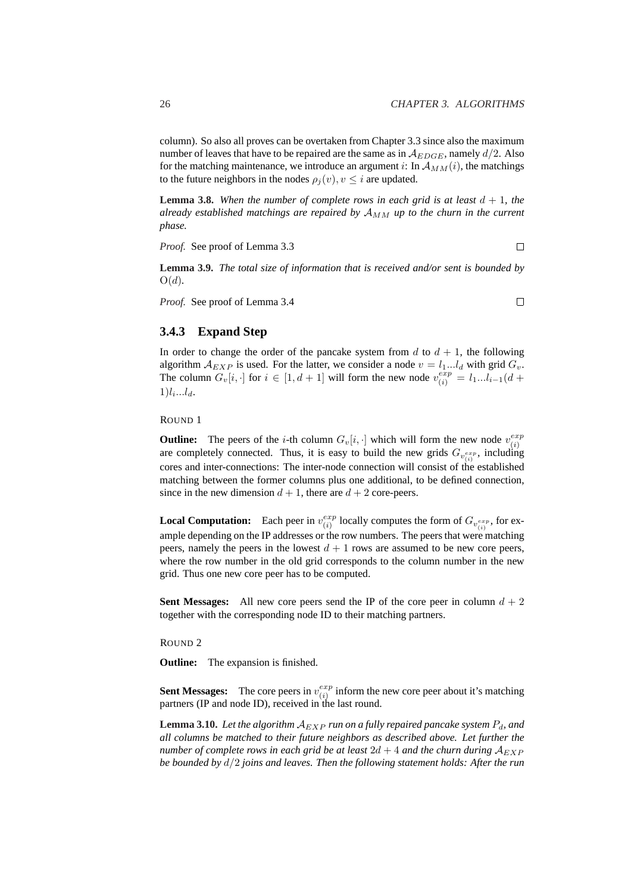column). So also all proves can be overtaken from Chapter 3.3 since also the maximum number of leaves that have to be repaired are the same as in $\mathcal{A}_{EDGE}$, namely $d/2$. Also for the matching maintenance, we introduce an argument $i$: In $\mathcal{A}_{MM}(i)$, the matchings to the future neighbors in the nodes $\rho_j(v), v \leq i$ are updated.

**Lemma 3.8.** *When the number of complete rows in each grid is at least $d+1$, the already established matchings are repaired by $\mathcal{A}_{MM}$ up to the churn in the current phase.*

*Proof.* See proof of Lemma 3.3 □

**Lemma 3.9.** *The total size of information that is received and/or sent is bounded by* $\mathrm{O}(d)$.

*Proof.* See proof of Lemma 3.4 □

### 3.4.3 Expand Step

In order to change the order of the pancake system from $d$ to $d+1$, the following algorithm $\mathcal{A}_{EXP}$ is used. For the latter, we consider a node $v = l_1...l_d$ with grid $G_v$. The column $G_v[i,\cdot]$ for $i \in [1, d+1]$ will form the new node $v_{(i)}^{exp} = l_1...l_{i-1}(d+1)l_i...l_d$.

ROUND 1

**Outline:** The peers of the $i$-th column $G_v[i,\cdot]$ which will form the new node $v_{(i)}^{exp}$ are completely connected. Thus, it is easy to build the new grids $G_{v_{(i)}^{exp}}$, including cores and inter-connections: The inter-node connection will consist of the established matching between the former columns plus one additional, to be defined connection, since in the new dimension $d+1$, there are $d+2$ core-peers.

**Local Computation:** Each peer in $v_{(i)}^{exp}$ locally computes the form of $G_{v_{(i)}^{exp}}$, for example depending on the IP addresses or the row numbers. The peers that were matching peers, namely the peers in the lowest $d+1$ rows are assumed to be new core peers, where the row number in the old grid corresponds to the column number in the new grid. Thus one new core peer has to be computed.

**Sent Messages:** All new core peers send the IP of the core peer in column $d+2$ together with the corresponding node ID to their matching partners.

ROUND 2

**Outline:** The expansion is finished.

**Sent Messages:** The core peers in $v_{(i)}^{exp}$ inform the new core peer about it's matching partners (IP and node ID), received in the last round.

**Lemma 3.10.** *Let the algorithm $\mathcal{A}_{EXP}$ run on a fully repaired pancake system $P_d$, and all columns be matched to their future neighbors as described above. Let further the number of complete rows in each grid be at least $2d+4$ and the churn during $\mathcal{A}_{EXP}$ be bounded by $d/2$ joins and leaves. Then the following statement holds: After the run*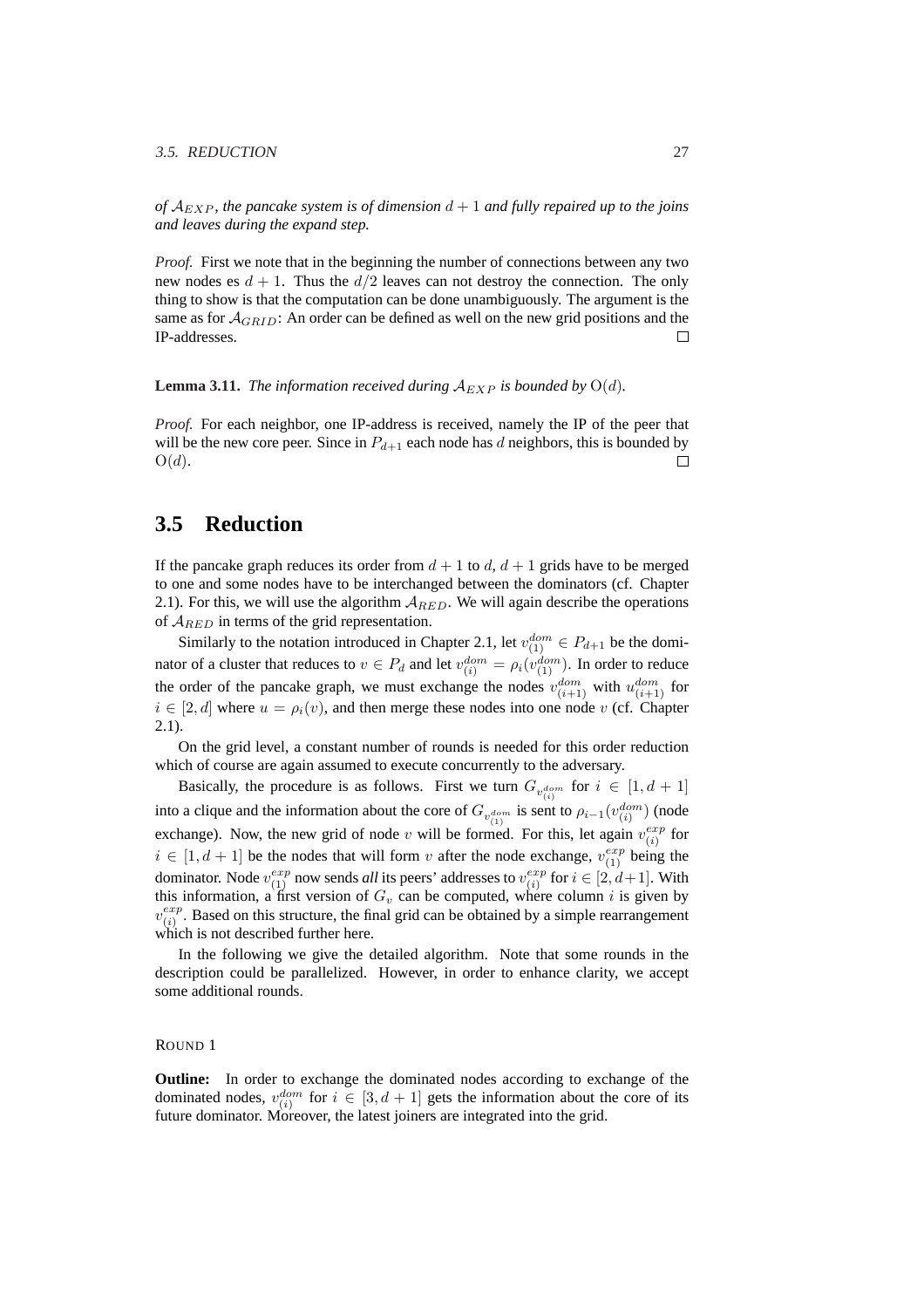*of $\mathcal{A}_{EXP}$, the pancake system is of dimension $d+1$ and fully repaired up to the joins and leaves during the expand step.*

*Proof.* First we note that in the beginning the number of connections between any two new nodes es $d+1$. Thus the $d/2$ leaves can not destroy the connection. The only thing to show is that the computation can be done unambiguously. The argument is the same as for $\mathcal{A}_{GRID}$: An order can be defined as well on the new grid positions and the IP-addresses. $\square$

**Lemma 3.11.** *The information received during $\mathcal{A}_{EXP}$ is bounded by $\mathrm{O}(d)$.*

*Proof.* For each neighbor, one IP-address is received, namely the IP of the peer that will be the new core peer. Since in $P_{d+1}$ each node has $d$ neighbors, this is bounded by $\mathrm{O}(d)$. $\square$

## 3.5 Reduction

If the pancake graph reduces its order from $d+1$ to $d$, $d+1$ grids have to be merged to one and some nodes have to be interchanged between the dominators (cf. Chapter 2.1). For this, we will use the algorithm $\mathcal{A}_{RED}$. We will again describe the operations of $\mathcal{A}_{RED}$ in terms of the grid representation.

Similarly to the notation introduced in Chapter 2.1, let $v_{(1)}^{dom} \in P_{d+1}$ be the dominator of a cluster that reduces to $v \in P_d$ and let $v_{(i)}^{dom} = \rho_i(v_{(1)}^{dom})$. In order to reduce the order of the pancake graph, we must exchange the nodes $v_{(i+1)}^{dom}$ with $u_{(i+1)}^{dom}$ for $i \in [2, d]$ where $u = \rho_i(v)$, and then merge these nodes into one node $v$ (cf. Chapter 2.1).

On the grid level, a constant number of rounds is needed for this order reduction which of course are again assumed to execute concurrently to the adversary.

Basically, the procedure is as follows. First we turn $G_{v_{(i)}^{dom}}$ for $i \in [1, d+1]$ into a clique and the information about the core of $G_{v_{(1)}^{dom}}$ is sent to $\rho_{i-1}(v_{(i)}^{dom})$ (node exchange). Now, the new grid of node $v$ will be formed. For this, let again $v_{(i)}^{exp}$ for $i \in [1, d+1]$ be the nodes that will form $v$ after the node exchange, $v_{(1)}^{exp}$ being the dominator. Node $v_{(1)}^{exp}$ now sends *all* its peers' addresses to $v_{(i)}^{exp}$ for $i \in [2, d+1]$. With this information, a first version of $G_v$ can be computed, where column $i$ is given by $v_{(i)}^{exp}$. Based on this structure, the final grid can be obtained by a simple rearrangement which is not described further here.

In the following we give the detailed algorithm. Note that some rounds in the description could be parallelized. However, in order to enhance clarity, we accept some additional rounds.

ROUND 1

**Outline:** In order to exchange the dominated nodes according to exchange of the dominated nodes, $v_{(i)}^{dom}$ for $i \in [3, d+1]$ gets the information about the core of its future dominator. Moreover, the latest joiners are integrated into the grid.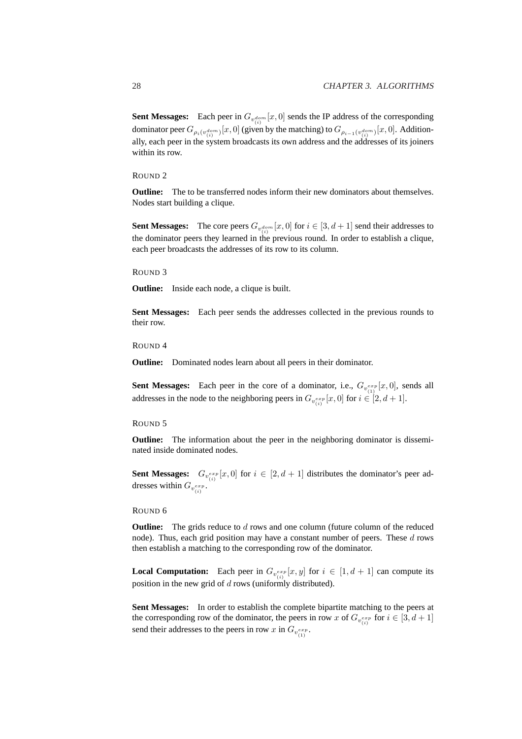**Sent Messages:** Each peer in $G_{v_{(i)}^{dom}}[x,0]$ sends the IP address of the corresponding dominator peer $G_{\rho_i(v_{(i)}^{dom})}[x,0]$ (given by the matching) to $G_{\rho_{i-1}(v_{(i)}^{dom})}[x,0]$. Additionally, each peer in the system broadcasts its own address and the addresses of its joiners within its row.

ROUND 2

**Outline:** The to be transferred nodes inform their new dominators about themselves. Nodes start building a clique.

**Sent Messages:** The core peers $G_{v_{(i)}^{dom}}[x,0]$ for $i \in [3, d+1]$ send their addresses to the dominator peers they learned in the previous round. In order to establish a clique, each peer broadcasts the addresses of its row to its column.

ROUND 3

**Outline:** Inside each node, a clique is built.

**Sent Messages:** Each peer sends the addresses collected in the previous rounds to their row.

ROUND 4

**Outline:** Dominated nodes learn about all peers in their dominator.

**Sent Messages:** Each peer in the core of a dominator, i.e., $G_{v_{(1)}^{exp}}[x,0]$, sends all addresses in the node to the neighboring peers in $G_{v_{(i)}^{exp}}[x,0]$ for $i \in [2, d+1]$.

ROUND 5

**Outline:** The information about the peer in the neighboring dominator is disseminated inside dominated nodes.

**Sent Messages:** $G_{v_{(i)}^{exp}}[x,0]$ for $i \in [2, d+1]$ distributes the dominator's peer addresses within $G_{v_{(i)}^{exp}}$.

ROUND 6

**Outline:** The grids reduce to $d$ rows and one column (future column of the reduced node). Thus, each grid position may have a constant number of peers. These $d$ rows then establish a matching to the corresponding row of the dominator.

**Local Computation:** Each peer in $G_{v_{(i)}^{exp}}[x,y]$ for $i \in [1, d+1]$ can compute its position in the new grid of $d$ rows (uniformly distributed).

**Sent Messages:** In order to establish the complete bipartite matching to the peers at the corresponding row of the dominator, the peers in row $x$ of $G_{v_{(i)}^{exp}}$ for $i \in [3, d+1]$ send their addresses to the peers in row $x$ in $G_{v_{(1)}^{exp}}$.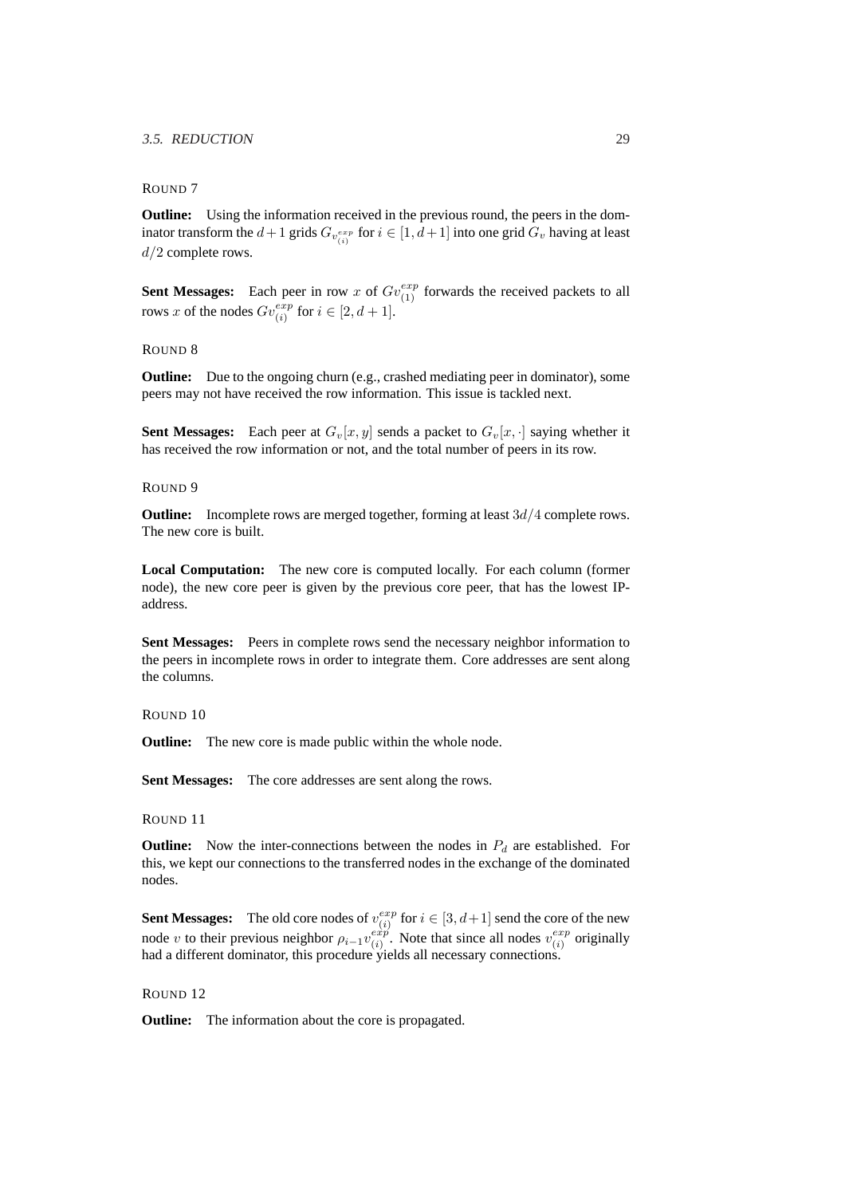ROUND 7

**Outline:** Using the information received in the previous round, the peers in the dominator transform the $d+1$ grids $G_{v_{(i)}^{exp}}$ for $i \in [1, d+1]$ into one grid $G_v$ having at least $d/2$ complete rows.

**Sent Messages:** Each peer in row $x$ of $Gv_{(1)}^{exp}$ forwards the received packets to all rows $x$ of the nodes $Gv_{(i)}^{exp}$ for $i \in [2, d+1]$.

ROUND 8

**Outline:** Due to the ongoing churn (e.g., crashed mediating peer in dominator), some peers may not have received the row information. This issue is tackled next.

**Sent Messages:** Each peer at $G_v[x, y]$ sends a packet to $G_v[x, \cdot]$ saying whether it has received the row information or not, and the total number of peers in its row.

ROUND 9

**Outline:** Incomplete rows are merged together, forming at least $3d/4$ complete rows. The new core is built.

**Local Computation:** The new core is computed locally. For each column (former node), the new core peer is given by the previous core peer, that has the lowest IP-address.

**Sent Messages:** Peers in complete rows send the necessary neighbor information to the peers in incomplete rows in order to integrate them. Core addresses are sent along the columns.

ROUND 10

**Outline:** The new core is made public within the whole node.

**Sent Messages:** The core addresses are sent along the rows.

ROUND 11

**Outline:** Now the inter-connections between the nodes in $P_d$ are established. For this, we kept our connections to the transferred nodes in the exchange of the dominated nodes.

**Sent Messages:** The old core nodes of $v_{(i)}^{exp}$ for $i \in [3, d+1]$ send the core of the new node $v$ to their previous neighbor $\rho_{i-1}v_{(i)}^{exp}$. Note that since all nodes $v_{(i)}^{exp}$ originally had a different dominator, this procedure yields all necessary connections.

ROUND 12

**Outline:** The information about the core is propagated.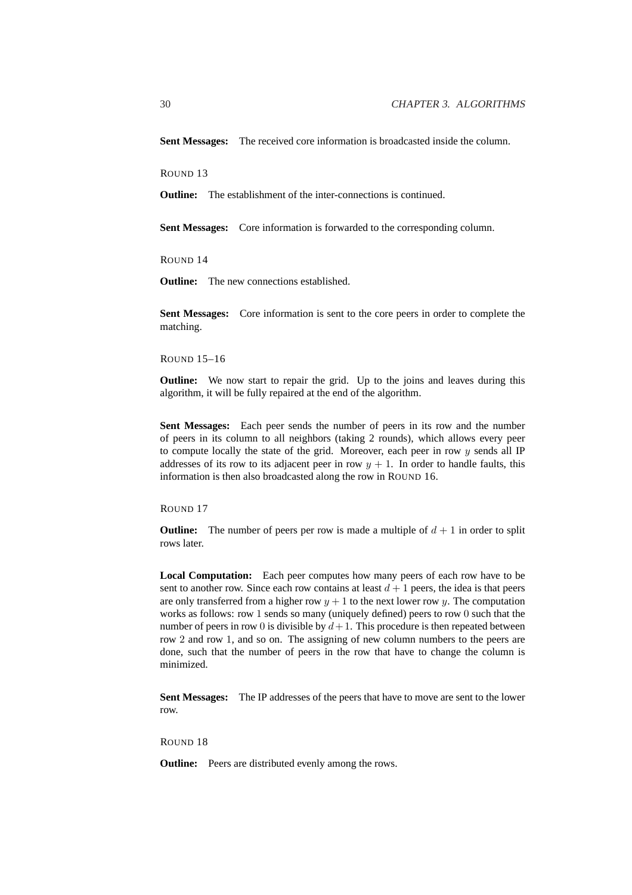**Sent Messages:** The received core information is broadcasted inside the column.

ROUND 13

**Outline:** The establishment of the inter-connections is continued.

**Sent Messages:** Core information is forwarded to the corresponding column.

ROUND 14

**Outline:** The new connections established.

**Sent Messages:** Core information is sent to the core peers in order to complete the matching.

ROUND 15–16

**Outline:** We now start to repair the grid. Up to the joins and leaves during this algorithm, it will be fully repaired at the end of the algorithm.

**Sent Messages:** Each peer sends the number of peers in its row and the number of peers in its column to all neighbors (taking 2 rounds), which allows every peer to compute locally the state of the grid. Moreover, each peer in row $y$ sends all IP addresses of its row to its adjacent peer in row $y + 1$. In order to handle faults, this information is then also broadcasted along the row in ROUND 16.

ROUND 17

**Outline:** The number of peers per row is made a multiple of $d + 1$ in order to split rows later.

**Local Computation:** Each peer computes how many peers of each row have to be sent to another row. Since each row contains at least $d + 1$ peers, the idea is that peers are only transferred from a higher row $y + 1$ to the next lower row $y$. The computation works as follows: row 1 sends so many (uniquely defined) peers to row 0 such that the number of peers in row 0 is divisible by $d+1$. This procedure is then repeated between row 2 and row 1, and so on. The assigning of new column numbers to the peers are done, such that the number of peers in the row that have to change the column is minimized.

**Sent Messages:** The IP addresses of the peers that have to move are sent to the lower row.

ROUND 18

**Outline:** Peers are distributed evenly among the rows.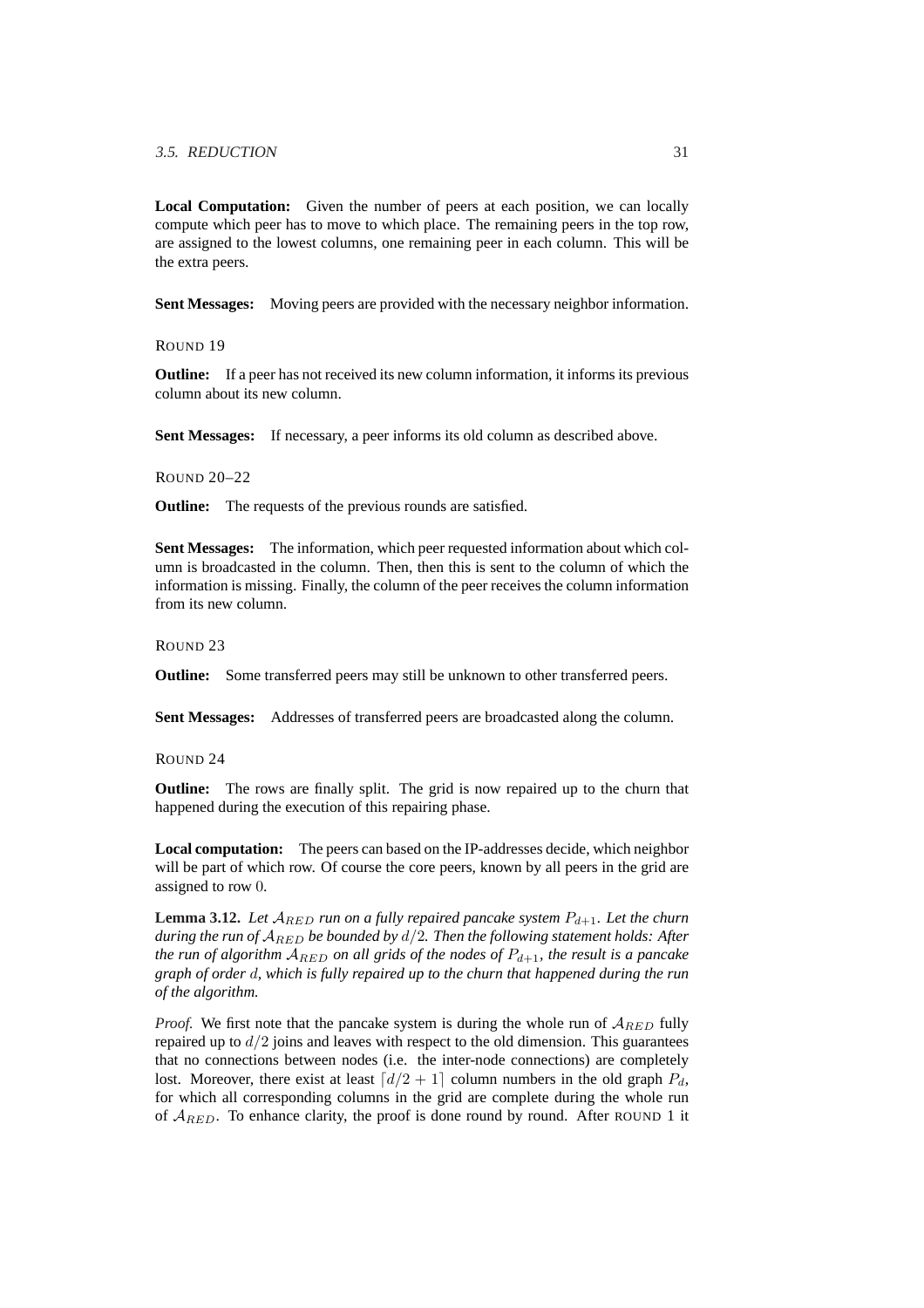**Local Computation:** Given the number of peers at each position, we can locally compute which peer has to move to which place. The remaining peers in the top row, are assigned to the lowest columns, one remaining peer in each column. This will be the extra peers.

**Sent Messages:** Moving peers are provided with the necessary neighbor information.

ROUND 19

**Outline:** If a peer has not received its new column information, it informs its previous column about its new column.

**Sent Messages:** If necessary, a peer informs its old column as described above.

ROUND 20–22

**Outline:** The requests of the previous rounds are satisfied.

**Sent Messages:** The information, which peer requested information about which column is broadcasted in the column. Then, then this is sent to the column of which the information is missing. Finally, the column of the peer receives the column information from its new column.

ROUND 23

**Outline:** Some transferred peers may still be unknown to other transferred peers.

**Sent Messages:** Addresses of transferred peers are broadcasted along the column.

ROUND 24

**Outline:** The rows are finally split. The grid is now repaired up to the churn that happened during the execution of this repairing phase.

**Local computation:** The peers can based on the IP-addresses decide, which neighbor will be part of which row. Of course the core peers, known by all peers in the grid are assigned to row $0$.

**Lemma 3.12.** *Let $\mathcal{A}_{RED}$ run on a fully repaired pancake system $P_{d+1}$. Let the churn during the run of $\mathcal{A}_{RED}$ be bounded by $d/2$. Then the following statement holds: After the run of algorithm $\mathcal{A}_{RED}$ on all grids of the nodes of $P_{d+1}$, the result is a pancake graph of order $d$, which is fully repaired up to the churn that happened during the run of the algorithm.*

*Proof.* We first note that the pancake system is during the whole run of $\mathcal{A}_{RED}$ fully repaired up to $d/2$ joins and leaves with respect to the old dimension. This guarantees that no connections between nodes (i.e. the inter-node connections) are completely lost. Moreover, there exist at least $\lceil d/2+1 \rceil$ column numbers in the old graph $P_d$, for which all corresponding columns in the grid are complete during the whole run of $\mathcal{A}_{RED}$. To enhance clarity, the proof is done round by round. After ROUND 1 it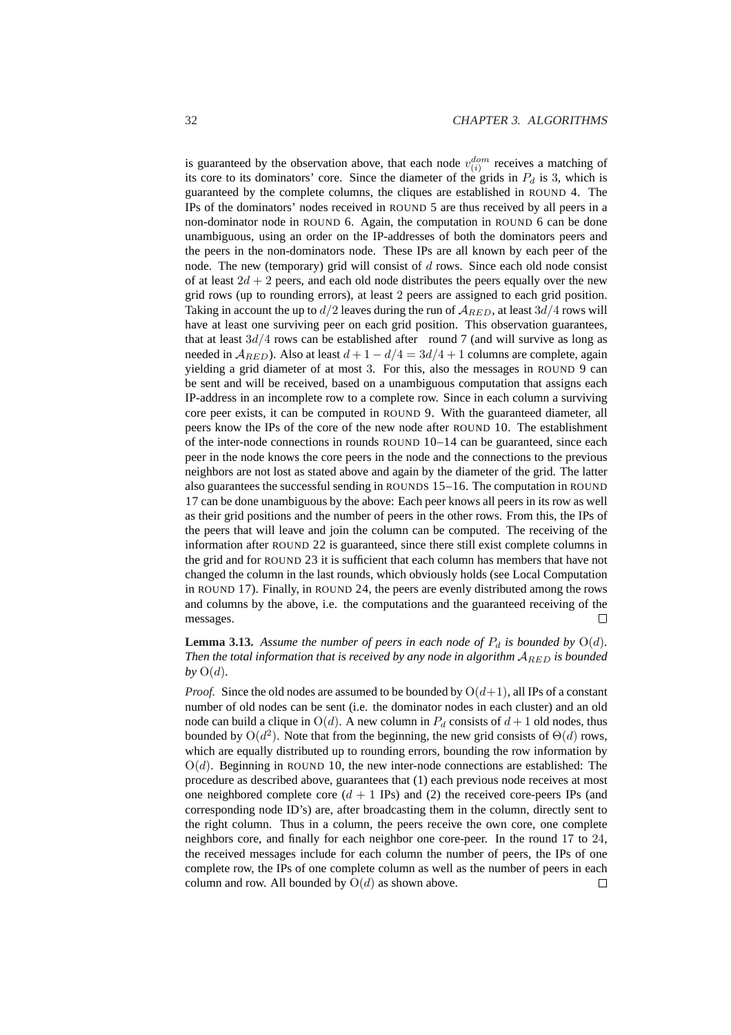is guaranteed by the observation above, that each node $v_{(i)}^{dom}$ receives a matching of its core to its dominators' core. Since the diameter of the grids in $P_d$ is 3, which is guaranteed by the complete columns, the cliques are established in ROUND 4. The IPs of the dominators' nodes received in ROUND 5 are thus received by all peers in a non-dominator node in ROUND 6. Again, the computation in ROUND 6 can be done unambiguous, using an order on the IP-addresses of both the dominators peers and the peers in the non-dominators node. These IPs are all known by each peer of the node. The new (temporary) grid will consist of $d$ rows. Since each old node consist of at least $2d + 2$ peers, and each old node distributes the peers equally over the new grid rows (up to rounding errors), at least 2 peers are assigned to each grid position. Taking in account the up to $d/2$ leaves during the run of $\mathcal{A}_{RED}$, at least $3d/4$ rows will have at least one surviving peer on each grid position. This observation guarantees, that at least $3d/4$ rows can be established after round 7 (and will survive as long as needed in $\mathcal{A}_{RED}$). Also at least $d + 1 - d/4 = 3d/4 + 1$ columns are complete, again yielding a grid diameter of at most 3. For this, also the messages in ROUND 9 can be sent and will be received, based on a unambiguous computation that assigns each IP-address in an incomplete row to a complete row. Since in each column a surviving core peer exists, it can be computed in ROUND 9. With the guaranteed diameter, all peers know the IPs of the core of the new node after ROUND 10. The establishment of the inter-node connections in rounds ROUND 10–14 can be guaranteed, since each peer in the node knows the core peers in the node and the connections to the previous neighbors are not lost as stated above and again by the diameter of the grid. The latter also guarantees the successful sending in ROUNDS 15–16. The computation in ROUND 17 can be done unambiguous by the above: Each peer knows all peers in its row as well as their grid positions and the number of peers in the other rows. From this, the IPs of the peers that will leave and join the column can be computed. The receiving of the information after ROUND 22 is guaranteed, since there still exist complete columns in the grid and for ROUND 23 it is sufficient that each column has members that have not changed the column in the last rounds, which obviously holds (see Local Computation in ROUND 17). Finally, in ROUND 24, the peers are evenly distributed among the rows and columns by the above, i.e. the computations and the guaranteed receiving of the messages. □

**Lemma 3.13.** *Assume the number of peers in each node of $P_d$ is bounded by $\mathrm{O}(d)$. Then the total information that is received by any node in algorithm $\mathcal{A}_{RED}$ is bounded by $\mathrm{O}(d)$.*

*Proof.* Since the old nodes are assumed to be bounded by $\mathrm{O}(d+1)$, all IPs of a constant number of old nodes can be sent (i.e. the dominator nodes in each cluster) and an old node can build a clique in $\mathrm{O}(d)$. A new column in $P_d$ consists of $d + 1$ old nodes, thus bounded by $\mathrm{O}(d^2)$. Note that from the beginning, the new grid consists of $\Theta(d)$ rows, which are equally distributed up to rounding errors, bounding the row information by $\mathrm{O}(d)$. Beginning in ROUND 10, the new inter-node connections are established: The procedure as described above, guarantees that (1) each previous node receives at most one neighbored complete core ($d + 1$ IPs) and (2) the received core-peers IPs (and corresponding node ID's) are, after broadcasting them in the column, directly sent to the right column. Thus in a column, the peers receive the own core, one complete neighbors core, and finally for each neighbor one core-peer. In the round 17 to 24, the received messages include for each column the number of peers, the IPs of one complete row, the IPs of one complete column as well as the number of peers in each column and row. All bounded by $\mathrm{O}(d)$ as shown above. □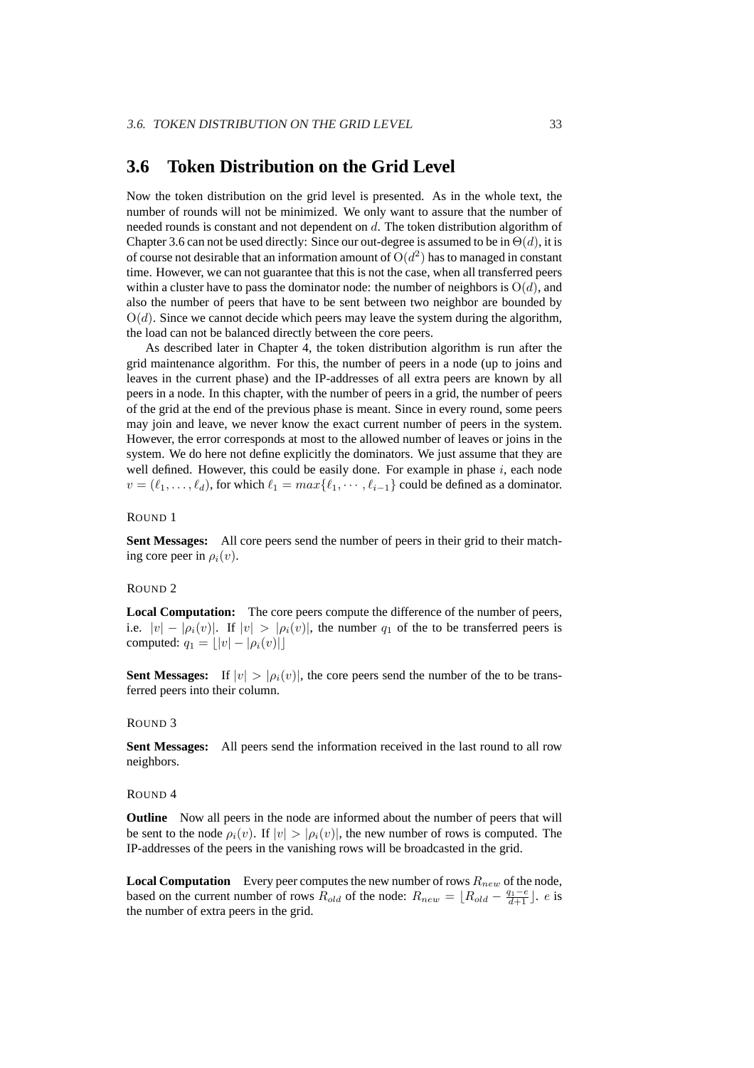## 3.6 Token Distribution on the Grid Level

Now the token distribution on the grid level is presented. As in the whole text, the number of rounds will not be minimized. We only want to assure that the number of needed rounds is constant and not dependent on $d$. The token distribution algorithm of Chapter 3.6 can not be used directly: Since our out-degree is assumed to be in $\Theta(d)$, it is of course not desirable that an information amount of $O(d^2)$ has to managed in constant time. However, we can not guarantee that this is not the case, when all transferred peers within a cluster have to pass the dominator node: the number of neighbors is $O(d)$, and also the number of peers that have to be sent between two neighbor are bounded by $O(d)$. Since we cannot decide which peers may leave the system during the algorithm, the load can not be balanced directly between the core peers.

As described later in Chapter 4, the token distribution algorithm is run after the grid maintenance algorithm. For this, the number of peers in a node (up to joins and leaves in the current phase) and the IP-addresses of all extra peers are known by all peers in a node. In this chapter, with the number of peers in a grid, the number of peers of the grid at the end of the previous phase is meant. Since in every round, some peers may join and leave, we never know the exact current number of peers in the system. However, the error corresponds at most to the allowed number of leaves or joins in the system. We do here not define explicitly the dominators. We just assume that they are well defined. However, this could be easily done. For example in phase $i$, each node $v = (\ell_1, \ldots, \ell_d)$, for which $\ell_1 = max\{\ell_1, \cdots, \ell_{i-1}\}$ could be defined as a dominator.

ROUND 1

**Sent Messages:** All core peers send the number of peers in their grid to their matching core peer in $\rho_i(v)$.

ROUND 2

**Local Computation:** The core peers compute the difference of the number of peers, i.e. $|v| - |\rho_i(v)|$. If $|v| > |\rho_i(v)|$, the number $q_1$ of the to be transferred peers is computed: $q_1 = \lfloor |v| - |\rho_i(v)| \rfloor$

**Sent Messages:** If $|v| > |\rho_i(v)|$, the core peers send the number of the to be transferred peers into their column.

ROUND 3

**Sent Messages:** All peers send the information received in the last round to all row neighbors.

ROUND 4

**Outline** Now all peers in the node are informed about the number of peers that will be sent to the node $\rho_i(v)$. If $|v| > |\rho_i(v)|$, the new number of rows is computed. The IP-addresses of the peers in the vanishing rows will be broadcasted in the grid.

**Local Computation** Every peer computes the new number of rows $R_{new}$ of the node, based on the current number of rows $R_{old}$ of the node: $R_{new} = \lfloor R_{old} - \frac{q_1 - e}{d+1} \rfloor$. $e$ is the number of extra peers in the grid.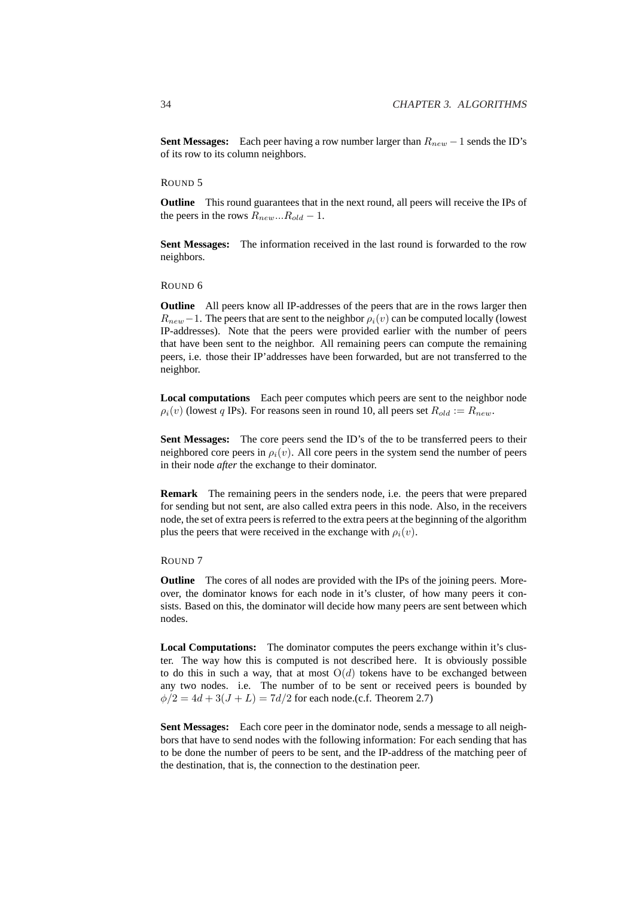**Sent Messages:** Each peer having a row number larger than $R_{new} - 1$ sends the ID's of its row to its column neighbors.

ROUND 5

**Outline** This round guarantees that in the next round, all peers will receive the IPs of the peers in the rows $R_{new}...R_{old} - 1$.

**Sent Messages:** The information received in the last round is forwarded to the row neighbors.

ROUND 6

**Outline** All peers know all IP-addresses of the peers that are in the rows larger then $R_{new} - 1$. The peers that are sent to the neighbor $\rho_i(v)$ can be computed locally (lowest IP-addresses). Note that the peers were provided earlier with the number of peers that have been sent to the neighbor. All remaining peers can compute the remaining peers, i.e. those their IP'addresses have been forwarded, but are not transferred to the neighbor.

**Local computations** Each peer computes which peers are sent to the neighbor node $\rho_i(v)$ (lowest $q$ IPs). For reasons seen in round 10, all peers set $R_{old} := R_{new}$.

**Sent Messages:** The core peers send the ID's of the to be transferred peers to their neighbored core peers in $\rho_i(v)$. All core peers in the system send the number of peers in their node *after* the exchange to their dominator.

**Remark** The remaining peers in the senders node, i.e. the peers that were prepared for sending but not sent, are also called extra peers in this node. Also, in the receivers node, the set of extra peers is referred to the extra peers at the beginning of the algorithm plus the peers that were received in the exchange with $\rho_i(v)$.

ROUND 7

**Outline** The cores of all nodes are provided with the IPs of the joining peers. Moreover, the dominator knows for each node in it's cluster, of how many peers it consists. Based on this, the dominator will decide how many peers are sent between which nodes.

**Local Computations:** The dominator computes the peers exchange within it's cluster. The way how this is computed is not described here. It is obviously possible to do this in such a way, that at most $O(d)$ tokens have to be exchanged between any two nodes. i.e. The number of to be sent or received peers is bounded by $\phi/2 = 4d + 3(J + L) = 7d/2$ for each node.(c.f. Theorem 2.7)

**Sent Messages:** Each core peer in the dominator node, sends a message to all neighbors that have to send nodes with the following information: For each sending that has to be done the number of peers to be sent, and the IP-address of the matching peer of the destination, that is, the connection to the destination peer.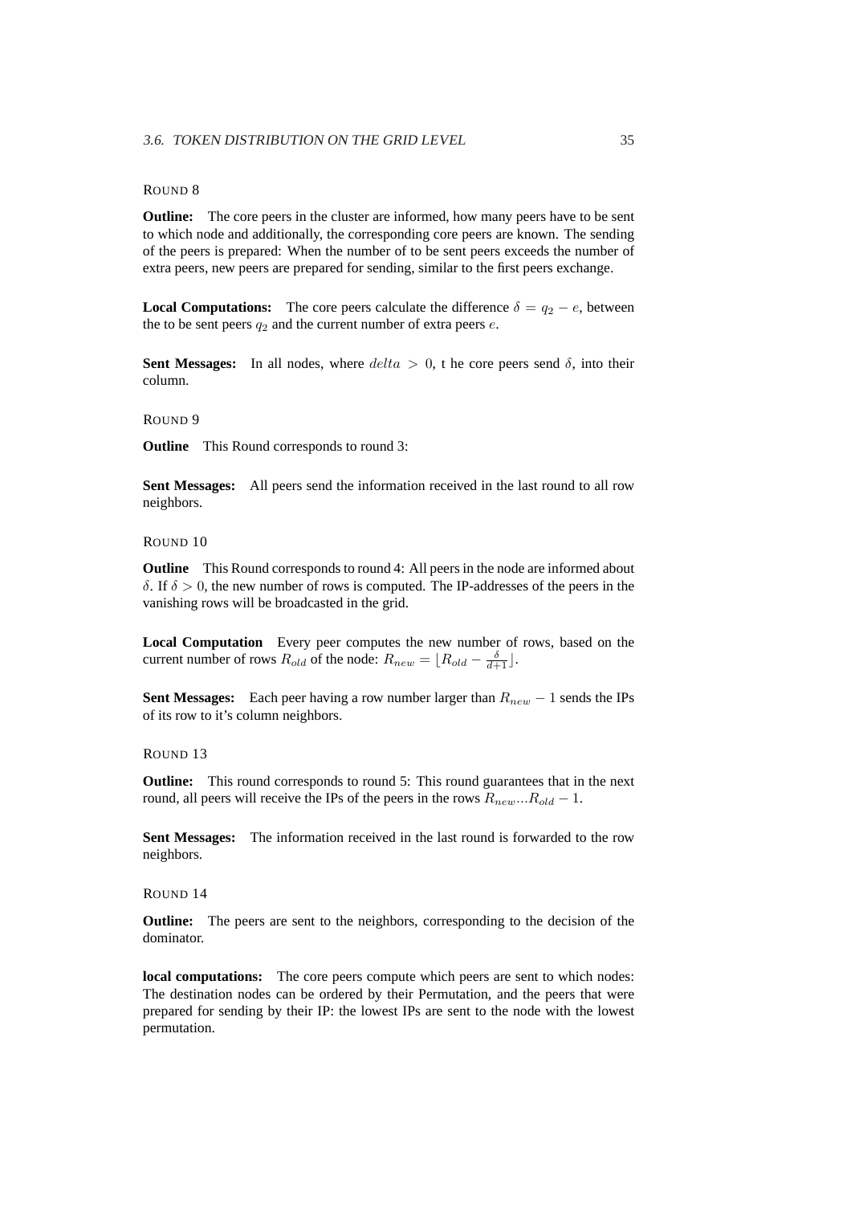ROUND 8

**Outline:** The core peers in the cluster are informed, how many peers have to be sent to which node and additionally, the corresponding core peers are known. The sending of the peers is prepared: When the number of to be sent peers exceeds the number of extra peers, new peers are prepared for sending, similar to the first peers exchange.

**Local Computations:** The core peers calculate the difference $\delta = q_2 - e$, between the to be sent peers $q_2$ and the current number of extra peers $e$.

**Sent Messages:** In all nodes, where $delta > 0$, t he core peers send $\delta$, into their column.

ROUND 9

**Outline** This Round corresponds to round 3:

**Sent Messages:** All peers send the information received in the last round to all row neighbors.

ROUND 10

**Outline** This Round corresponds to round 4: All peers in the node are informed about $\delta$. If $\delta > 0$, the new number of rows is computed. The IP-addresses of the peers in the vanishing rows will be broadcasted in the grid.

**Local Computation** Every peer computes the new number of rows, based on the current number of rows $R_{old}$ of the node: $R_{new} = \lfloor R_{old} - \frac{\delta}{d+1} \rfloor$.

**Sent Messages:** Each peer having a row number larger than $R_{new} - 1$ sends the IPs of its row to it's column neighbors.

ROUND 13

**Outline:** This round corresponds to round 5: This round guarantees that in the next round, all peers will receive the IPs of the peers in the rows $R_{new}...R_{old} - 1$.

**Sent Messages:** The information received in the last round is forwarded to the row neighbors.

ROUND 14

**Outline:** The peers are sent to the neighbors, corresponding to the decision of the dominator.

**local computations:** The core peers compute which peers are sent to which nodes: The destination nodes can be ordered by their Permutation, and the peers that were prepared for sending by their IP: the lowest IPs are sent to the node with the lowest permutation.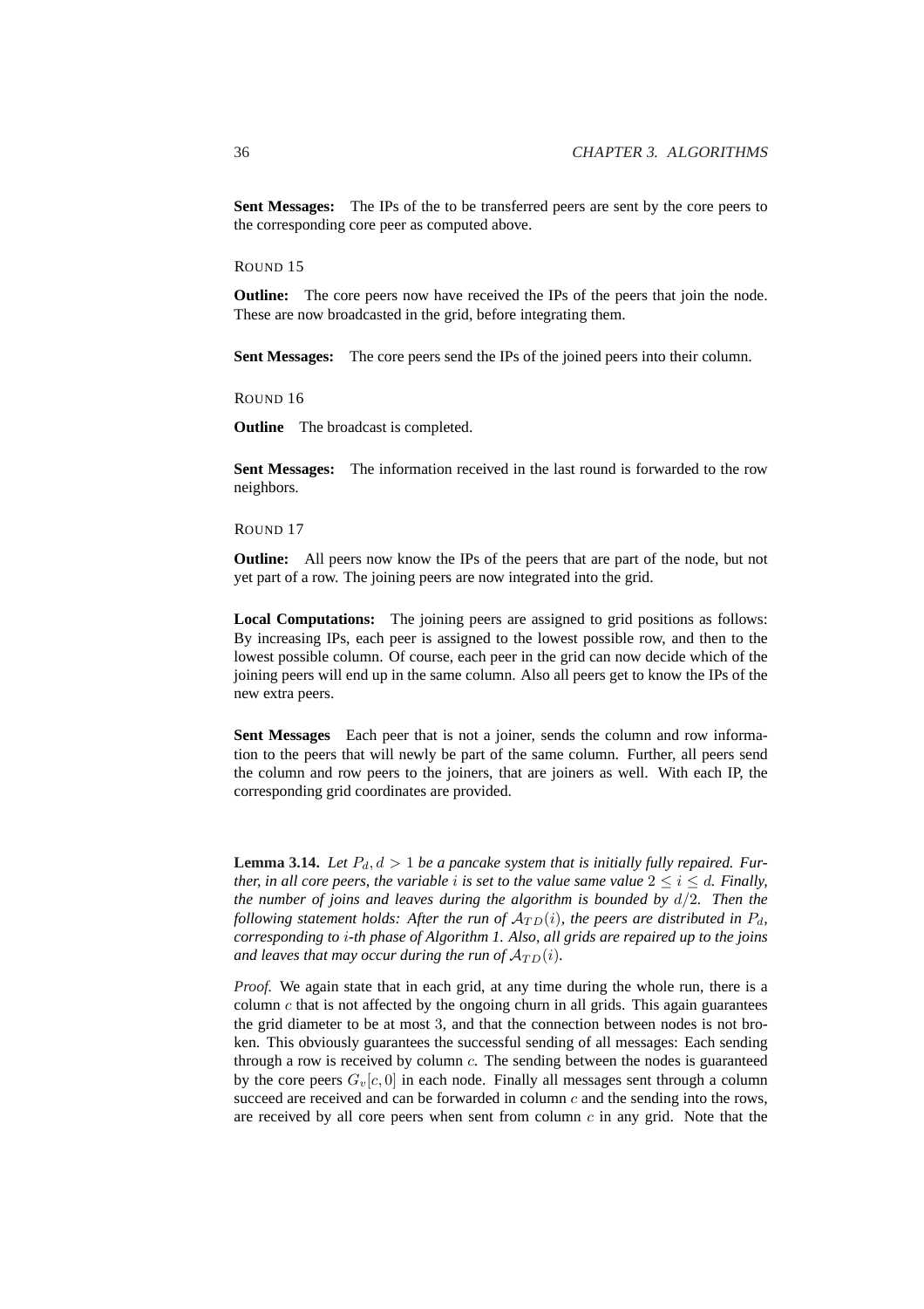**Sent Messages:** The IPs of the to be transferred peers are sent by the core peers to the corresponding core peer as computed above.

ROUND 15

**Outline:** The core peers now have received the IPs of the peers that join the node. These are now broadcasted in the grid, before integrating them.

**Sent Messages:** The core peers send the IPs of the joined peers into their column.

ROUND 16

**Outline** The broadcast is completed.

**Sent Messages:** The information received in the last round is forwarded to the row neighbors.

ROUND 17

**Outline:** All peers now know the IPs of the peers that are part of the node, but not yet part of a row. The joining peers are now integrated into the grid.

**Local Computations:** The joining peers are assigned to grid positions as follows: By increasing IPs, each peer is assigned to the lowest possible row, and then to the lowest possible column. Of course, each peer in the grid can now decide which of the joining peers will end up in the same column. Also all peers get to know the IPs of the new extra peers.

**Sent Messages** Each peer that is not a joiner, sends the column and row information to the peers that will newly be part of the same column. Further, all peers send the column and row peers to the joiners, that are joiners as well. With each IP, the corresponding grid coordinates are provided.

**Lemma 3.14.** *Let $P_d, d > 1$ be a pancake system that is initially fully repaired. Further, in all core peers, the variable $i$ is set to the value same value $2 \leq i \leq d$. Finally, the number of joins and leaves during the algorithm is bounded by $d/2$. Then the following statement holds: After the run of $\mathcal{A}_{TD}(i)$, the peers are distributed in $P_d$, corresponding to $i$-th phase of Algorithm 1. Also, all grids are repaired up to the joins and leaves that may occur during the run of $\mathcal{A}_{TD}(i)$.*

*Proof.* We again state that in each grid, at any time during the whole run, there is a column $c$ that is not affected by the ongoing churn in all grids. This again guarantees the grid diameter to be at most 3, and that the connection between nodes is not broken. This obviously guarantees the successful sending of all messages: Each sending through a row is received by column $c$. The sending between the nodes is guaranteed by the core peers $G_v[c, 0]$ in each node. Finally all messages sent through a column succeed are received and can be forwarded in column $c$ and the sending into the rows, are received by all core peers when sent from column $c$ in any grid. Note that the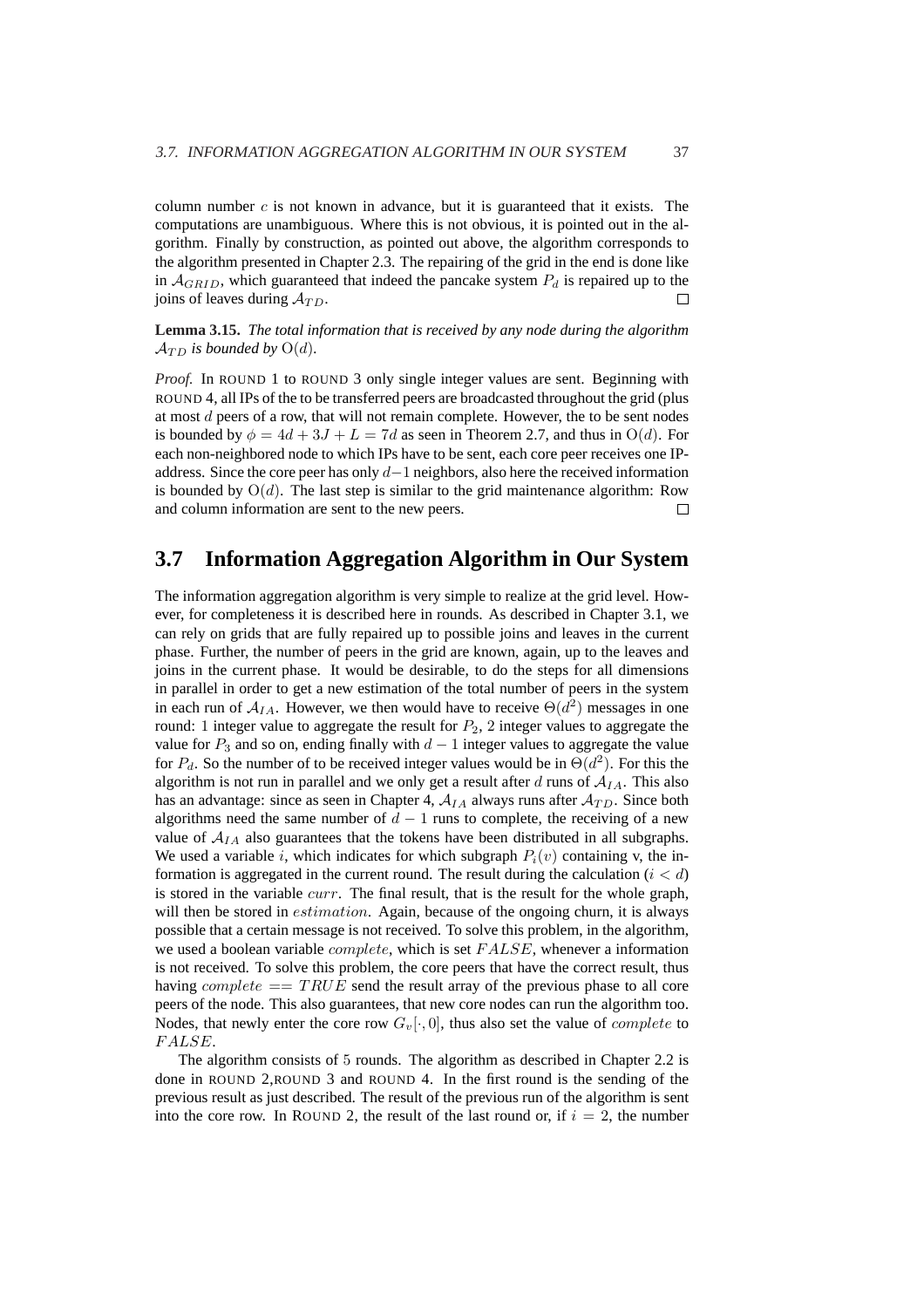column number $c$ is not known in advance, but it is guaranteed that it exists. The computations are unambiguous. Where this is not obvious, it is pointed out in the algorithm. Finally by construction, as pointed out above, the algorithm corresponds to the algorithm presented in Chapter 2.3. The repairing of the grid in the end is done like in $\mathcal{A}_{GRID}$, which guaranteed that indeed the pancake system $P_d$ is repaired up to the joins of leaves during $\mathcal{A}_{TD}$. □

**Lemma 3.15.** *The total information that is received by any node during the algorithm $\mathcal{A}_{TD}$ is bounded by $\mathrm{O}(d)$.*

*Proof.* In ROUND 1 to ROUND 3 only single integer values are sent. Beginning with ROUND 4, all IPs of the to be transferred peers are broadcasted throughout the grid (plus at most $d$ peers of a row, that will not remain complete. However, the to be sent nodes is bounded by $\phi = 4d + 3J + L = 7d$ as seen in Theorem 2.7, and thus in $\mathrm{O}(d)$. For each non-neighbored node to which IPs have to be sent, each core peer receives one IP-address. Since the core peer has only $d-1$ neighbors, also here the received information is bounded by $\mathrm{O}(d)$. The last step is similar to the grid maintenance algorithm: Row and column information are sent to the new peers. □

## 3.7 Information Aggregation Algorithm in Our System

The information aggregation algorithm is very simple to realize at the grid level. However, for completeness it is described here in rounds. As described in Chapter 3.1, we can rely on grids that are fully repaired up to possible joins and leaves in the current phase. Further, the number of peers in the grid are known, again, up to the leaves and joins in the current phase. It would be desirable, to do the steps for all dimensions in parallel in order to get a new estimation of the total number of peers in the system in each run of $\mathcal{A}_{IA}$. However, we then would have to receive $\Theta(d^2)$ messages in one round: 1 integer value to aggregate the result for $P_2$, 2 integer values to aggregate the value for $P_3$ and so on, ending finally with $d-1$ integer values to aggregate the value for $P_d$. So the number of to be received integer values would be in $\Theta(d^2)$. For this the algorithm is not run in parallel and we only get a result after $d$ runs of $\mathcal{A}_{IA}$. This also has an advantage: since as seen in Chapter 4, $\mathcal{A}_{IA}$ always runs after $\mathcal{A}_{TD}$. Since both algorithms need the same number of $d-1$ runs to complete, the receiving of a new value of $\mathcal{A}_{IA}$ also guarantees that the tokens have been distributed in all subgraphs. We used a variable $i$, which indicates for which subgraph $P_i(v)$ containing v, the information is aggregated in the current round. The result during the calculation ($i < d$) is stored in the variable $curr$. The final result, that is the result for the whole graph, will then be stored in $estimation$. Again, because of the ongoing churn, it is always possible that a certain message is not received. To solve this problem, in the algorithm, we used a boolean variable $complete$, which is set $FALSE$, whenever a information is not received. To solve this problem, the core peers that have the correct result, thus having $complete == TRUE$ send the result array of the previous phase to all core peers of the node. This also guarantees, that new core nodes can run the algorithm too. Nodes, that newly enter the core row $G_v[\cdot, 0]$, thus also set the value of $complete$ to $FALSE$.

The algorithm consists of 5 rounds. The algorithm as described in Chapter 2.2 is done in ROUND 2,ROUND 3 and ROUND 4. In the first round is the sending of the previous result as just described. The result of the previous run of the algorithm is sent into the core row. In ROUND 2, the result of the last round or, if $i = 2$, the number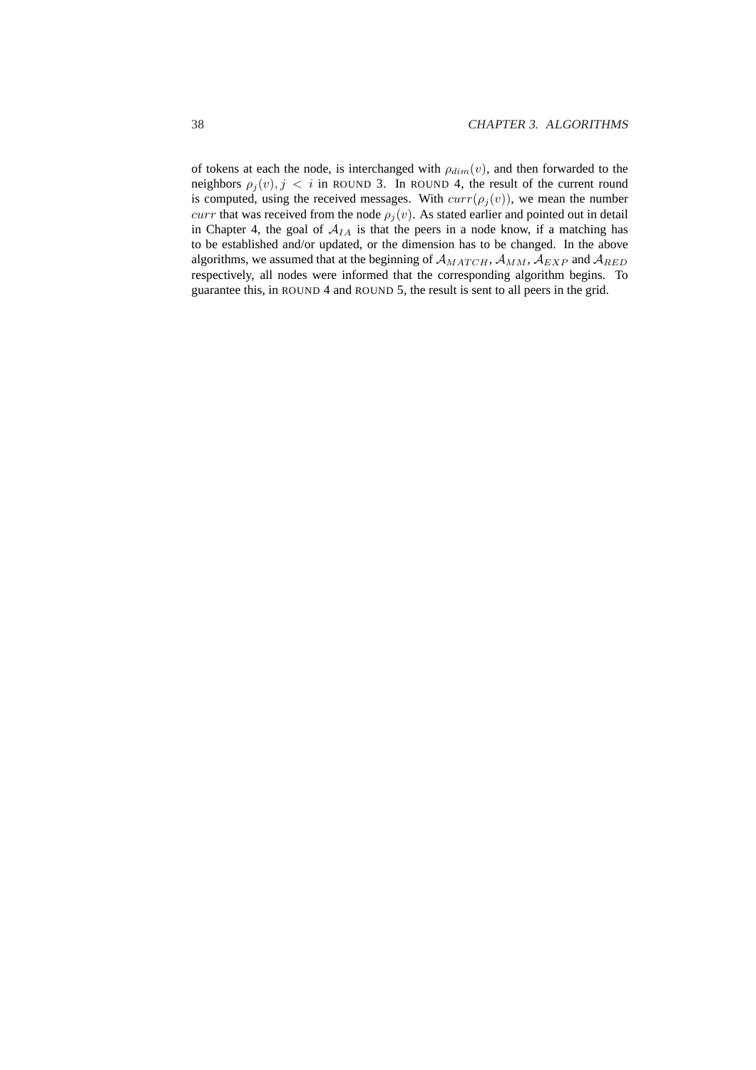of tokens at each the node, is interchanged with $\rho_{dim}(v)$, and then forwarded to the neighbors $\rho_j(v), j < i$ in ROUND 3. In ROUND 4, the result of the current round is computed, using the received messages. With $curr(\rho_j(v))$, we mean the number $curr$ that was received from the node $\rho_j(v)$. As stated earlier and pointed out in detail in Chapter 4, the goal of $\mathcal{A}_{IA}$ is that the peers in a node know, if a matching has to be established and/or updated, or the dimension has to be changed. In the above algorithms, we assumed that at the beginning of $\mathcal{A}_{MATCH}$, $\mathcal{A}_{MM}$, $\mathcal{A}_{EXP}$ and $\mathcal{A}_{RED}$ respectively, all nodes were informed that the corresponding algorithm begins. To guarantee this, in ROUND 4 and ROUND 5, the result is sent to all peers in the grid.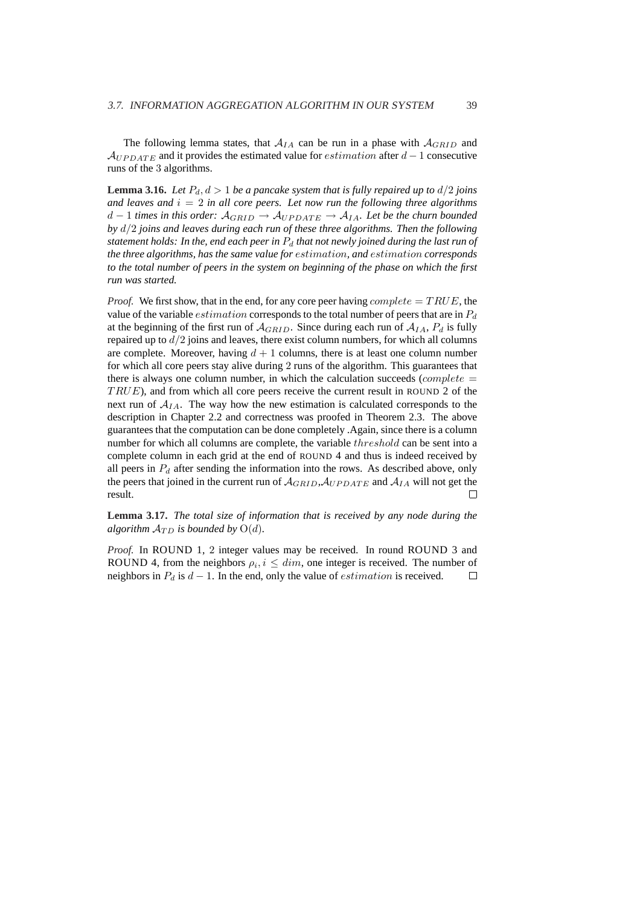The following lemma states, that $\mathcal{A}_{IA}$ can be run in a phase with $\mathcal{A}_{GRID}$ and $\mathcal{A}_{UPDATE}$ and it provides the estimated value for $estimation$ after $d-1$ consecutive runs of the 3 algorithms.

**Lemma 3.16.** *Let $P_d, d > 1$ be a pancake system that is fully repaired up to $d/2$ joins and leaves and $i = 2$ in all core peers. Let now run the following three algorithms $d-1$ times in this order: $\mathcal{A}_{GRID} \rightarrow \mathcal{A}_{UPDATE} \rightarrow \mathcal{A}_{IA}$. Let be the churn bounded by $d/2$ joins and leaves during each run of these three algorithms. Then the following statement holds: In the, end each peer in $P_d$ that not newly joined during the last run of the three algorithms, has the same value for $estimation$, and $estimation$ corresponds to the total number of peers in the system on beginning of the phase on which the first run was started.*

*Proof.* We first show, that in the end, for any core peer having $complete = TRUE$, the value of the variable $estimation$ corresponds to the total number of peers that are in $P_d$ at the beginning of the first run of $\mathcal{A}_{GRID}$. Since during each run of $\mathcal{A}_{IA}$, $P_d$ is fully repaired up to $d/2$ joins and leaves, there exist column numbers, for which all columns are complete. Moreover, having $d+1$ columns, there is at least one column number for which all core peers stay alive during 2 runs of the algorithm. This guarantees that there is always one column number, in which the calculation succeeds ($complete = TRUE$), and from which all core peers receive the current result in ROUND 2 of the next run of $\mathcal{A}_{IA}$. The way how the new estimation is calculated corresponds to the description in Chapter 2.2 and correctness was proofed in Theorem 2.3. The above guarantees that the computation can be done completely .Again, since there is a column number for which all columns are complete, the variable $threshold$ can be sent into a complete column in each grid at the end of ROUND 4 and thus is indeed received by all peers in $P_d$ after sending the information into the rows. As described above, only the peers that joined in the current run of $\mathcal{A}_{GRID}$,$\mathcal{A}_{UPDATE}$ and $\mathcal{A}_{IA}$ will not get the result. □

**Lemma 3.17.** *The total size of information that is received by any node during the algorithm $\mathcal{A}_{TD}$ is bounded by $\mathrm{O}(d)$.*

*Proof.* In ROUND 1, 2 integer values may be received. In round ROUND 3 and ROUND 4, from the neighbors $\rho_i, i \leq dim$, one integer is received. The number of neighbors in $P_d$ is $d-1$. In the end, only the value of $estimation$ is received. □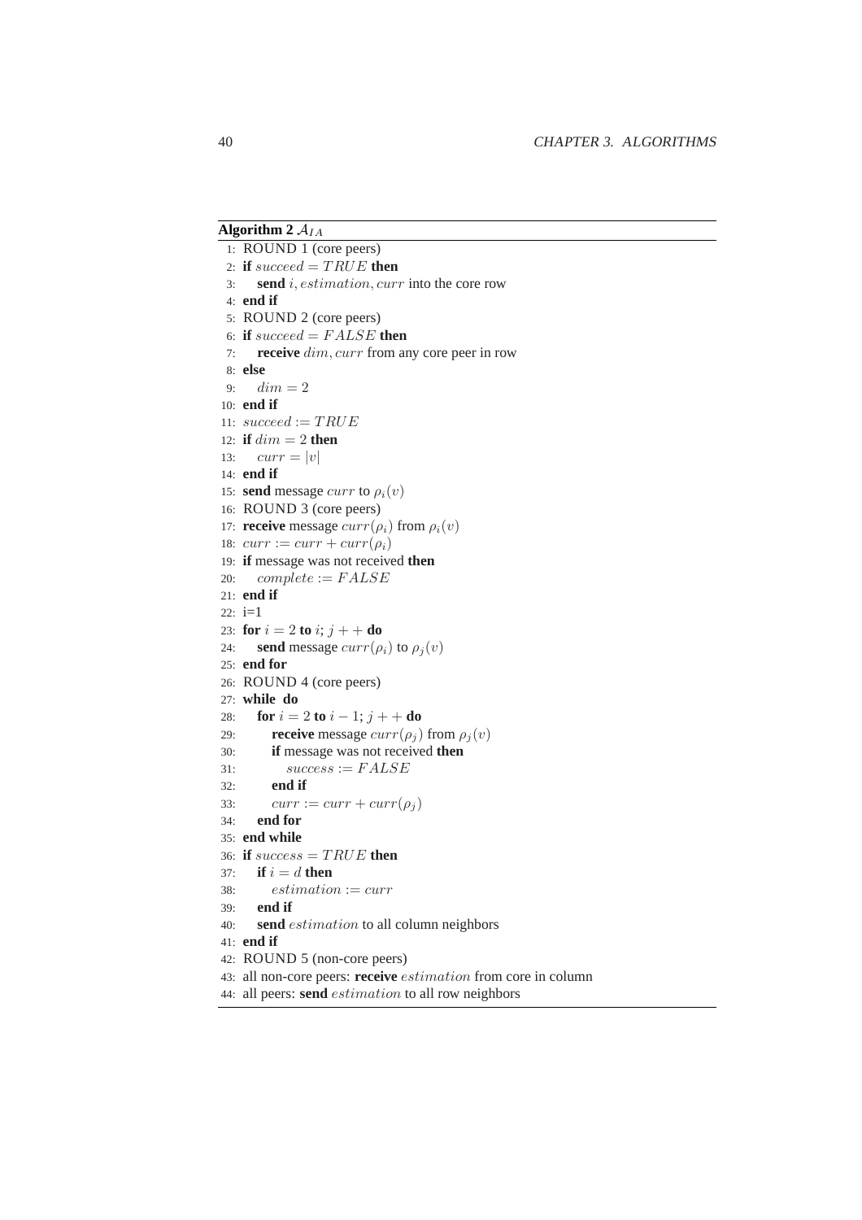**Algorithm 2** $\mathcal{A}_{IA}$

```
1: ROUND 1 (core peers)
2: if succeed = TRUE then
3:     send i, estimation, curr into the core row
4: end if
5: ROUND 2 (core peers)
6: if succeed = FALSE then
7:     receive dim, curr from any core peer in row
8: else
9:     dim = 2
10: end if
11: succeed := TRUE
12: if dim = 2 then
13:     curr = |v|
14: end if
15: send message curr to ρ_i(v)
16: ROUND 3 (core peers)
17: receive message curr(ρ_i) from ρ_i(v)
18: curr := curr + curr(ρ_i)
19: if message was not received then
20:     complete := FALSE
21: end if
22: i=1
23: for i = 2 to i; j++ do
24:     send message curr(ρ_i) to ρ_j(v)
25: end for
26: ROUND 4 (core peers)
27: while do
28:     for i = 2 to i − 1; j++ do
29:         receive message curr(ρ_j) from ρ_j(v)
30:         if message was not received then
31:             success := FALSE
32:         end if
33:         curr := curr + curr(ρ_j)
34:     end for
35: end while
36: if success = TRUE then
37:     if i = d then
38:         estimation := curr
39:     end if
40:     send estimation to all column neighbors
41: end if
42: ROUND 5 (non-core peers)
43: all non-core peers: receive estimation from core in column
44: all peers: send estimation to all row neighbors
```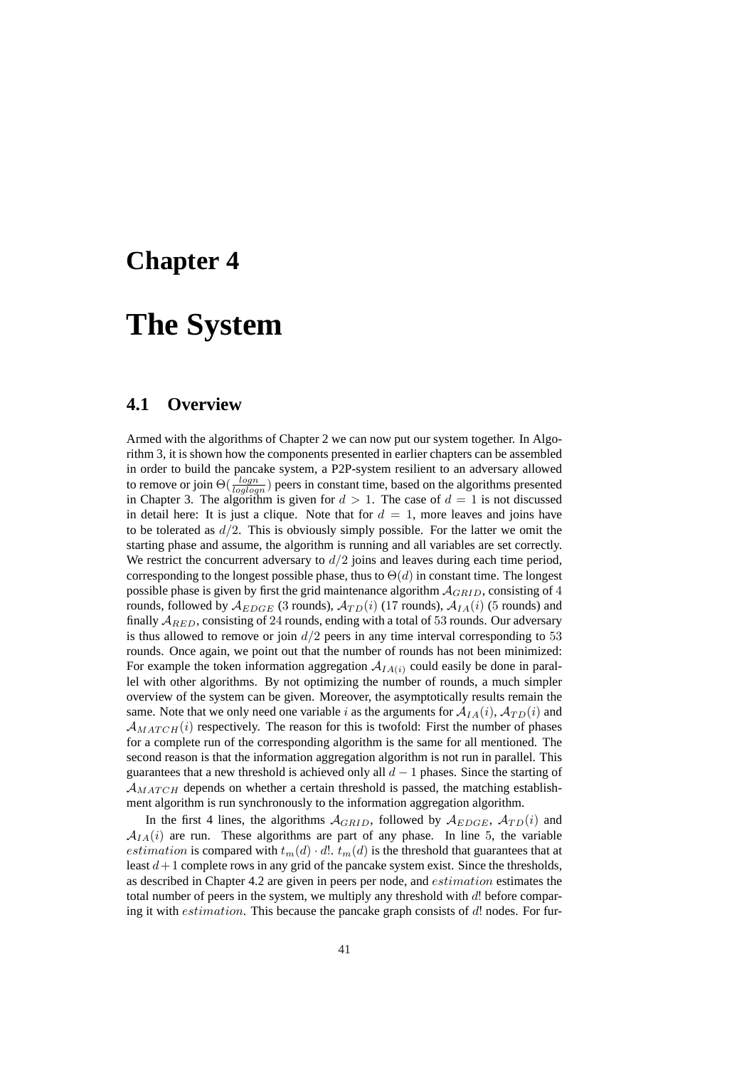# Chapter 4

# The System

## 4.1 Overview

Armed with the algorithms of Chapter 2 we can now put our system together. In Algorithm 3, it is shown how the components presented in earlier chapters can be assembled in order to build the pancake system, a P2P-system resilient to an adversary allowed to remove or join $\Theta(\frac{logn}{loglogn})$ peers in constant time, based on the algorithms presented in Chapter 3. The algorithm is given for $d > 1$. The case of $d = 1$ is not discussed in detail here: It is just a clique. Note that for $d = 1$, more leaves and joins have to be tolerated as $d/2$. This is obviously simply possible. For the latter we omit the starting phase and assume, the algorithm is running and all variables are set correctly. We restrict the concurrent adversary to $d/2$ joins and leaves during each time period, corresponding to the longest possible phase, thus to $\Theta(d)$ in constant time. The longest possible phase is given by first the grid maintenance algorithm $\mathcal{A}_{GRID}$, consisting of 4 rounds, followed by $\mathcal{A}_{EDGE}$ (3 rounds), $\mathcal{A}_{TD}(i)$ (17 rounds), $\mathcal{A}_{IA}(i)$ (5 rounds) and finally $\mathcal{A}_{RED}$, consisting of 24 rounds, ending with a total of 53 rounds. Our adversary is thus allowed to remove or join $d/2$ peers in any time interval corresponding to 53 rounds. Once again, we point out that the number of rounds has not been minimized: For example the token information aggregation $\mathcal{A}_{IA(i)}$ could easily be done in parallel with other algorithms. By not optimizing the number of rounds, a much simpler overview of the system can be given. Moreover, the asymptotically results remain the same. Note that we only need one variable $i$ as the arguments for $\mathcal{A}_{IA}(i)$, $\mathcal{A}_{TD}(i)$ and $\mathcal{A}_{MATCH}(i)$ respectively. The reason for this is twofold: First the number of phases for a complete run of the corresponding algorithm is the same for all mentioned. The second reason is that the information aggregation algorithm is not run in parallel. This guarantees that a new threshold is achieved only all $d-1$ phases. Since the starting of $\mathcal{A}_{MATCH}$ depends on whether a certain threshold is passed, the matching establishment algorithm is run synchronously to the information aggregation algorithm.

In the first 4 lines, the algorithms $\mathcal{A}_{GRID}$, followed by $\mathcal{A}_{EDGE}$, $\mathcal{A}_{TD}(i)$ and $\mathcal{A}_{IA}(i)$ are run. These algorithms are part of any phase. In line 5, the variable $estimation$ is compared with $t_m(d) \cdot d!$. $t_m(d)$ is the threshold that guarantees that at least $d+1$ complete rows in any grid of the pancake system exist. Since the thresholds, as described in Chapter 4.2 are given in peers per node, and $estimation$ estimates the total number of peers in the system, we multiply any threshold with $d!$ before comparing it with $estimation$. This because the pancake graph consists of $d!$ nodes. For fur-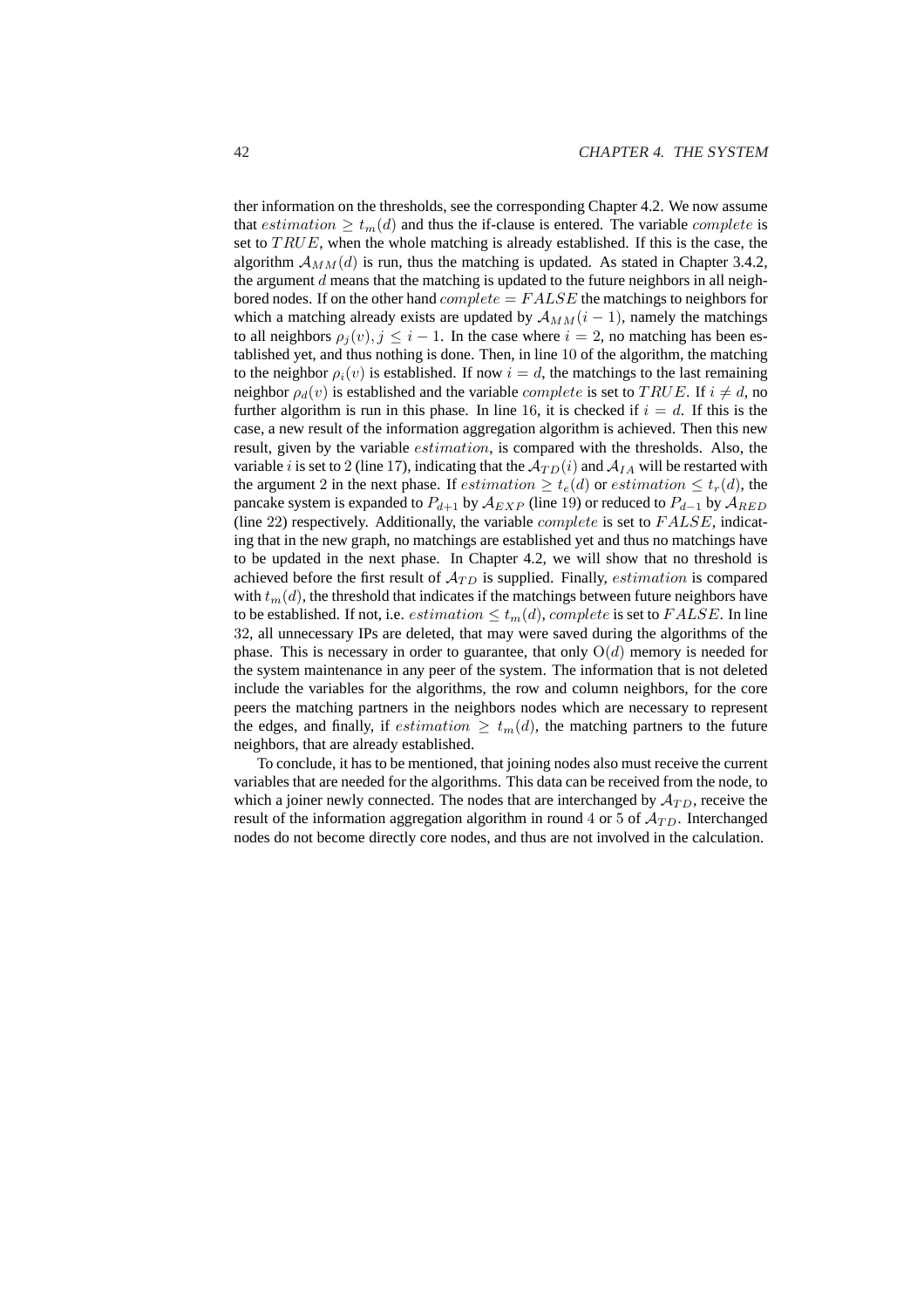ther information on the thresholds, see the corresponding Chapter 4.2. We now assume that $estimation \geq t_m(d)$ and thus the if-clause is entered. The variable $complete$ is set to $TRUE$, when the whole matching is already established. If this is the case, the algorithm $\mathcal{A}_{MM}(d)$ is run, thus the matching is updated. As stated in Chapter 3.4.2, the argument $d$ means that the matching is updated to the future neighbors in all neighbored nodes. If on the other hand $complete = FALSE$ the matchings to neighbors for which a matching already exists are updated by $\mathcal{A}_{MM}(i-1)$, namely the matchings to all neighbors $\rho_j(v), j \leq i-1$. In the case where $i = 2$, no matching has been established yet, and thus nothing is done. Then, in line 10 of the algorithm, the matching to the neighbor $\rho_i(v)$ is established. If now $i = d$, the matchings to the last remaining neighbor $\rho_d(v)$ is established and the variable $complete$ is set to $TRUE$. If $i \neq d$, no further algorithm is run in this phase. In line 16, it is checked if $i = d$. If this is the case, a new result of the information aggregation algorithm is achieved. Then this new result, given by the variable $estimation$, is compared with the thresholds. Also, the variable $i$ is set to 2 (line 17), indicating that the $\mathcal{A}_{TD}(i)$ and $\mathcal{A}_{IA}$ will be restarted with the argument 2 in the next phase. If $estimation \geq t_e(d)$ or $estimation \leq t_r(d)$, the pancake system is expanded to $P_{d+1}$ by $\mathcal{A}_{EXP}$ (line 19) or reduced to $P_{d-1}$ by $\mathcal{A}_{RED}$ (line 22) respectively. Additionally, the variable $complete$ is set to $FALSE$, indicating that in the new graph, no matchings are established yet and thus no matchings have to be updated in the next phase. In Chapter 4.2, we will show that no threshold is achieved before the first result of $\mathcal{A}_{TD}$ is supplied. Finally, $estimation$ is compared with $t_m(d)$, the threshold that indicates if the matchings between future neighbors have to be established. If not, i.e. $estimation \leq t_m(d)$, $complete$ is set to $FALSE$. In line 32, all unnecessary IPs are deleted, that may were saved during the algorithms of the phase. This is necessary in order to guarantee, that only $O(d)$ memory is needed for the system maintenance in any peer of the system. The information that is not deleted include the variables for the algorithms, the row and column neighbors, for the core peers the matching partners in the neighbors nodes which are necessary to represent the edges, and finally, if $estimation \geq t_m(d)$, the matching partners to the future neighbors, that are already established.

To conclude, it has to be mentioned, that joining nodes also must receive the current variables that are needed for the algorithms. This data can be received from the node, to which a joiner newly connected. The nodes that are interchanged by $\mathcal{A}_{TD}$, receive the result of the information aggregation algorithm in round 4 or 5 of $\mathcal{A}_{TD}$. Interchanged nodes do not become directly core nodes, and thus are not involved in the calculation.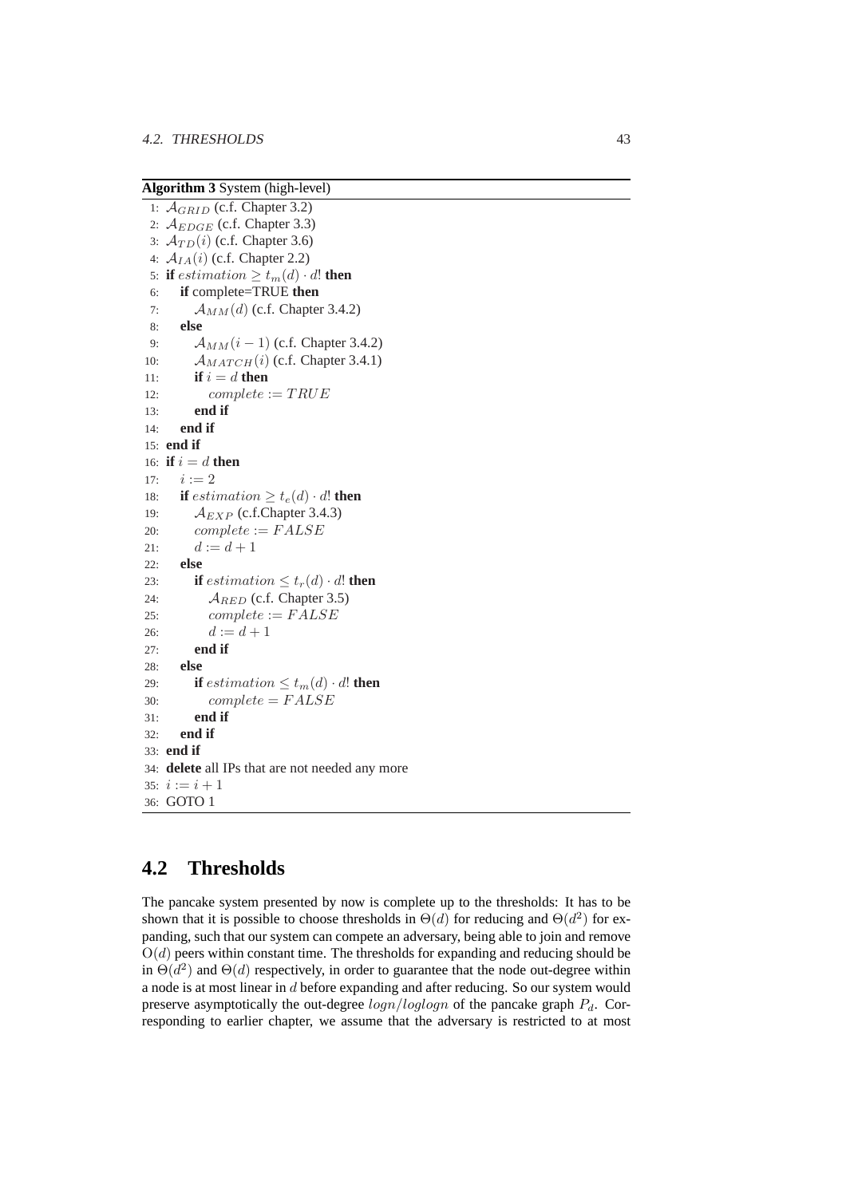**Algorithm 3** System (high-level)

```
1: A_GRID (c.f. Chapter 3.2)
2: A_EDGE (c.f. Chapter 3.3)
3: A_TD(i) (c.f. Chapter 3.6)
4: A_IA(i) (c.f. Chapter 2.2)
5: if estimation ≥ t_m(d) · d! then
6:    if complete=TRUE then
7:       A_MM(d) (c.f. Chapter 3.4.2)
8:    else
9:       A_MM(i − 1) (c.f. Chapter 3.4.2)
10:      A_MATCH(i) (c.f. Chapter 3.4.1)
11:      if i = d then
12:         complete := TRUE
13:      end if
14:   end if
15: end if
16: if i = d then
17:    i := 2
18:    if estimation ≥ t_e(d) · d! then
19:       A_EXP (c.f.Chapter 3.4.3)
20:       complete := FALSE
21:       d := d + 1
22:    else
23:       if estimation ≤ t_r(d) · d! then
24:          A_RED (c.f. Chapter 3.5)
25:          complete := FALSE
26:          d := d + 1
27:       end if
28:    else
29:       if estimation ≤ t_m(d) · d! then
30:          complete = FALSE
31:       end if
32:    end if
33: end if
34: delete all IPs that are not needed any more
35: i := i + 1
36: GOTO 1
```

## 4.2 Thresholds

The pancake system presented by now is complete up to the thresholds: It has to be shown that it is possible to choose thresholds in $\Theta(d)$ for reducing and $\Theta(d^2)$ for expanding, such that our system can compete an adversary, being able to join and remove $O(d)$ peers within constant time. The thresholds for expanding and reducing should be in $\Theta(d^2)$ and $\Theta(d)$ respectively, in order to guarantee that the node out-degree within a node is at most linear in $d$ before expanding and after reducing. So our system would preserve asymptotically the out-degree $logn/loglogn$ of the pancake graph $P_d$. Corresponding to earlier chapter, we assume that the adversary is restricted to at most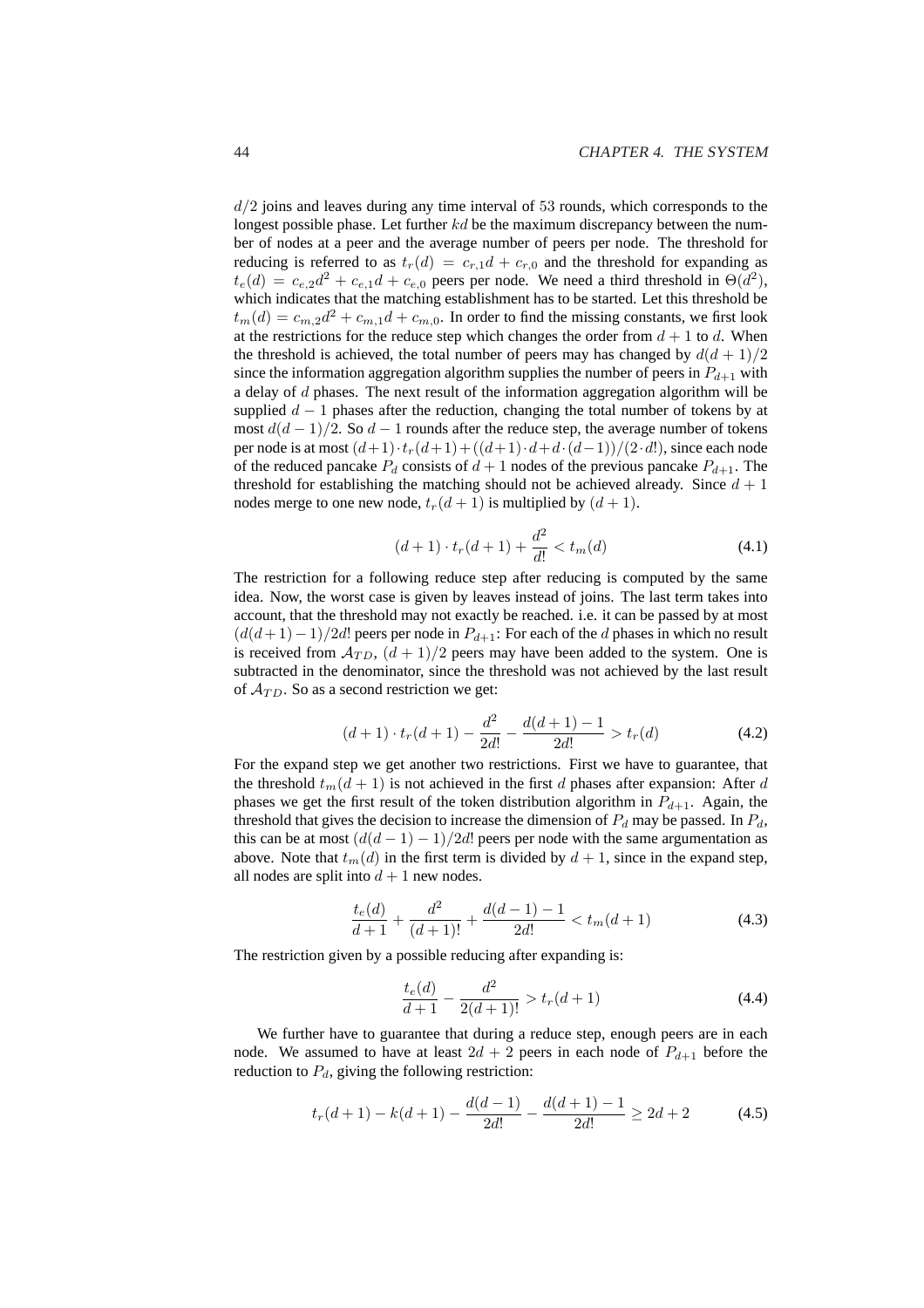$d/2$ joins and leaves during any time interval of 53 rounds, which corresponds to the longest possible phase. Let further $kd$ be the maximum discrepancy between the number of nodes at a peer and the average number of peers per node. The threshold for reducing is referred to as $t_r(d) = c_{r,1}d + c_{r,0}$ and the threshold for expanding as $t_e(d) = c_{e,2}d^2 + c_{e,1}d + c_{e,0}$ peers per node. We need a third threshold in $\Theta(d^2)$, which indicates that the matching establishment has to be started. Let this threshold be $t_m(d) = c_{m,2}d^2 + c_{m,1}d + c_{m,0}$. In order to find the missing constants, we first look at the restrictions for the reduce step which changes the order from $d+1$ to $d$. When the threshold is achieved, the total number of peers may has changed by $d(d+1)/2$ since the information aggregation algorithm supplies the number of peers in $P_{d+1}$ with a delay of $d$ phases. The next result of the information aggregation algorithm will be supplied $d-1$ phases after the reduction, changing the total number of tokens by at most $d(d-1)/2$. So $d-1$ rounds after the reduce step, the average number of tokens per node is at most $(d+1)\cdot t_r(d+1) + ((d+1)\cdot d + d\cdot(d-1))/(2\cdot d!)$, since each node of the reduced pancake $P_d$ consists of $d+1$ nodes of the previous pancake $P_{d+1}$. The threshold for establishing the matching should not be achieved already. Since $d+1$ nodes merge to one new node, $t_r(d+1)$ is multiplied by $(d+1)$.

$$(d+1)\cdot t_r(d+1) + \frac{d^2}{d!} < t_m(d) \tag{4.1}$$

The restriction for a following reduce step after reducing is computed by the same idea. Now, the worst case is given by leaves instead of joins. The last term takes into account, that the threshold may not exactly be reached. i.e. it can be passed by at most $(d(d+1)-1)/2d!$ peers per node in $P_{d+1}$: For each of the $d$ phases in which no result is received from $\mathcal{A}_{TD}$, $(d+1)/2$ peers may have been added to the system. One is subtracted in the denominator, since the threshold was not achieved by the last result of $\mathcal{A}_{TD}$. So as a second restriction we get:

$$(d+1)\cdot t_r(d+1) - \frac{d^2}{2d!} - \frac{d(d+1)-1}{2d!} > t_r(d) \tag{4.2}$$

For the expand step we get another two restrictions. First we have to guarantee, that the threshold $t_m(d+1)$ is not achieved in the first $d$ phases after expansion: After $d$ phases we get the first result of the token distribution algorithm in $P_{d+1}$. Again, the threshold that gives the decision to increase the dimension of $P_d$ may be passed. In $P_d$, this can be at most $(d(d-1)-1)/2d!$ peers per node with the same argumentation as above. Note that $t_m(d)$ in the first term is divided by $d+1$, since in the expand step, all nodes are split into $d+1$ new nodes.

$$\frac{t_e(d)}{d+1} + \frac{d^2}{(d+1)!} + \frac{d(d-1)-1}{2d!} < t_m(d+1) \tag{4.3}$$

The restriction given by a possible reducing after expanding is:

$$\frac{t_e(d)}{d+1} - \frac{d^2}{2(d+1)!} > t_r(d+1) \tag{4.4}$$

We further have to guarantee that during a reduce step, enough peers are in each node. We assumed to have at least $2d+2$ peers in each node of $P_{d+1}$ before the reduction to $P_d$, giving the following restriction:

$$t_r(d+1) - k(d+1) - \frac{d(d-1)}{2d!} - \frac{d(d+1)-1}{2d!} \geq 2d+2 \tag{4.5}$$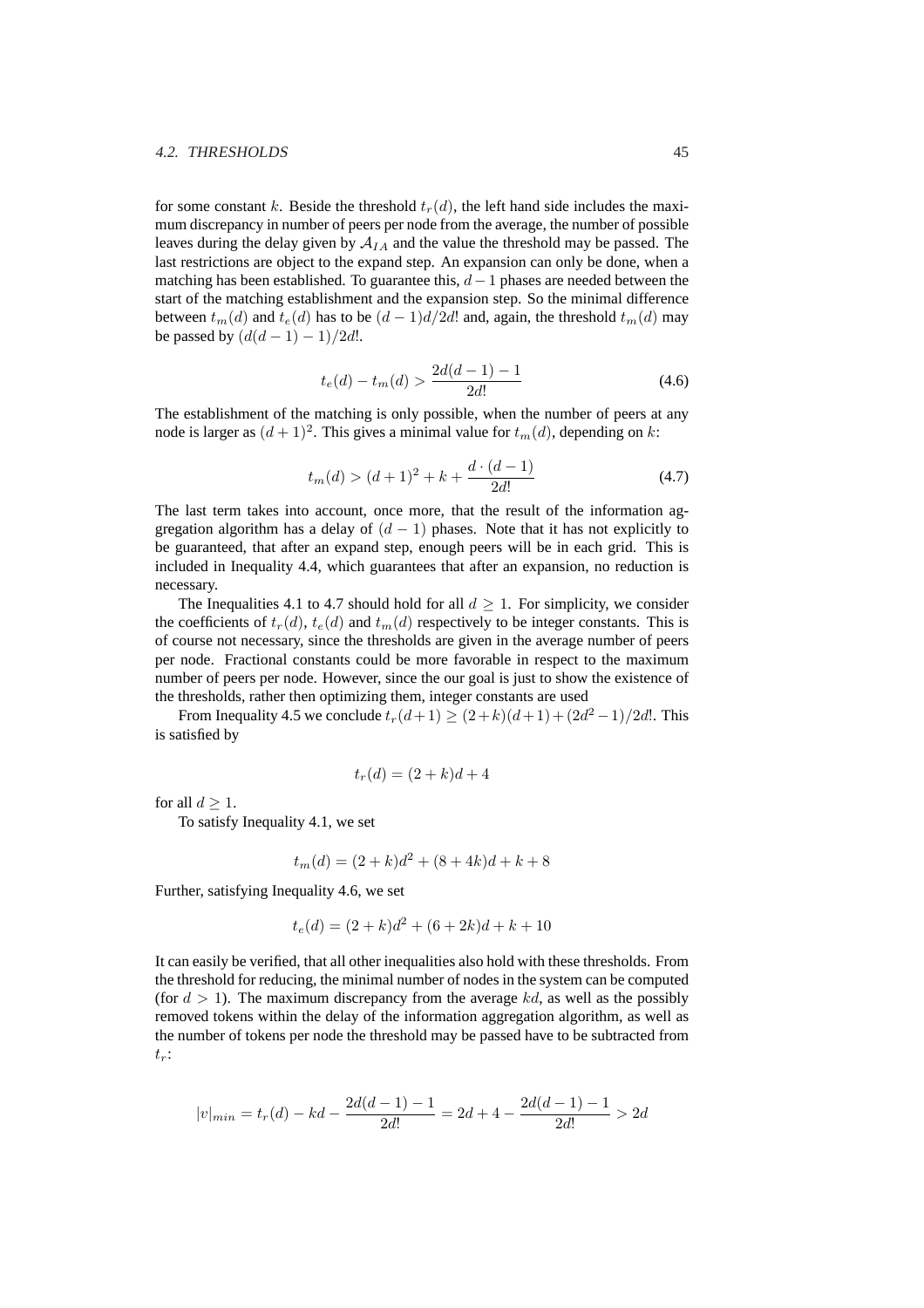for some constant $k$. Beside the threshold $t_r(d)$, the left hand side includes the maximum discrepancy in number of peers per node from the average, the number of possible leaves during the delay given by $\mathcal{A}_{IA}$ and the value the threshold may be passed. The last restrictions are object to the expand step. An expansion can only be done, when a matching has been established. To guarantee this, $d-1$ phases are needed between the start of the matching establishment and the expansion step. So the minimal difference between $t_m(d)$ and $t_e(d)$ has to be $(d-1)d/2d!$ and, again, the threshold $t_m(d)$ may be passed by $(d(d-1)-1)/2d!$.

$$t_e(d) - t_m(d) > \frac{2d(d-1)-1}{2d!} \tag{4.6}$$

The establishment of the matching is only possible, when the number of peers at any node is larger as $(d+1)^2$. This gives a minimal value for $t_m(d)$, depending on $k$:

$$t_m(d) > (d+1)^2 + k + \frac{d \cdot (d-1)}{2d!} \tag{4.7}$$

The last term takes into account, once more, that the result of the information aggregation algorithm has a delay of $(d-1)$ phases. Note that it has not explicitly to be guaranteed, that after an expand step, enough peers will be in each grid. This is included in Inequality 4.4, which guarantees that after an expansion, no reduction is necessary.

The Inequalities 4.1 to 4.7 should hold for all $d \geq 1$. For simplicity, we consider the coefficients of $t_r(d)$, $t_e(d)$ and $t_m(d)$ respectively to be integer constants. This is of course not necessary, since the thresholds are given in the average number of peers per node. Fractional constants could be more favorable in respect to the maximum number of peers per node. However, since the our goal is just to show the existence of the thresholds, rather then optimizing them, integer constants are used

From Inequality 4.5 we conclude $t_r(d+1) \geq (2+k)(d+1) + (2d^2-1)/2d!$. This is satisfied by

$$t_r(d) = (2+k)d + 4$$

for all $d \geq 1$.

To satisfy Inequality 4.1, we set

$$t_m(d) = (2+k)d^2 + (8+4k)d + k + 8$$

Further, satisfying Inequality 4.6, we set

$$t_e(d) = (2+k)d^2 + (6+2k)d + k + 10$$

It can easily be verified, that all other inequalities also hold with these thresholds. From the threshold for reducing, the minimal number of nodes in the system can be computed (for $d > 1$). The maximum discrepancy from the average $kd$, as well as the possibly removed tokens within the delay of the information aggregation algorithm, as well as the number of tokens per node the threshold may be passed have to be subtracted from $t_r$:

$$|v|_{min} = t_r(d) - kd - \frac{2d(d-1)-1}{2d!} = 2d + 4 - \frac{2d(d-1)-1}{2d!} > 2d$$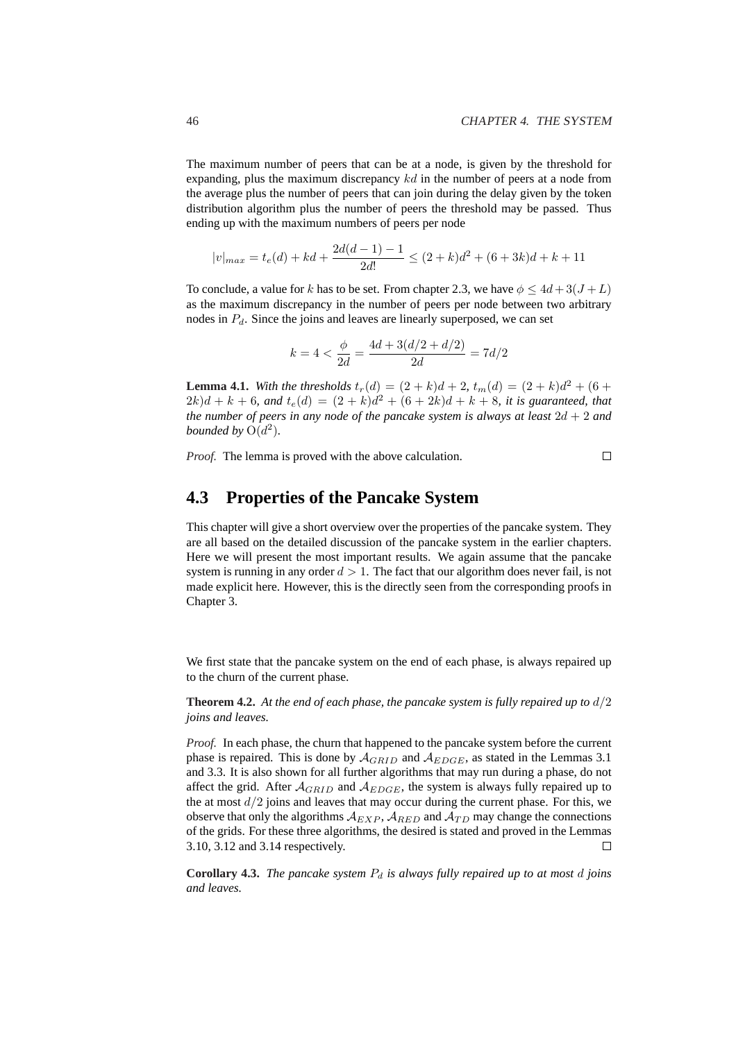The maximum number of peers that can be at a node, is given by the threshold for expanding, plus the maximum discrepancy $kd$ in the number of peers at a node from the average plus the number of peers that can join during the delay given by the token distribution algorithm plus the number of peers the threshold may be passed. Thus ending up with the maximum numbers of peers per node

$$|v|_{max} = t_e(d) + kd + \frac{2d(d-1)-1}{2d!} \leq (2+k)d^2 + (6+3k)d + k + 11$$

To conclude, a value for $k$ has to be set. From chapter 2.3, we have $\phi \leq 4d + 3(J+L)$ as the maximum discrepancy in the number of peers per node between two arbitrary nodes in $P_d$. Since the joins and leaves are linearly superposed, we can set

$$k = 4 < \frac{\phi}{2d} = \frac{4d + 3(d/2 + d/2)}{2d} = 7d/2$$

**Lemma 4.1.** *With the thresholds $t_r(d) = (2+k)d + 2$, $t_m(d) = (2+k)d^2 + (6+2k)d + k + 6$, and $t_e(d) = (2+k)d^2 + (6+2k)d + k + 8$, it is guaranteed, that the number of peers in any node of the pancake system is always at least $2d+2$ and bounded by $O(d^2)$.*

*Proof.* The lemma is proved with the above calculation. □

## 4.3 Properties of the Pancake System

This chapter will give a short overview over the properties of the pancake system. They are all based on the detailed discussion of the pancake system in the earlier chapters. Here we will present the most important results. We again assume that the pancake system is running in any order $d > 1$. The fact that our algorithm does never fail, is not made explicit here. However, this is the directly seen from the corresponding proofs in Chapter 3.

We first state that the pancake system on the end of each phase, is always repaired up to the churn of the current phase.

**Theorem 4.2.** *At the end of each phase, the pancake system is fully repaired up to $d/2$ joins and leaves.*

*Proof.* In each phase, the churn that happened to the pancake system before the current phase is repaired. This is done by $\mathcal{A}_{GRID}$ and $\mathcal{A}_{EDGE}$, as stated in the Lemmas 3.1 and 3.3. It is also shown for all further algorithms that may run during a phase, do not affect the grid. After $\mathcal{A}_{GRID}$ and $\mathcal{A}_{EDGE}$, the system is always fully repaired up to the at most $d/2$ joins and leaves that may occur during the current phase. For this, we observe that only the algorithms $\mathcal{A}_{EXP}$, $\mathcal{A}_{RED}$ and $\mathcal{A}_{TD}$ may change the connections of the grids. For these three algorithms, the desired is stated and proved in the Lemmas 3.10, 3.12 and 3.14 respectively. □

**Corollary 4.3.** *The pancake system $P_d$ is always fully repaired up to at most $d$ joins and leaves.*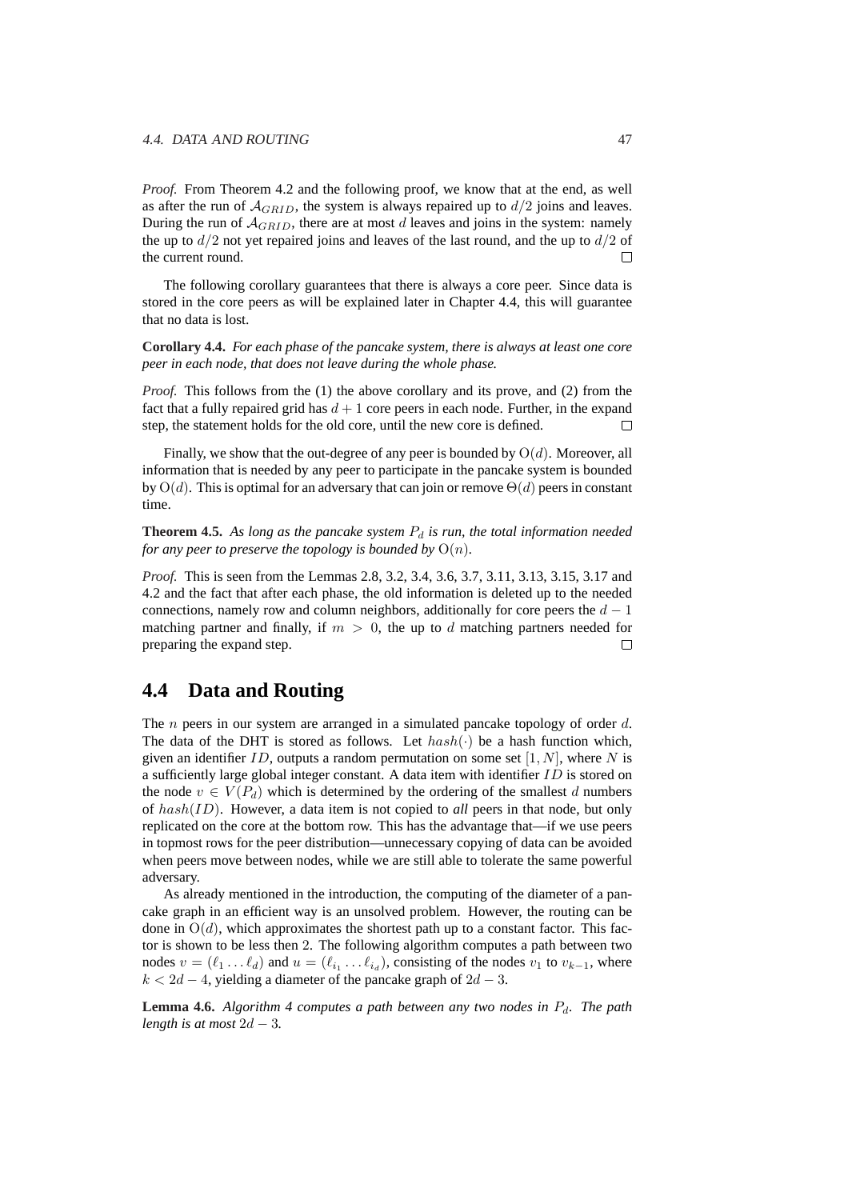*Proof.* From Theorem 4.2 and the following proof, we know that at the end, as well as after the run of $\mathcal{A}_{GRID}$, the system is always repaired up to $d/2$ joins and leaves. During the run of $\mathcal{A}_{GRID}$, there are at most $d$ leaves and joins in the system: namely the up to $d/2$ not yet repaired joins and leaves of the last round, and the up to $d/2$ of the current round. □

The following corollary guarantees that there is always a core peer. Since data is stored in the core peers as will be explained later in Chapter 4.4, this will guarantee that no data is lost.

**Corollary 4.4.** *For each phase of the pancake system, there is always at least one core peer in each node, that does not leave during the whole phase.*

*Proof.* This follows from the (1) the above corollary and its prove, and (2) from the fact that a fully repaired grid has $d + 1$ core peers in each node. Further, in the expand step, the statement holds for the old core, until the new core is defined. □

Finally, we show that the out-degree of any peer is bounded by $\mathrm{O}(d)$. Moreover, all information that is needed by any peer to participate in the pancake system is bounded by $\mathrm{O}(d)$. This is optimal for an adversary that can join or remove $\Theta(d)$ peers in constant time.

**Theorem 4.5.** *As long as the pancake system $P_d$ is run, the total information needed for any peer to preserve the topology is bounded by $\mathrm{O}(n)$.*

*Proof.* This is seen from the Lemmas 2.8, 3.2, 3.4, 3.6, 3.7, 3.11, 3.13, 3.15, 3.17 and 4.2 and the fact that after each phase, the old information is deleted up to the needed connections, namely row and column neighbors, additionally for core peers the $d - 1$ matching partner and finally, if $m > 0$, the up to $d$ matching partners needed for preparing the expand step. □

## 4.4 Data and Routing

The $n$ peers in our system are arranged in a simulated pancake topology of order $d$. The data of the DHT is stored as follows. Let $hash(\cdot)$ be a hash function which, given an identifier $ID$, outputs a random permutation on some set $[1, N]$, where $N$ is a sufficiently large global integer constant. A data item with identifier $ID$ is stored on the node $v \in V(P_d)$ which is determined by the ordering of the smallest $d$ numbers of $hash(ID)$. However, a data item is not copied to *all* peers in that node, but only replicated on the core at the bottom row. This has the advantage that—if we use peers in topmost rows for the peer distribution—unnecessary copying of data can be avoided when peers move between nodes, while we are still able to tolerate the same powerful adversary.

As already mentioned in the introduction, the computing of the diameter of a pancake graph in an efficient way is an unsolved problem. However, the routing can be done in $\mathrm{O}(d)$, which approximates the shortest path up to a constant factor. This factor is shown to be less then 2. The following algorithm computes a path between two nodes $v = (\ell_1 \dots \ell_d)$ and $u = (\ell_{i_1} \dots \ell_{i_d})$, consisting of the nodes $v_1$ to $v_{k-1}$, where $k < 2d - 4$, yielding a diameter of the pancake graph of $2d - 3$.

**Lemma 4.6.** *Algorithm 4 computes a path between any two nodes in $P_d$. The path length is at most $2d - 3$.*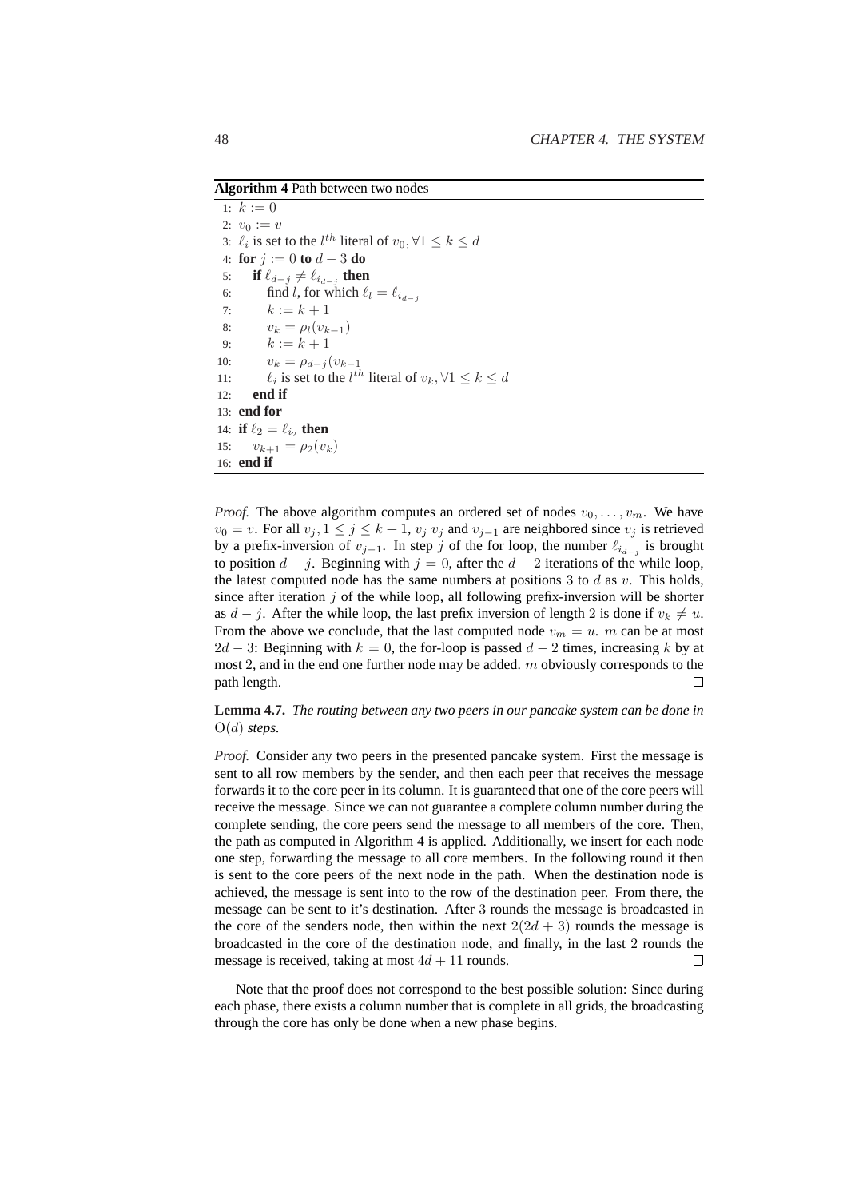**Algorithm 4** Path between two nodes

```
1: k := 0
2: v_0 := v
3: ℓ_i is set to the l^th literal of v_0, ∀1 ≤ k ≤ d
4: for j := 0 to d − 3 do
5:    if ℓ_{d−j} ≠ ℓ_{i_{d−j}} then
6:       find l, for which ℓ_l = ℓ_{i_{d−j}}
7:       k := k + 1
8:       v_k = ρ_l(v_{k−1})
9:       k := k + 1
10:      v_k = ρ_{d−j}(v_{k−1}
11:      ℓ_i is set to the l^th literal of v_k, ∀1 ≤ k ≤ d
12:   end if
13: end for
14: if ℓ_2 = ℓ_{i_2} then
15:    v_{k+1} = ρ_2(v_k)
16: end if
```

*Proof.* The above algorithm computes an ordered set of nodes $v_0, \ldots, v_m$. We have $v_0 = v$. For all $v_j, 1 \leq j \leq k+1$, $v_j$ $v_j$ and $v_{j-1}$ are neighbored since $v_j$ is retrieved by a prefix-inversion of $v_{j-1}$. In step $j$ of the for loop, the number $\ell_{i_{d-j}}$ is brought to position $d-j$. Beginning with $j = 0$, after the $d-2$ iterations of the while loop, the latest computed node has the same numbers at positions 3 to $d$ as $v$. This holds, since after iteration $j$ of the while loop, all following prefix-inversion will be shorter as $d-j$. After the while loop, the last prefix inversion of length 2 is done if $v_k \neq u$. From the above we conclude, that the last computed node $v_m = u$. $m$ can be at most $2d-3$: Beginning with $k = 0$, the for-loop is passed $d-2$ times, increasing $k$ by at most 2, and in the end one further node may be added. $m$ obviously corresponds to the path length. □

**Lemma 4.7.** *The routing between any two peers in our pancake system can be done in* $\mathrm{O}(d)$ *steps.*

*Proof.* Consider any two peers in the presented pancake system. First the message is sent to all row members by the sender, and then each peer that receives the message forwards it to the core peer in its column. It is guaranteed that one of the core peers will receive the message. Since we can not guarantee a complete column number during the complete sending, the core peers send the message to all members of the core. Then, the path as computed in Algorithm 4 is applied. Additionally, we insert for each node one step, forwarding the message to all core members. In the following round it then is sent to the core peers of the next node in the path. When the destination node is achieved, the message is sent into to the row of the destination peer. From there, the message can be sent to it's destination. After 3 rounds the message is broadcasted in the core of the senders node, then within the next $2(2d+3)$ rounds the message is broadcasted in the core of the destination node, and finally, in the last 2 rounds the message is received, taking at most $4d + 11$ rounds. □

Note that the proof does not correspond to the best possible solution: Since during each phase, there exists a column number that is complete in all grids, the broadcasting through the core has only be done when a new phase begins.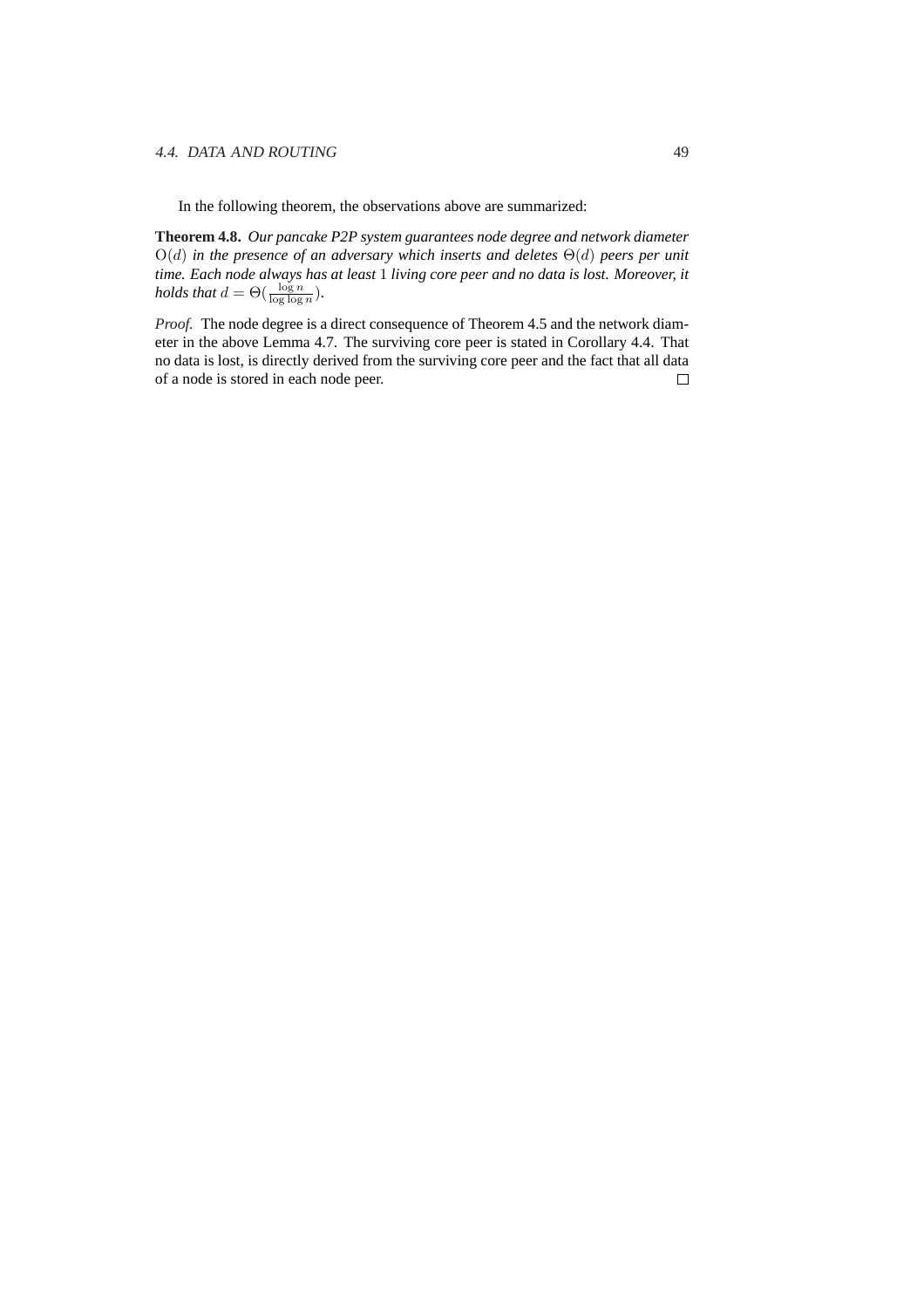In the following theorem, the observations above are summarized:

**Theorem 4.8.** *Our pancake P2P system guarantees node degree and network diameter* $O(d)$ *in the presence of an adversary which inserts and deletes* $\Theta(d)$ *peers per unit time. Each node always has at least* $1$ *living core peer and no data is lost. Moreover, it holds that* $d = \Theta(\frac{\log n}{\log \log n})$.

*Proof.* The node degree is a direct consequence of Theorem 4.5 and the network diameter in the above Lemma 4.7. The surviving core peer is stated in Corollary 4.4. That no data is lost, is directly derived from the surviving core peer and the fact that all data of a node is stored in each node peer. □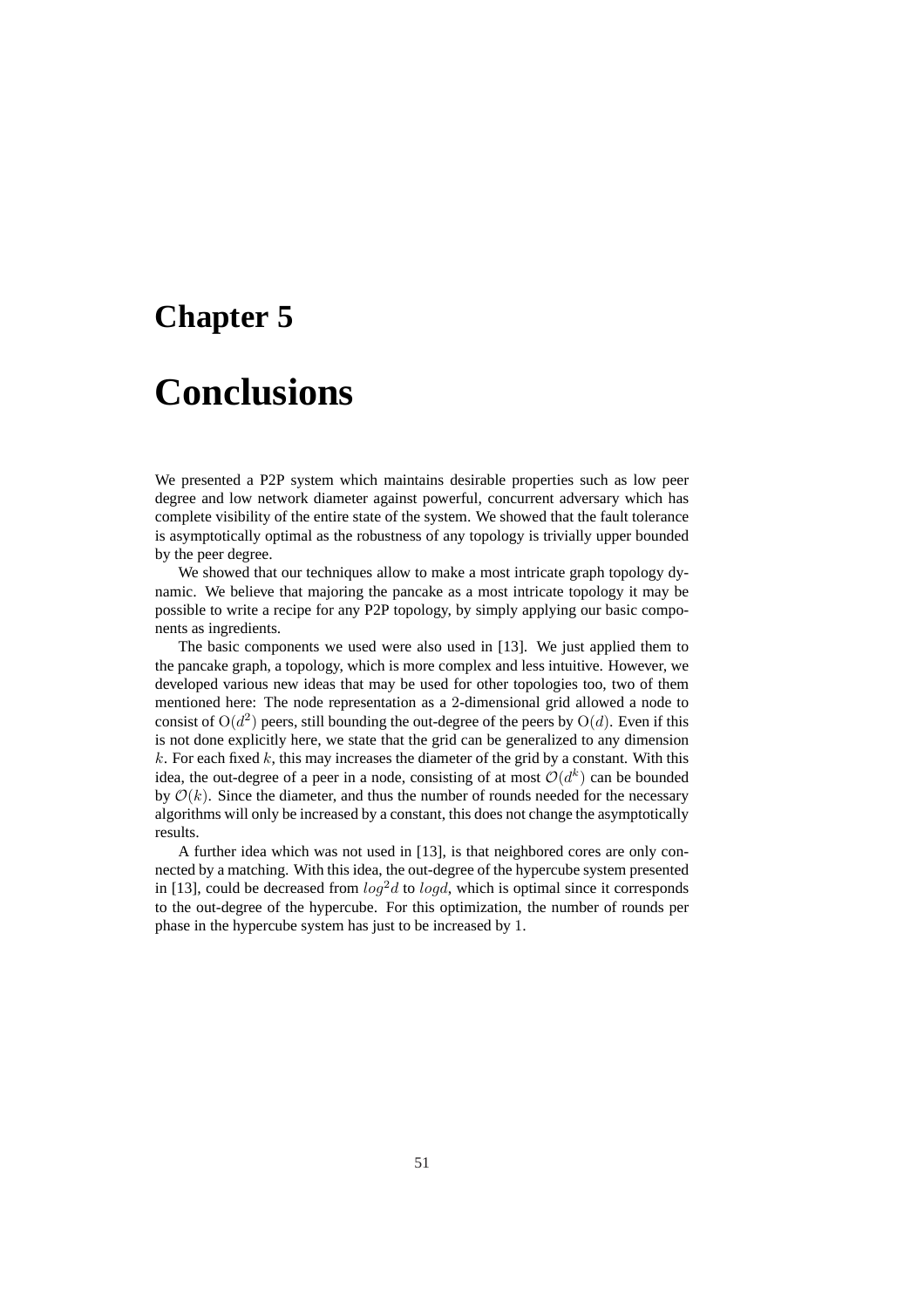# Chapter 5

# Conclusions

We presented a P2P system which maintains desirable properties such as low peer degree and low network diameter against powerful, concurrent adversary which has complete visibility of the entire state of the system. We showed that the fault tolerance is asymptotically optimal as the robustness of any topology is trivially upper bounded by the peer degree.

We showed that our techniques allow to make a most intricate graph topology dynamic. We believe that majoring the pancake as a most intricate topology it may be possible to write a recipe for any P2P topology, by simply applying our basic components as ingredients.

The basic components we used were also used in [13]. We just applied them to the pancake graph, a topology, which is more complex and less intuitive. However, we developed various new ideas that may be used for other topologies too, two of them mentioned here: The node representation as a 2-dimensional grid allowed a node to consist of $\mathrm{O}(d^2)$ peers, still bounding the out-degree of the peers by $\mathrm{O}(d)$. Even if this is not done explicitly here, we state that the grid can be generalized to any dimension $k$. For each fixed $k$, this may increases the diameter of the grid by a constant. With this idea, the out-degree of a peer in a node, consisting of at most $\mathcal{O}(d^k)$ can be bounded by $\mathcal{O}(k)$. Since the diameter, and thus the number of rounds needed for the necessary algorithms will only be increased by a constant, this does not change the asymptotically results.

A further idea which was not used in [13], is that neighbored cores are only connected by a matching. With this idea, the out-degree of the hypercube system presented in [13], could be decreased from $log^2 d$ to $log d$, which is optimal since it corresponds to the out-degree of the hypercube. For this optimization, the number of rounds per phase in the hypercube system has just to be increased by 1.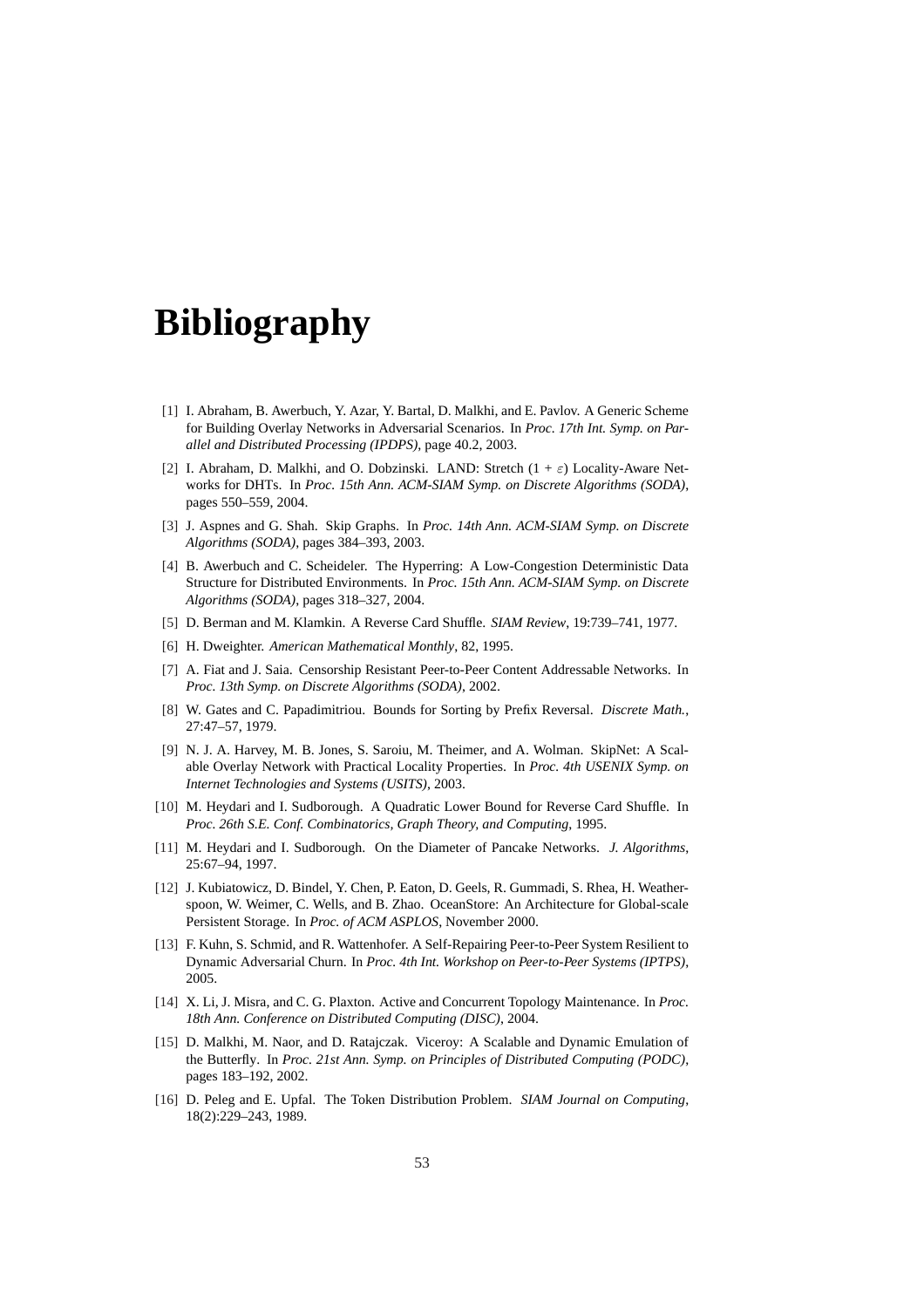# Bibliography

[1] I. Abraham, B. Awerbuch, Y. Azar, Y. Bartal, D. Malkhi, and E. Pavlov. A Generic Scheme for Building Overlay Networks in Adversarial Scenarios. In *Proc. 17th Int. Symp. on Parallel and Distributed Processing (IPDPS)*, page 40.2, 2003.

[2] I. Abraham, D. Malkhi, and O. Dobzinski. LAND: Stretch $(1 + \varepsilon)$ Locality-Aware Networks for DHTs. In *Proc. 15th Ann. ACM-SIAM Symp. on Discrete Algorithms (SODA)*, pages 550–559, 2004.

[3] J. Aspnes and G. Shah. Skip Graphs. In *Proc. 14th Ann. ACM-SIAM Symp. on Discrete Algorithms (SODA)*, pages 384–393, 2003.

[4] B. Awerbuch and C. Scheideler. The Hyperring: A Low-Congestion Deterministic Data Structure for Distributed Environments. In *Proc. 15th Ann. ACM-SIAM Symp. on Discrete Algorithms (SODA)*, pages 318–327, 2004.

[5] D. Berman and M. Klamkin. A Reverse Card Shuffle. *SIAM Review*, 19:739–741, 1977.

[6] H. Dweighter. *American Mathematical Monthly*, 82, 1995.

[7] A. Fiat and J. Saia. Censorship Resistant Peer-to-Peer Content Addressable Networks. In *Proc. 13th Symp. on Discrete Algorithms (SODA)*, 2002.

[8] W. Gates and C. Papadimitriou. Bounds for Sorting by Prefix Reversal. *Discrete Math.*, 27:47–57, 1979.

[9] N. J. A. Harvey, M. B. Jones, S. Saroiu, M. Theimer, and A. Wolman. SkipNet: A Scalable Overlay Network with Practical Locality Properties. In *Proc. 4th USENIX Symp. on Internet Technologies and Systems (USITS)*, 2003.

[10] M. Heydari and I. Sudborough. A Quadratic Lower Bound for Reverse Card Shuffle. In *Proc. 26th S.E. Conf. Combinatorics, Graph Theory, and Computing*, 1995.

[11] M. Heydari and I. Sudborough. On the Diameter of Pancake Networks. *J. Algorithms*, 25:67–94, 1997.

[12] J. Kubiatowicz, D. Bindel, Y. Chen, P. Eaton, D. Geels, R. Gummadi, S. Rhea, H. Weatherspoon, W. Weimer, C. Wells, and B. Zhao. OceanStore: An Architecture for Global-scale Persistent Storage. In *Proc. of ACM ASPLOS*, November 2000.

[13] F. Kuhn, S. Schmid, and R. Wattenhofer. A Self-Repairing Peer-to-Peer System Resilient to Dynamic Adversarial Churn. In *Proc. 4th Int. Workshop on Peer-to-Peer Systems (IPTPS)*, 2005.

[14] X. Li, J. Misra, and C. G. Plaxton. Active and Concurrent Topology Maintenance. In *Proc. 18th Ann. Conference on Distributed Computing (DISC)*, 2004.

[15] D. Malkhi, M. Naor, and D. Ratajczak. Viceroy: A Scalable and Dynamic Emulation of the Butterfly. In *Proc. 21st Ann. Symp. on Principles of Distributed Computing (PODC)*, pages 183–192, 2002.

[16] D. Peleg and E. Upfal. The Token Distribution Problem. *SIAM Journal on Computing*, 18(2):229–243, 1989.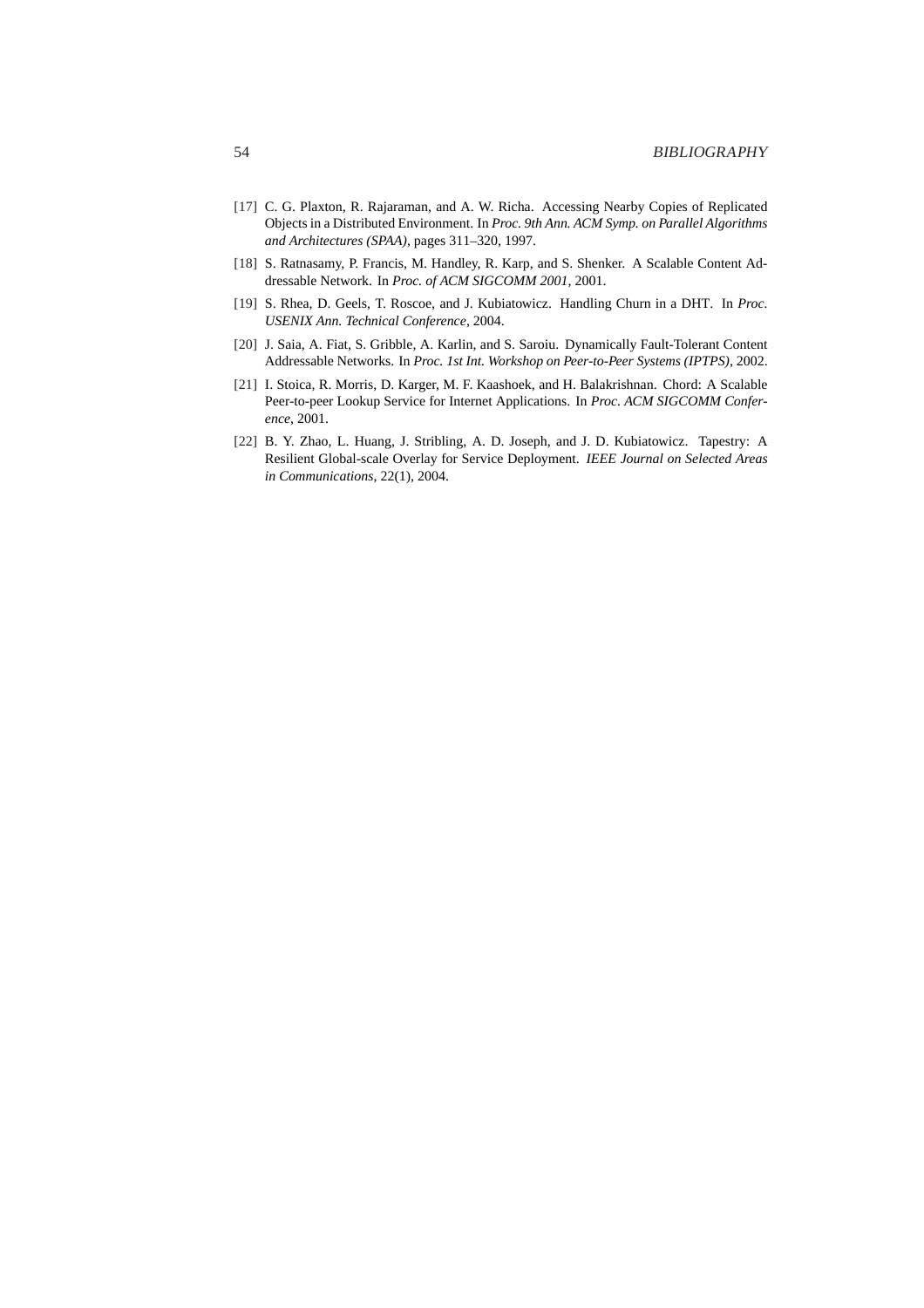[17] C. G. Plaxton, R. Rajaraman, and A. W. Richa. Accessing Nearby Copies of Replicated Objects in a Distributed Environment. In *Proc. 9th Ann. ACM Symp. on Parallel Algorithms and Architectures (SPAA)*, pages 311–320, 1997.

[18] S. Ratnasamy, P. Francis, M. Handley, R. Karp, and S. Shenker. A Scalable Content Addressable Network. In *Proc. of ACM SIGCOMM 2001*, 2001.

[19] S. Rhea, D. Geels, T. Roscoe, and J. Kubiatowicz. Handling Churn in a DHT. In *Proc. USENIX Ann. Technical Conference*, 2004.

[20] J. Saia, A. Fiat, S. Gribble, A. Karlin, and S. Saroiu. Dynamically Fault-Tolerant Content Addressable Networks. In *Proc. 1st Int. Workshop on Peer-to-Peer Systems (IPTPS)*, 2002.

[21] I. Stoica, R. Morris, D. Karger, M. F. Kaashoek, and H. Balakrishnan. Chord: A Scalable Peer-to-peer Lookup Service for Internet Applications. In *Proc. ACM SIGCOMM Conference*, 2001.

[22] B. Y. Zhao, L. Huang, J. Stribling, A. D. Joseph, and J. D. Kubiatowicz. Tapestry: A Resilient Global-scale Overlay for Service Deployment. *IEEE Journal on Selected Areas in Communications*, 22(1), 2004.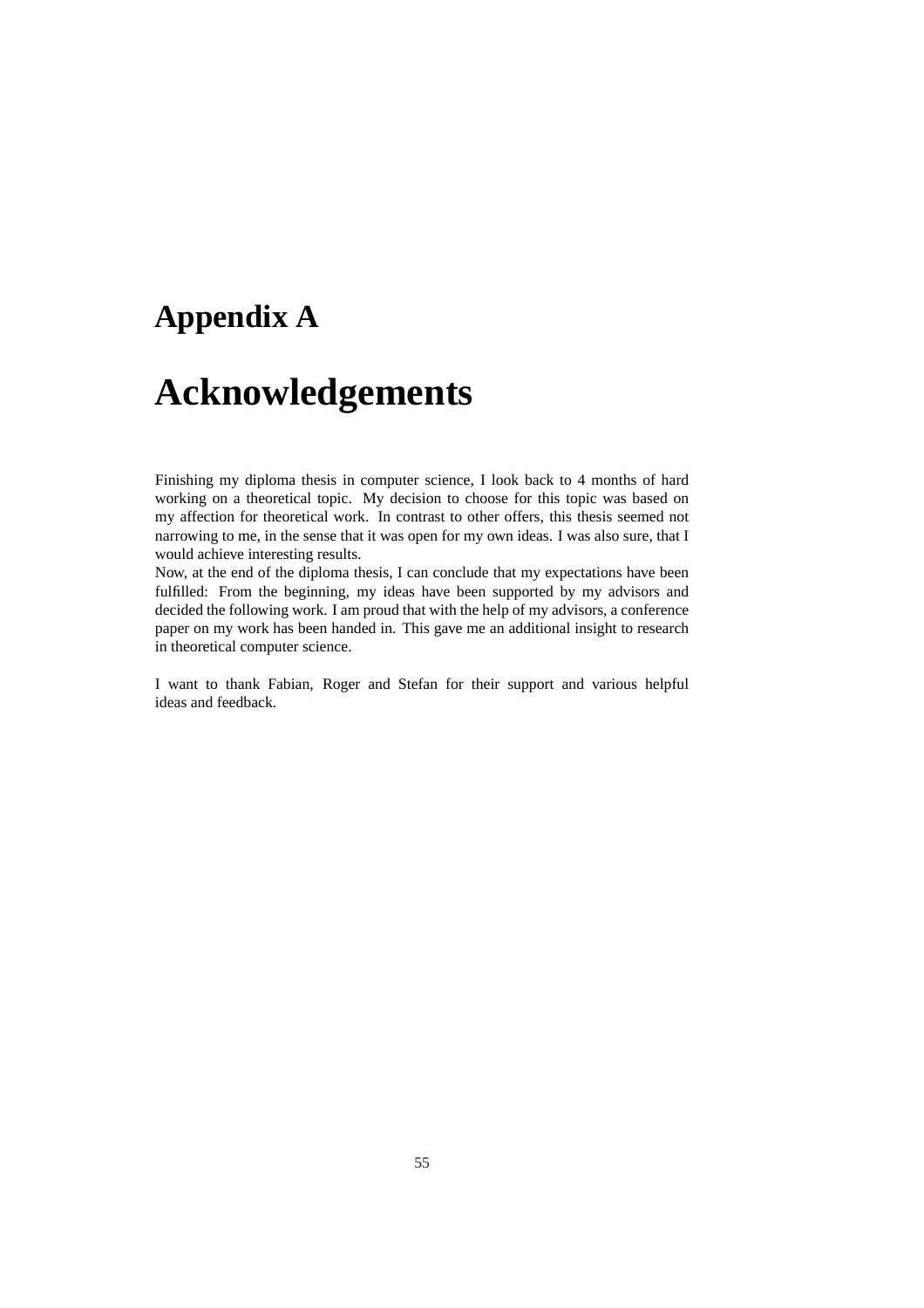# Appendix A

# Acknowledgements

Finishing my diploma thesis in computer science, I look back to 4 months of hard working on a theoretical topic. My decision to choose for this topic was based on my affection for theoretical work. In contrast to other offers, this thesis seemed not narrowing to me, in the sense that it was open for my own ideas. I was also sure, that I would achieve interesting results.
Now, at the end of the diploma thesis, I can conclude that my expectations have been fulfilled: From the beginning, my ideas have been supported by my advisors and decided the following work. I am proud that with the help of my advisors, a conference paper on my work has been handed in. This gave me an additional insight to research in theoretical computer science.

I want to thank Fabian, Roger and Stefan for their support and various helpful ideas and feedback.